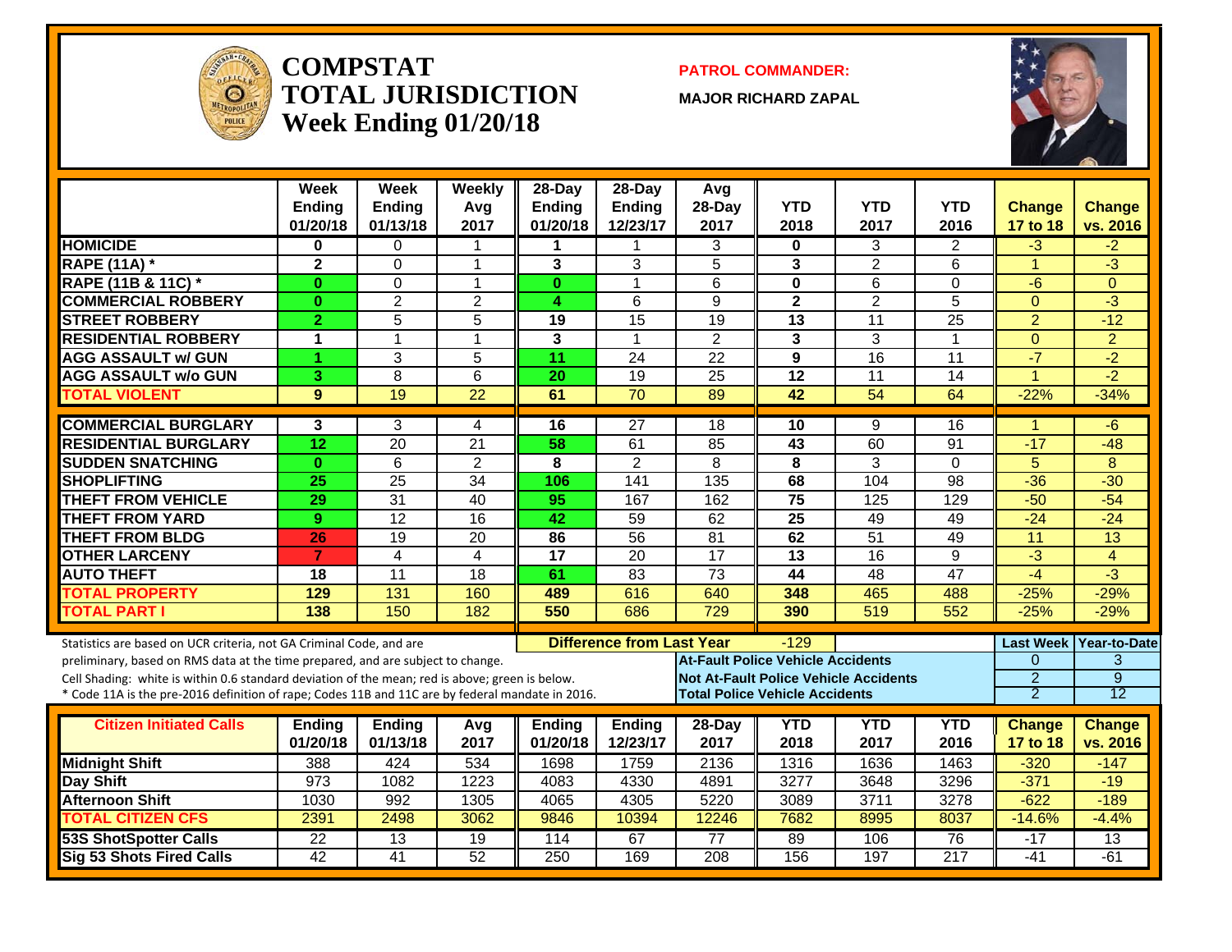# COMPSTAT TOTAL JURISDICTION
## Week Ending 01/20/18

**PATROL COMMANDER:**

**MAJOR RICHARD ZAPAL**

| | Week Ending 01/20/18 | Week Ending 01/13/18 | Weekly Avg 2017 | 28-Day Ending 01/20/18 | 28-Day Ending 12/23/17 | Avg 28-Day 2017 | YTD 2018 | YTD 2017 | YTD 2016 | Change 17 to 18 | Change vs. 2016 |
|---|---|---|---|---|---|---|---|---|---|---|---|
| HOMICIDE | 0 | 0 | 1 | 1 | 1 | 3 | 0 | 3 | 2 | -3 | -2 |
| RAPE (11A) * | 2 | 0 | 1 | 3 | 3 | 5 | 3 | 2 | 6 | 1 | -3 |
| RAPE (11B & 11C) * | 0 | 0 | 1 | 0 | 1 | 6 | 0 | 6 | 0 | -6 | 0 |
| COMMERCIAL ROBBERY | 0 | 2 | 2 | 4 | 6 | 9 | 2 | 2 | 5 | 0 | -3 |
| STREET ROBBERY | 2 | 5 | 5 | 19 | 15 | 19 | 13 | 11 | 25 | 2 | -12 |
| RESIDENTIAL ROBBERY | 1 | 1 | 1 | 3 | 1 | 2 | 3 | 3 | 1 | 0 | 2 |
| AGG ASSAULT w/ GUN | 1 | 3 | 5 | 11 | 24 | 22 | 9 | 16 | 11 | -7 | -2 |
| AGG ASSAULT w/o GUN | 3 | 8 | 6 | 20 | 19 | 25 | 12 | 11 | 14 | 1 | -2 |
| TOTAL VIOLENT | 9 | 19 | 22 | 61 | 70 | 89 | 42 | 54 | 64 | -22% | -34% |
| COMMERCIAL BURGLARY | 3 | 3 | 4 | 16 | 27 | 18 | 10 | 9 | 16 | 1 | -6 |
| RESIDENTIAL BURGLARY | 12 | 20 | 21 | 58 | 61 | 85 | 43 | 60 | 91 | -17 | -48 |
| SUDDEN SNATCHING | 0 | 6 | 2 | 8 | 2 | 8 | 8 | 3 | 0 | 5 | 8 |
| SHOPLIFTING | 25 | 25 | 34 | 106 | 141 | 135 | 68 | 104 | 98 | -36 | -30 |
| THEFT FROM VEHICLE | 29 | 31 | 40 | 95 | 167 | 162 | 75 | 125 | 129 | -50 | -54 |
| THEFT FROM YARD | 9 | 12 | 16 | 42 | 59 | 62 | 25 | 49 | 49 | -24 | -24 |
| THEFT FROM BLDG | 26 | 19 | 20 | 86 | 56 | 81 | 62 | 51 | 49 | 11 | 13 |
| OTHER LARCENY | 7 | 4 | 4 | 17 | 20 | 17 | 13 | 16 | 9 | -3 | 4 |
| AUTO THEFT | 18 | 11 | 18 | 61 | 83 | 73 | 44 | 48 | 47 | -4 | -3 |
| TOTAL PROPERTY | 129 | 131 | 160 | 489 | 616 | 640 | 348 | 465 | 488 | -25% | -29% |
| TOTAL PART I | 138 | 150 | 182 | 550 | 686 | 729 | 390 | 519 | 552 | -25% | -29% |

Statistics are based on UCR criteria, not GA Criminal Code, and are preliminary, based on RMS data at the time prepared, and are subject to change.
Cell Shading: white is within 0.6 standard deviation of the mean; red is above; green is below.
* Code 11A is the pre-2016 definition of rape; Codes 11B and 11C are by federal mandate in 2016.

| | | Last Week | Year-to-Date |
|---|---|---|---|
| Difference from Last Year | -129 | | |
| At-Fault Police Vehicle Accidents | | 0 | 3 |
| Not At-Fault Police Vehicle Accidents | | 2 | 9 |
| Total Police Vehicle Accidents | | 2 | 12 |

| Citizen Initiated Calls | Ending 01/20/18 | Ending 01/13/18 | Avg 2017 | Ending 01/20/18 | Ending 12/23/17 | 28-Day 2017 | YTD 2018 | YTD 2017 | YTD 2016 | Change 17 to 18 | Change vs. 2016 |
|---|---|---|---|---|---|---|---|---|---|---|---|
| Midnight Shift | 388 | 424 | 534 | 1698 | 1759 | 2136 | 1316 | 1636 | 1463 | -320 | -147 |
| Day Shift | 973 | 1082 | 1223 | 4083 | 4330 | 4891 | 3277 | 3648 | 3296 | -371 | -19 |
| Afternoon Shift | 1030 | 992 | 1305 | 4065 | 4305 | 5220 | 3089 | 3711 | 3278 | -622 | -189 |
| TOTAL CITIZEN CFS | 2391 | 2498 | 3062 | 9846 | 10394 | 12246 | 7682 | 8995 | 8037 | -14.6% | -4.4% |
| 53S ShotSpotter Calls | 22 | 13 | 19 | 114 | 67 | 77 | 89 | 106 | 76 | -17 | 13 |
| Sig 53 Shots Fired Calls | 42 | 41 | 52 | 250 | 169 | 208 | 156 | 197 | 217 | -41 | -61 |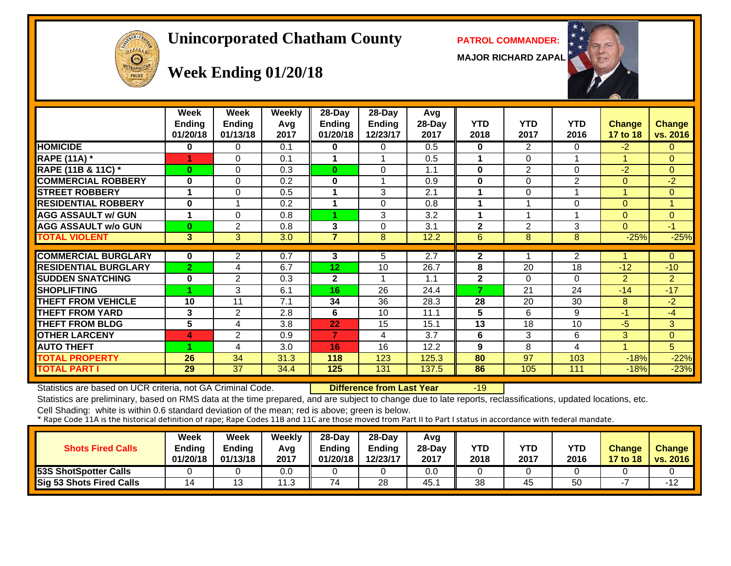# Unincorporated Chatham County

## Week Ending 01/20/18

**PATROL COMMANDER:**

**MAJOR RICHARD ZAPAL**

| | Week Ending 01/20/18 | Week Ending 01/13/18 | Weekly Avg 2017 | 28-Day Ending 01/20/18 | 28-Day Ending 12/23/17 | Avg 28-Day 2017 | YTD 2018 | YTD 2017 | YTD 2016 | Change 17 to 18 | Change vs. 2016 |
|---|---|---|---|---|---|---|---|---|---|---|---|
| HOMICIDE | 0 | 0 | 0.1 | 0 | 0 | 0.5 | 0 | 2 | 0 | -2 | 0 |
| RAPE (11A) * | 1 | 0 | 0.1 | 1 | 1 | 0.5 | 1 | 0 | 1 | 1 | 0 |
| RAPE (11B & 11C) * | 0 | 0 | 0.3 | 0 | 0 | 1.1 | 0 | 2 | 0 | -2 | 0 |
| COMMERCIAL ROBBERY | 0 | 0 | 0.2 | 0 | 1 | 0.9 | 0 | 0 | 2 | 0 | -2 |
| STREET ROBBERY | 1 | 0 | 0.5 | 1 | 3 | 2.1 | 1 | 0 | 1 | 1 | 0 |
| RESIDENTIAL ROBBERY | 0 | 1 | 0.2 | 1 | 0 | 0.8 | 1 | 1 | 0 | 0 | 1 |
| AGG ASSAULT w/ GUN | 1 | 0 | 0.8 | 1 | 3 | 3.2 | 1 | 1 | 1 | 0 | 0 |
| AGG ASSAULT w/o GUN | 0 | 2 | 0.8 | 3 | 0 | 3.1 | 2 | 2 | 3 | 0 | -1 |
| TOTAL VIOLENT | 3 | 3 | 3.0 | 7 | 8 | 12.2 | 6 | 8 | 8 | -25% | -25% |
| COMMERCIAL BURGLARY | 0 | 2 | 0.7 | 3 | 5 | 2.7 | 2 | 1 | 2 | 1 | 0 |
| RESIDENTIAL BURGLARY | 2 | 4 | 6.7 | 12 | 10 | 26.7 | 8 | 20 | 18 | -12 | -10 |
| SUDDEN SNATCHING | 0 | 2 | 0.3 | 2 | 1 | 1.1 | 2 | 0 | 0 | 2 | 2 |
| SHOPLIFTING | 1 | 3 | 6.1 | 16 | 26 | 24.4 | 7 | 21 | 24 | -14 | -17 |
| THEFT FROM VEHICLE | 10 | 11 | 7.1 | 34 | 36 | 28.3 | 28 | 20 | 30 | 8 | -2 |
| THEFT FROM YARD | 3 | 2 | 2.8 | 6 | 10 | 11.1 | 5 | 6 | 9 | -1 | -4 |
| THEFT FROM BLDG | 5 | 4 | 3.8 | 22 | 15 | 15.1 | 13 | 18 | 10 | -5 | 3 |
| OTHER LARCENY | 4 | 2 | 0.9 | 7 | 4 | 3.7 | 6 | 3 | 6 | 3 | 0 |
| AUTO THEFT | 1 | 4 | 3.0 | 16 | 16 | 12.2 | 9 | 8 | 4 | 1 | 5 |
| TOTAL PROPERTY | 26 | 34 | 31.3 | 118 | 123 | 125.3 | 80 | 97 | 103 | -18% | -22% |
| TOTAL PART I | 29 | 37 | 34.4 | 125 | 131 | 137.5 | 86 | 105 | 111 | -18% | -23% |

Statistics are based on UCR criteria, not GA Criminal Code. **Difference from Last Year** -19

Statistics are preliminary, based on RMS data at the time prepared, and are subject to change due to late reports, reclassifications, updated locations, etc.

Cell Shading: white is within 0.6 standard deviation of the mean; red is above; green is below.

* Rape Code 11A is the historical definition of rape; Rape Codes 11B and 11C are those moved from Part II to Part I status in accordance with federal mandate.

| Shots Fired Calls | Week Ending 01/20/18 | Week Ending 01/13/18 | Weekly Avg 2017 | 28-Day Ending 01/20/18 | 28-Day Ending 12/23/17 | Avg 28-Day 2017 | YTD 2018 | YTD 2017 | YTD 2016 | Change 17 to 18 | Change vs. 2016 |
|---|---|---|---|---|---|---|---|---|---|---|---|
| 53S ShotSpotter Calls | 0 | 0 | 0.0 | 0 | 0 | 0.0 | 0 | 0 | 0 | 0 | 0 |
| Sig 53 Shots Fired Calls | 14 | 13 | 11.3 | 74 | 28 | 45.1 | 38 | 45 | 50 | -7 | -12 |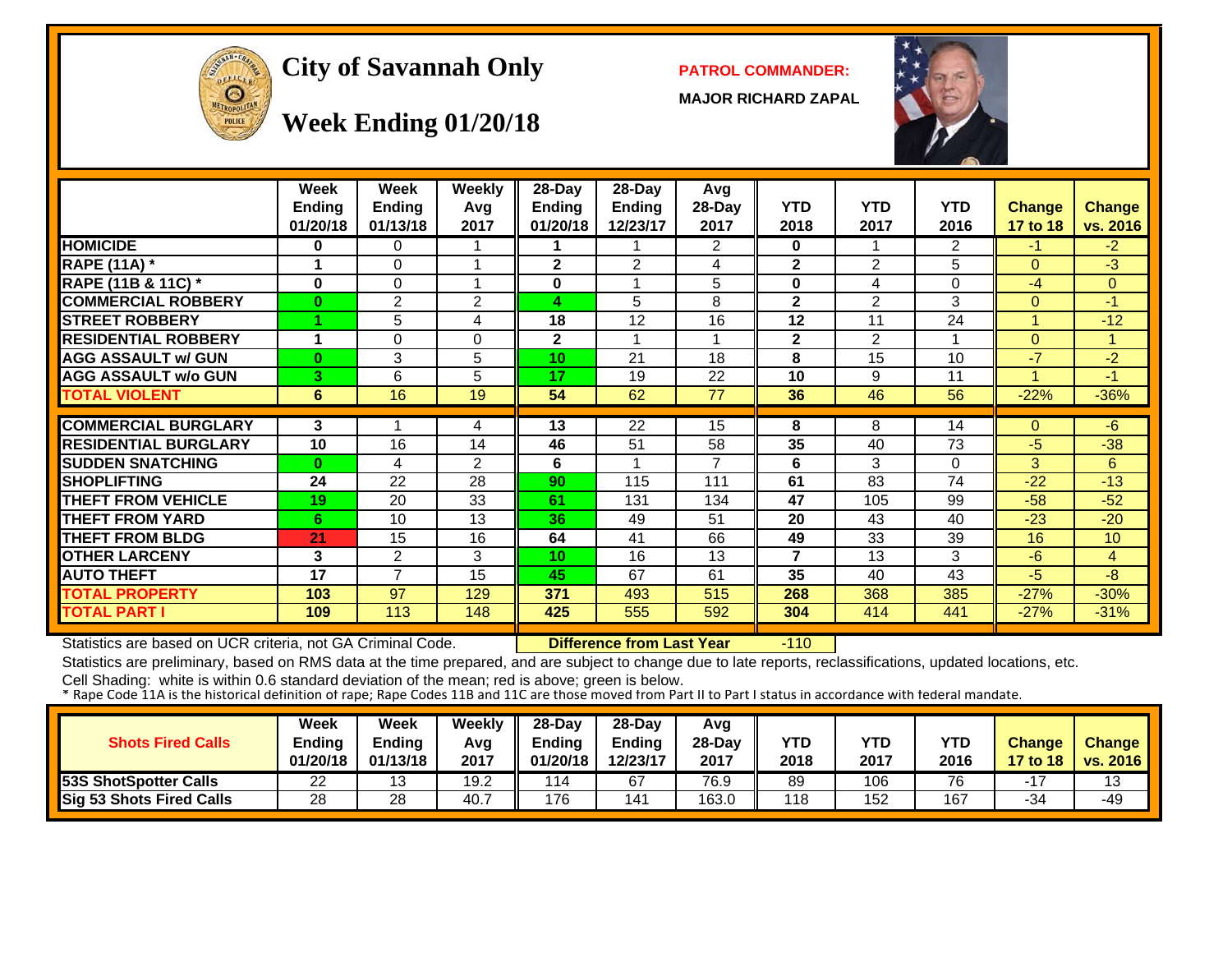# City of Savannah Only

## Week Ending 01/20/18

**PATROL COMMANDER:**

**MAJOR RICHARD ZAPAL**

| | Week Ending 01/20/18 | Week Ending 01/13/18 | Weekly Avg 2017 | 28-Day Ending 01/20/18 | 28-Day Ending 12/23/17 | Avg 28-Day 2017 | YTD 2018 | YTD 2017 | YTD 2016 | Change 17 to 18 | Change vs. 2016 |
|---|---|---|---|---|---|---|---|---|---|---|---|
| **HOMICIDE** | 0 | 0 | 1 | 1 | 1 | 2 | 0 | 1 | 2 | -1 | -2 |
| **RAPE (11A) *** | 1 | 0 | 1 | 2 | 2 | 4 | 2 | 2 | 5 | 0 | -3 |
| **RAPE (11B & 11C) *** | 0 | 0 | 1 | 0 | 1 | 5 | 0 | 4 | 0 | -4 | 0 |
| **COMMERCIAL ROBBERY** | 0 | 2 | 2 | 4 | 5 | 8 | 2 | 2 | 3 | 0 | -1 |
| **STREET ROBBERY** | 1 | 5 | 4 | 18 | 12 | 16 | 12 | 11 | 24 | 1 | -12 |
| **RESIDENTIAL ROBBERY** | 1 | 0 | 0 | 2 | 1 | 1 | 2 | 2 | 1 | 0 | 1 |
| **AGG ASSAULT w/ GUN** | 0 | 3 | 5 | 10 | 21 | 18 | 8 | 15 | 10 | -7 | -2 |
| **AGG ASSAULT w/o GUN** | 3 | 6 | 5 | 17 | 19 | 22 | 10 | 9 | 11 | 1 | -1 |
| **TOTAL VIOLENT** | 6 | 16 | 19 | 54 | 62 | 77 | 36 | 46 | 56 | -22% | -36% |
| **COMMERCIAL BURGLARY** | 3 | 1 | 4 | 13 | 22 | 15 | 8 | 8 | 14 | 0 | -6 |
| **RESIDENTIAL BURGLARY** | 10 | 16 | 14 | 46 | 51 | 58 | 35 | 40 | 73 | -5 | -38 |
| **SUDDEN SNATCHING** | 0 | 4 | 2 | 6 | 1 | 7 | 6 | 3 | 0 | 3 | 6 |
| **SHOPLIFTING** | 24 | 22 | 28 | 90 | 115 | 111 | 61 | 83 | 74 | -22 | -13 |
| **THEFT FROM VEHICLE** | 19 | 20 | 33 | 61 | 131 | 134 | 47 | 105 | 99 | -58 | -52 |
| **THEFT FROM YARD** | 6 | 10 | 13 | 36 | 49 | 51 | 20 | 43 | 40 | -23 | -20 |
| **THEFT FROM BLDG** | 21 | 15 | 16 | 64 | 41 | 66 | 49 | 33 | 39 | 16 | 10 |
| **OTHER LARCENY** | 3 | 2 | 3 | 10 | 16 | 13 | 7 | 13 | 3 | -6 | 4 |
| **AUTO THEFT** | 17 | 7 | 15 | 45 | 67 | 61 | 35 | 40 | 43 | -5 | -8 |
| **TOTAL PROPERTY** | 103 | 97 | 129 | 371 | 493 | 515 | 268 | 368 | 385 | -27% | -30% |
| **TOTAL PART I** | 109 | 113 | 148 | 425 | 555 | 592 | 304 | 414 | 441 | -27% | -31% |

Statistics are based on UCR criteria, not GA Criminal Code. **Difference from Last Year** -110

Statistics are preliminary, based on RMS data at the time prepared, and are subject to change due to late reports, reclassifications, updated locations, etc.

Cell Shading: white is within 0.6 standard deviation of the mean; red is above; green is below.

* Rape Code 11A is the historical definition of rape; Rape Codes 11B and 11C are those moved from Part II to Part I status in accordance with federal mandate.

| Shots Fired Calls | Week Ending 01/20/18 | Week Ending 01/13/18 | Weekly Avg 2017 | 28-Day Ending 01/20/18 | 28-Day Ending 12/23/17 | Avg 28-Day 2017 | YTD 2018 | YTD 2017 | YTD 2016 | Change 17 to 18 | Change vs. 2016 |
|---|---|---|---|---|---|---|---|---|---|---|---|
| **53S ShotSpotter Calls** | 22 | 13 | 19.2 | 114 | 67 | 76.9 | 89 | 106 | 76 | -17 | 13 |
| **Sig 53 Shots Fired Calls** | 28 | 28 | 40.7 | 176 | 141 | 163.0 | 118 | 152 | 167 | -34 | -49 |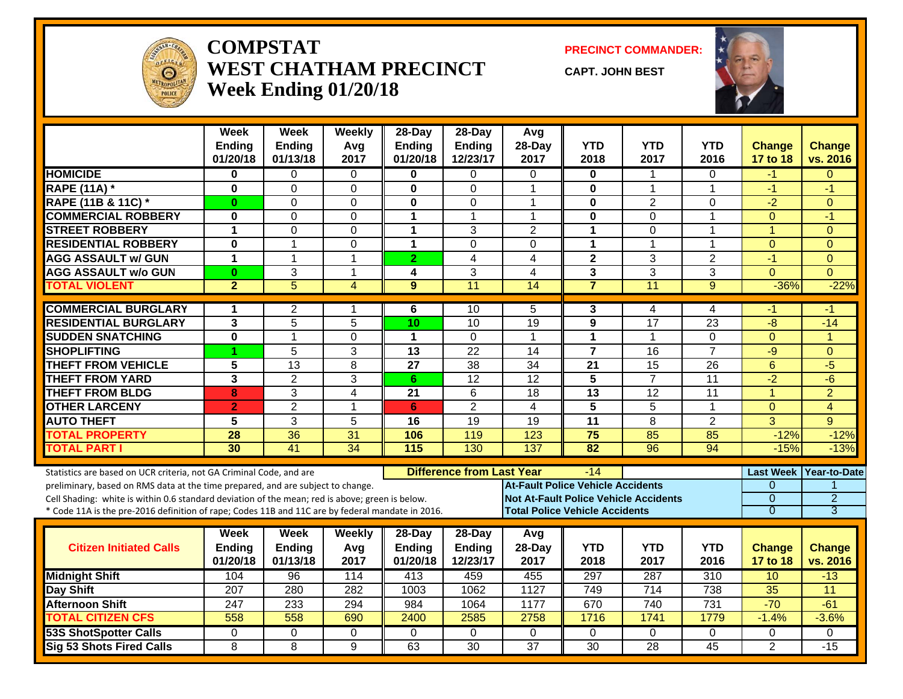# COMPSTAT
# WEST CHATHAM PRECINCT
## Week Ending 01/20/18

**PRECINCT COMMANDER:**

**CAPT. JOHN BEST**

| | Week Ending 01/20/18 | Week Ending 01/13/18 | Weekly Avg 2017 | 28-Day Ending 01/20/18 | 28-Day Ending 12/23/17 | Avg 28-Day 2017 | YTD 2018 | YTD 2017 | YTD 2016 | Change 17 to 18 | Change vs. 2016 |
|---|---|---|---|---|---|---|---|---|---|---|---|
| HOMICIDE | 0 | 0 | 0 | 0 | 0 | 0 | 0 | 1 | 0 | -1 | 0 |
| RAPE (11A) * | 0 | 0 | 0 | 0 | 0 | 1 | 0 | 1 | 1 | -1 | -1 |
| RAPE (11B & 11C) * | 0 | 0 | 0 | 0 | 0 | 1 | 0 | 2 | 0 | -2 | 0 |
| COMMERCIAL ROBBERY | 0 | 0 | 0 | 1 | 1 | 1 | 0 | 0 | 1 | 0 | -1 |
| STREET ROBBERY | 1 | 0 | 0 | 1 | 3 | 2 | 1 | 0 | 1 | 1 | 0 |
| RESIDENTIAL ROBBERY | 0 | 1 | 0 | 1 | 0 | 0 | 1 | 1 | 1 | 0 | 0 |
| AGG ASSAULT w/ GUN | 1 | 1 | 1 | 2 | 4 | 4 | 2 | 3 | 2 | -1 | 0 |
| AGG ASSAULT w/o GUN | 0 | 3 | 1 | 4 | 3 | 4 | 3 | 3 | 3 | 0 | 0 |
| TOTAL VIOLENT | 2 | 5 | 4 | 9 | 11 | 14 | 7 | 11 | 9 | -36% | -22% |
| COMMERCIAL BURGLARY | 1 | 2 | 1 | 6 | 10 | 5 | 3 | 4 | 4 | -1 | -1 |
| RESIDENTIAL BURGLARY | 3 | 5 | 5 | 10 | 10 | 19 | 9 | 17 | 23 | -8 | -14 |
| SUDDEN SNATCHING | 0 | 1 | 0 | 1 | 0 | 1 | 1 | 1 | 0 | 0 | 1 |
| SHOPLIFTING | 1 | 5 | 3 | 13 | 22 | 14 | 7 | 16 | 7 | -9 | 0 |
| THEFT FROM VEHICLE | 5 | 13 | 8 | 27 | 38 | 34 | 21 | 15 | 26 | 6 | -5 |
| THEFT FROM YARD | 3 | 2 | 3 | 6 | 12 | 12 | 5 | 7 | 11 | -2 | -6 |
| THEFT FROM BLDG | 8 | 3 | 4 | 21 | 6 | 18 | 13 | 12 | 11 | 1 | 2 |
| OTHER LARCENY | 2 | 2 | 1 | 6 | 2 | 4 | 5 | 5 | 1 | 0 | 4 |
| AUTO THEFT | 5 | 3 | 5 | 16 | 19 | 19 | 11 | 8 | 2 | 3 | 9 |
| TOTAL PROPERTY | 28 | 36 | 31 | 106 | 119 | 123 | 75 | 85 | 85 | -12% | -12% |
| TOTAL PART I | 30 | 41 | 34 | 115 | 130 | 137 | 82 | 96 | 94 | -15% | -13% |

Statistics are based on UCR criteria, not GA Criminal Code, and are preliminary, based on RMS data at the time prepared, and are subject to change.
Cell Shading: white is within 0.6 standard deviation of the mean; red is above; green is below.
* Code 11A is the pre-2016 definition of rape; Codes 11B and 11C are by federal mandate in 2016.

| Difference from Last Year | -14 | Last Week | Year-to-Date |
|---|---|---|---|
| At-Fault Police Vehicle Accidents | | 0 | 1 |
| Not At-Fault Police Vehicle Accidents | | 0 | 2 |
| Total Police Vehicle Accidents | | 0 | 3 |

| Citizen Initiated Calls | Week Ending 01/20/18 | Week Ending 01/13/18 | Weekly Avg 2017 | 28-Day Ending 01/20/18 | 28-Day Ending 12/23/17 | Avg 28-Day 2017 | YTD 2018 | YTD 2017 | YTD 2016 | Change 17 to 18 | Change vs. 2016 |
|---|---|---|---|---|---|---|---|---|---|---|---|
| Midnight Shift | 104 | 96 | 114 | 413 | 459 | 455 | 297 | 287 | 310 | 10 | -13 |
| Day Shift | 207 | 280 | 282 | 1003 | 1062 | 1127 | 749 | 714 | 738 | 35 | 11 |
| Afternoon Shift | 247 | 233 | 294 | 984 | 1064 | 1177 | 670 | 740 | 731 | -70 | -61 |
| TOTAL CITIZEN CFS | 558 | 558 | 690 | 2400 | 2585 | 2758 | 1716 | 1741 | 1779 | -1.4% | -3.6% |
| 53S ShotSpotter Calls | 0 | 0 | 0 | 0 | 0 | 0 | 0 | 0 | 0 | 0 | 0 |
| Sig 53 Shots Fired Calls | 8 | 8 | 9 | 63 | 30 | 37 | 30 | 28 | 45 | 2 | -15 |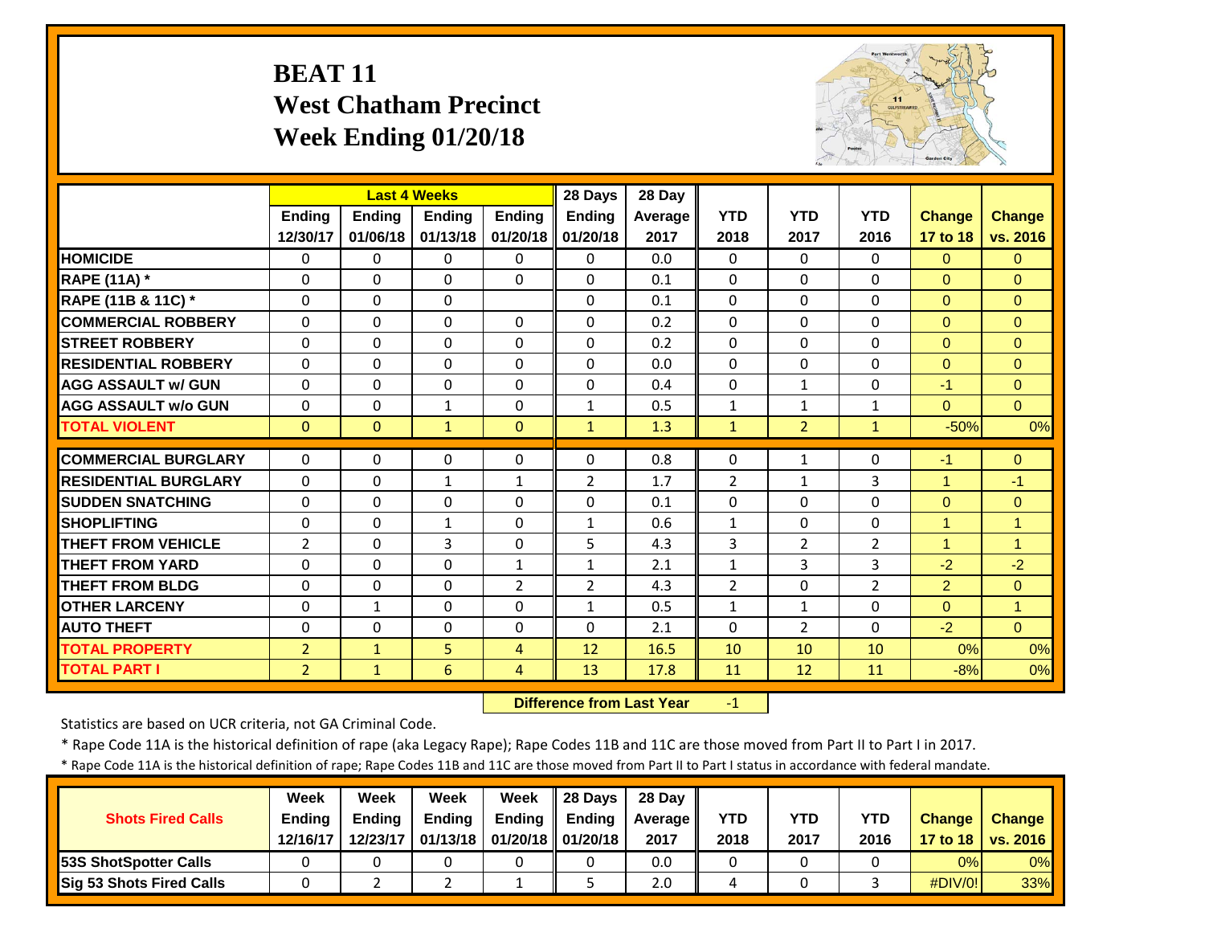# BEAT 11
## West Chatham Precinct
## Week Ending 01/20/18

| | Last 4 Weeks | | | | 28 Days | 28 Day | | | | | |
|---|---|---|---|---|---|---|---|---|---|---|---|
| | Ending 12/30/17 | Ending 01/06/18 | Ending 01/13/18 | Ending 01/20/18 | Ending 01/20/18 | Average 2017 | YTD 2018 | YTD 2017 | YTD 2016 | Change 17 to 18 | Change vs. 2016 |
| **HOMICIDE** | 0 | 0 | 0 | 0 | 0 | 0.0 | 0 | 0 | 0 | 0 | 0 |
| **RAPE (11A) *** | 0 | 0 | 0 | 0 | 0 | 0.1 | 0 | 0 | 0 | 0 | 0 |
| **RAPE (11B & 11C) *** | 0 | 0 | 0 | | 0 | 0.1 | 0 | 0 | 0 | 0 | 0 |
| **COMMERCIAL ROBBERY** | 0 | 0 | 0 | 0 | 0 | 0.2 | 0 | 0 | 0 | 0 | 0 |
| **STREET ROBBERY** | 0 | 0 | 0 | 0 | 0 | 0.2 | 0 | 0 | 0 | 0 | 0 |
| **RESIDENTIAL ROBBERY** | 0 | 0 | 0 | 0 | 0 | 0.0 | 0 | 0 | 0 | 0 | 0 |
| **AGG ASSAULT w/ GUN** | 0 | 0 | 0 | 0 | 0 | 0.4 | 0 | 1 | 0 | -1 | 0 |
| **AGG ASSAULT w/o GUN** | 0 | 0 | 1 | 0 | 1 | 0.5 | 1 | 1 | 1 | 0 | 0 |
| **TOTAL VIOLENT** | 0 | 0 | 1 | 0 | 1 | 1.3 | 1 | 2 | 1 | -50% | 0% |
| **COMMERCIAL BURGLARY** | 0 | 0 | 0 | 0 | 0 | 0.8 | 0 | 1 | 0 | -1 | 0 |
| **RESIDENTIAL BURGLARY** | 0 | 0 | 1 | 1 | 2 | 1.7 | 2 | 1 | 3 | 1 | -1 |
| **SUDDEN SNATCHING** | 0 | 0 | 0 | 0 | 0 | 0.1 | 0 | 0 | 0 | 0 | 0 |
| **SHOPLIFTING** | 0 | 0 | 1 | 0 | 1 | 0.6 | 1 | 0 | 0 | 1 | 1 |
| **THEFT FROM VEHICLE** | 2 | 0 | 3 | 0 | 5 | 4.3 | 3 | 2 | 2 | 1 | 1 |
| **THEFT FROM YARD** | 0 | 0 | 0 | 1 | 1 | 2.1 | 1 | 3 | 3 | -2 | -2 |
| **THEFT FROM BLDG** | 0 | 0 | 0 | 2 | 2 | 4.3 | 2 | 0 | 2 | 2 | 0 |
| **OTHER LARCENY** | 0 | 1 | 0 | 0 | 1 | 0.5 | 1 | 1 | 0 | 0 | 1 |
| **AUTO THEFT** | 0 | 0 | 0 | 0 | 0 | 2.1 | 0 | 2 | 0 | -2 | 0 |
| **TOTAL PROPERTY** | 2 | 1 | 5 | 4 | 12 | 16.5 | 10 | 10 | 10 | 0% | 0% |
| **TOTAL PART I** | 2 | 1 | 6 | 4 | 13 | 17.8 | 11 | 12 | 11 | -8% | 0% |

**Difference from Last Year** -1

Statistics are based on UCR criteria, not GA Criminal Code.

* Rape Code 11A is the historical definition of rape (aka Legacy Rape); Rape Codes 11B and 11C are those moved from Part II to Part I in 2017.

* Rape Code 11A is the historical definition of rape; Rape Codes 11B and 11C are those moved from Part II to Part I status in accordance with federal mandate.

| Shots Fired Calls | Week Ending 12/16/17 | Week Ending 12/23/17 | Week Ending 01/13/18 | Week Ending 01/20/18 | 28 Days Ending 01/20/18 | 28 Day Average 2017 | YTD 2018 | YTD 2017 | YTD 2016 | Change 17 to 18 | Change vs. 2016 |
|---|---|---|---|---|---|---|---|---|---|---|---|
| **53S ShotSpotter Calls** | 0 | 0 | 0 | 0 | 0 | 0.0 | 0 | 0 | 0 | 0% | 0% |
| **Sig 53 Shots Fired Calls** | 0 | 2 | 2 | 1 | 5 | 2.0 | 4 | 0 | 3 | #DIV/0! | 33% |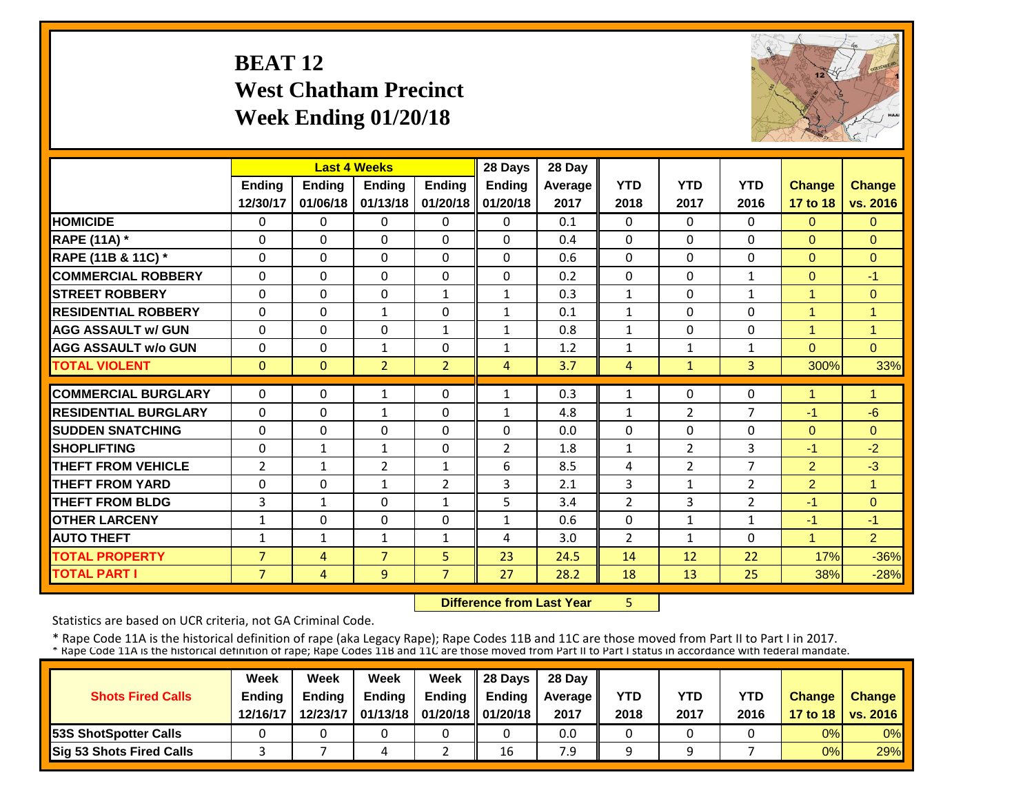# BEAT 12
## West Chatham Precinct
## Week Ending 01/20/18

| | Last 4 Weeks | | | | 28 Days | 28 Day | | | | | |
|---|---|---|---|---|---|---|---|---|---|---|---|
| | Ending 12/30/17 | Ending 01/06/18 | Ending 01/13/18 | Ending 01/20/18 | Ending 01/20/18 | Average 2017 | YTD 2018 | YTD 2017 | YTD 2016 | Change 17 to 18 | Change vs. 2016 |
| **HOMICIDE** | 0 | 0 | 0 | 0 | 0 | 0.1 | 0 | 0 | 0 | 0 | 0 |
| **RAPE (11A) *** | 0 | 0 | 0 | 0 | 0 | 0.4 | 0 | 0 | 0 | 0 | 0 |
| **RAPE (11B & 11C) *** | 0 | 0 | 0 | 0 | 0 | 0.6 | 0 | 0 | 0 | 0 | 0 |
| **COMMERCIAL ROBBERY** | 0 | 0 | 0 | 0 | 0 | 0.2 | 0 | 0 | 1 | 0 | -1 |
| **STREET ROBBERY** | 0 | 0 | 0 | 1 | 1 | 0.3 | 1 | 0 | 1 | 1 | 0 |
| **RESIDENTIAL ROBBERY** | 0 | 0 | 1 | 0 | 1 | 0.1 | 1 | 0 | 0 | 1 | 1 |
| **AGG ASSAULT w/ GUN** | 0 | 0 | 0 | 1 | 1 | 0.8 | 1 | 0 | 0 | 1 | 1 |
| **AGG ASSAULT w/o GUN** | 0 | 0 | 1 | 0 | 1 | 1.2 | 1 | 1 | 1 | 0 | 0 |
| **TOTAL VIOLENT** | 0 | 0 | 2 | 2 | 4 | 3.7 | 4 | 1 | 3 | 300% | 33% |
| **COMMERCIAL BURGLARY** | 0 | 0 | 1 | 0 | 1 | 0.3 | 1 | 0 | 0 | 1 | 1 |
| **RESIDENTIAL BURGLARY** | 0 | 0 | 1 | 0 | 1 | 4.8 | 1 | 2 | 7 | -1 | -6 |
| **SUDDEN SNATCHING** | 0 | 0 | 0 | 0 | 0 | 0.0 | 0 | 0 | 0 | 0 | 0 |
| **SHOPLIFTING** | 0 | 1 | 1 | 0 | 2 | 1.8 | 1 | 2 | 3 | -1 | -2 |
| **THEFT FROM VEHICLE** | 2 | 1 | 2 | 1 | 6 | 8.5 | 4 | 2 | 7 | 2 | -3 |
| **THEFT FROM YARD** | 0 | 0 | 1 | 2 | 3 | 2.1 | 3 | 1 | 2 | 2 | 1 |
| **THEFT FROM BLDG** | 3 | 1 | 0 | 1 | 5 | 3.4 | 2 | 3 | 2 | -1 | 0 |
| **OTHER LARCENY** | 1 | 0 | 0 | 0 | 1 | 0.6 | 0 | 1 | 1 | -1 | -1 |
| **AUTO THEFT** | 1 | 1 | 1 | 1 | 4 | 3.0 | 2 | 1 | 0 | 1 | 2 |
| **TOTAL PROPERTY** | 7 | 4 | 7 | 5 | 23 | 24.5 | 14 | 12 | 22 | 17% | -36% |
| **TOTAL PART I** | 7 | 4 | 9 | 7 | 27 | 28.2 | 18 | 13 | 25 | 38% | -28% |

**Difference from Last Year** 5

Statistics are based on UCR criteria, not GA Criminal Code.

* Rape Code 11A is the historical definition of rape (aka Legacy Rape); Rape Codes 11B and 11C are those moved from Part II to Part I in 2017.
* Rape Code 11A is the historical definition of rape; Rape Codes 11B and 11C are those moved from Part II to Part I status in accordance with federal mandate.

| Shots Fired Calls | Week Ending 12/16/17 | Week Ending 12/23/17 | Week Ending 01/13/18 | Week Ending 01/20/18 | 28 Days Ending 01/20/18 | 28 Day Average 2017 | YTD 2018 | YTD 2017 | YTD 2016 | Change 17 to 18 | Change vs. 2016 |
|---|---|---|---|---|---|---|---|---|---|---|---|
| **53S ShotSpotter Calls** | 0 | 0 | 0 | 0 | 0 | 0.0 | 0 | 0 | 0 | 0% | 0% |
| **Sig 53 Shots Fired Calls** | 3 | 7 | 4 | 2 | 16 | 7.9 | 9 | 9 | 7 | 0% | 29% |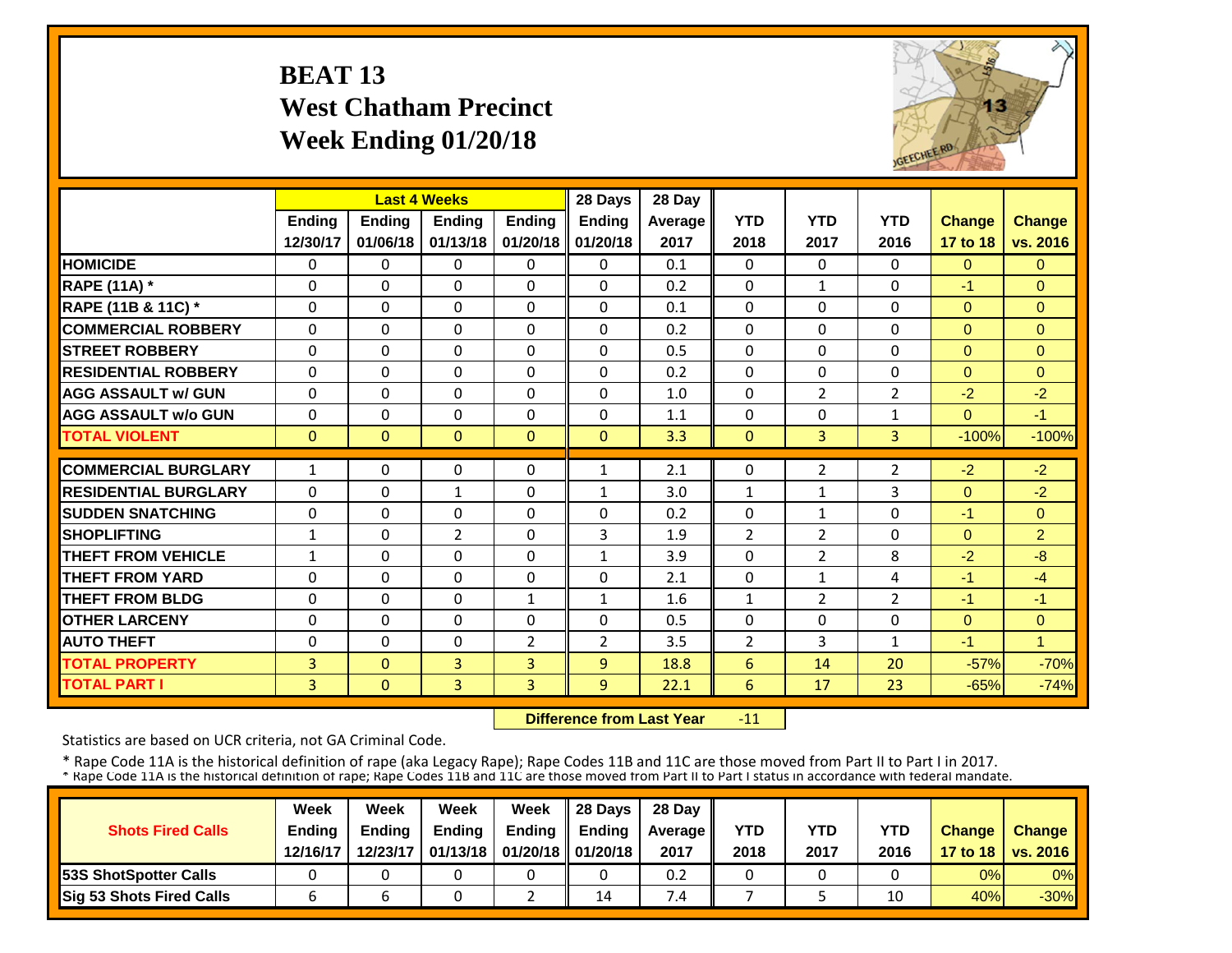# BEAT 13
## West Chatham Precinct
## Week Ending 01/20/18

| | Last 4 Weeks | | | | 28 Days | 28 Day | | | | | |
|---|---|---|---|---|---|---|---|---|---|---|---|
| | Ending 12/30/17 | Ending 01/06/18 | Ending 01/13/18 | Ending 01/20/18 | Ending 01/20/18 | Average 2017 | YTD 2018 | YTD 2017 | YTD 2016 | Change 17 to 18 | Change vs. 2016 |
| **HOMICIDE** | 0 | 0 | 0 | 0 | 0 | 0.1 | 0 | 0 | 0 | 0 | 0 |
| **RAPE (11A) *** | 0 | 0 | 0 | 0 | 0 | 0.2 | 0 | 1 | 0 | -1 | 0 |
| **RAPE (11B & 11C) *** | 0 | 0 | 0 | 0 | 0 | 0.1 | 0 | 0 | 0 | 0 | 0 |
| **COMMERCIAL ROBBERY** | 0 | 0 | 0 | 0 | 0 | 0.2 | 0 | 0 | 0 | 0 | 0 |
| **STREET ROBBERY** | 0 | 0 | 0 | 0 | 0 | 0.5 | 0 | 0 | 0 | 0 | 0 |
| **RESIDENTIAL ROBBERY** | 0 | 0 | 0 | 0 | 0 | 0.2 | 0 | 0 | 0 | 0 | 0 |
| **AGG ASSAULT w/ GUN** | 0 | 0 | 0 | 0 | 0 | 1.0 | 0 | 2 | 2 | -2 | -2 |
| **AGG ASSAULT w/o GUN** | 0 | 0 | 0 | 0 | 0 | 1.1 | 0 | 0 | 1 | 0 | -1 |
| **TOTAL VIOLENT** | 0 | 0 | 0 | 0 | 0 | 3.3 | 0 | 3 | 3 | -100% | -100% |
| **COMMERCIAL BURGLARY** | 1 | 0 | 0 | 0 | 1 | 2.1 | 0 | 2 | 2 | -2 | -2 |
| **RESIDENTIAL BURGLARY** | 0 | 0 | 1 | 0 | 1 | 3.0 | 1 | 1 | 3 | 0 | -2 |
| **SUDDEN SNATCHING** | 0 | 0 | 0 | 0 | 0 | 0.2 | 0 | 1 | 0 | -1 | 0 |
| **SHOPLIFTING** | 1 | 0 | 2 | 0 | 3 | 1.9 | 2 | 2 | 0 | 0 | 2 |
| **THEFT FROM VEHICLE** | 1 | 0 | 0 | 0 | 1 | 3.9 | 0 | 2 | 8 | -2 | -8 |
| **THEFT FROM YARD** | 0 | 0 | 0 | 0 | 0 | 2.1 | 0 | 1 | 4 | -1 | -4 |
| **THEFT FROM BLDG** | 0 | 0 | 0 | 1 | 1 | 1.6 | 1 | 2 | 2 | -1 | -1 |
| **OTHER LARCENY** | 0 | 0 | 0 | 0 | 0 | 0.5 | 0 | 0 | 0 | 0 | 0 |
| **AUTO THEFT** | 0 | 0 | 0 | 2 | 2 | 3.5 | 2 | 3 | 1 | -1 | 1 |
| **TOTAL PROPERTY** | 3 | 0 | 3 | 3 | 9 | 18.8 | 6 | 14 | 20 | -57% | -70% |
| **TOTAL PART I** | 3 | 0 | 3 | 3 | 9 | 22.1 | 6 | 17 | 23 | -65% | -74% |

**Difference from Last Year** -11

Statistics are based on UCR criteria, not GA Criminal Code.

* Rape Code 11A is the historical definition of rape (aka Legacy Rape); Rape Codes 11B and 11C are those moved from Part II to Part I in 2017.
* Rape Code 11A is the historical definition of rape; Rape Codes 11B and 11C are those moved from Part II to Part I status in accordance with federal mandate.

| Shots Fired Calls | Week Ending 12/16/17 | Week Ending 12/23/17 | Week Ending 01/13/18 | Week Ending 01/20/18 | 28 Days Ending 01/20/18 | 28 Day Average 2017 | YTD 2018 | YTD 2017 | YTD 2016 | Change 17 to 18 | Change vs. 2016 |
|---|---|---|---|---|---|---|---|---|---|---|---|
| **53S ShotSpotter Calls** | 0 | 0 | 0 | 0 | 0 | 0.2 | 0 | 0 | 0 | 0% | 0% |
| **Sig 53 Shots Fired Calls** | 6 | 6 | 0 | 2 | 14 | 7.4 | 7 | 5 | 10 | 40% | -30% |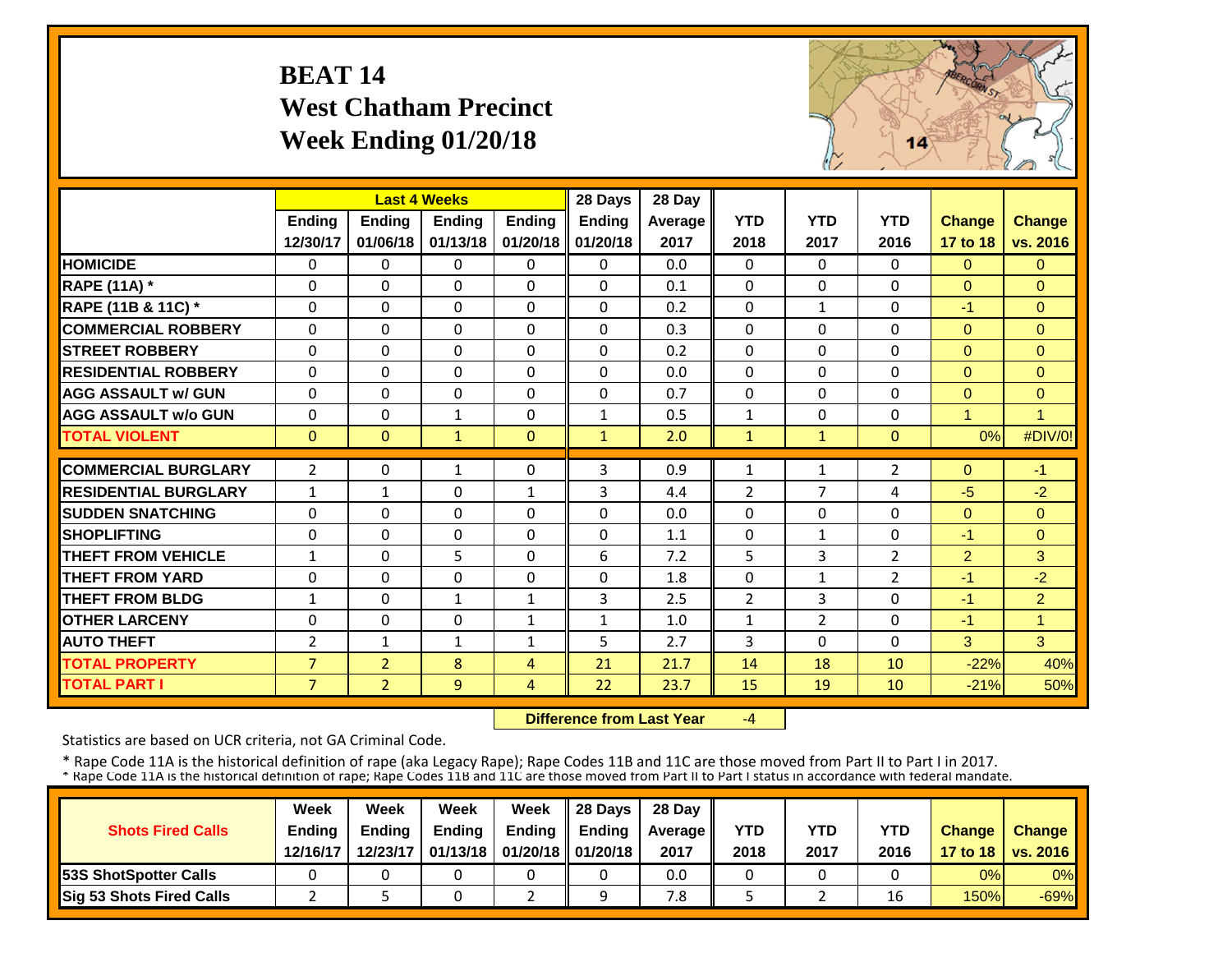# BEAT 14
## West Chatham Precinct
## Week Ending 01/20/18

| | Last 4 Weeks | | | | 28 Days | 28 Day | YTD | YTD | YTD | Change | Change |
|---|---|---|---|---|---|---|---|---|---|---|---|
| | Ending 12/30/17 | Ending 01/06/18 | Ending 01/13/18 | Ending 01/20/18 | Ending 01/20/18 | Average 2017 | 2018 | 2017 | 2016 | 17 to 18 | vs. 2016 |
| **HOMICIDE** | 0 | 0 | 0 | 0 | 0 | 0.0 | 0 | 0 | 0 | 0 | 0 |
| **RAPE (11A) *** | 0 | 0 | 0 | 0 | 0 | 0.1 | 0 | 0 | 0 | 0 | 0 |
| **RAPE (11B & 11C) *** | 0 | 0 | 0 | 0 | 0 | 0.2 | 0 | 1 | 0 | -1 | 0 |
| **COMMERCIAL ROBBERY** | 0 | 0 | 0 | 0 | 0 | 0.3 | 0 | 0 | 0 | 0 | 0 |
| **STREET ROBBERY** | 0 | 0 | 0 | 0 | 0 | 0.2 | 0 | 0 | 0 | 0 | 0 |
| **RESIDENTIAL ROBBERY** | 0 | 0 | 0 | 0 | 0 | 0.0 | 0 | 0 | 0 | 0 | 0 |
| **AGG ASSAULT w/ GUN** | 0 | 0 | 0 | 0 | 0 | 0.7 | 0 | 0 | 0 | 0 | 0 |
| **AGG ASSAULT w/o GUN** | 0 | 0 | 1 | 0 | 1 | 0.5 | 1 | 0 | 0 | 1 | 1 |
| **TOTAL VIOLENT** | 0 | 0 | 1 | 0 | 1 | 2.0 | 1 | 1 | 0 | 0% | #DIV/0! |
| **COMMERCIAL BURGLARY** | 2 | 0 | 1 | 0 | 3 | 0.9 | 1 | 1 | 2 | 0 | -1 |
| **RESIDENTIAL BURGLARY** | 1 | 1 | 0 | 1 | 3 | 4.4 | 2 | 7 | 4 | -5 | -2 |
| **SUDDEN SNATCHING** | 0 | 0 | 0 | 0 | 0 | 0.0 | 0 | 0 | 0 | 0 | 0 |
| **SHOPLIFTING** | 0 | 0 | 0 | 0 | 0 | 1.1 | 0 | 1 | 0 | -1 | 0 |
| **THEFT FROM VEHICLE** | 1 | 0 | 5 | 0 | 6 | 7.2 | 5 | 3 | 2 | 2 | 3 |
| **THEFT FROM YARD** | 0 | 0 | 0 | 0 | 0 | 1.8 | 0 | 1 | 2 | -1 | -2 |
| **THEFT FROM BLDG** | 1 | 0 | 1 | 1 | 3 | 2.5 | 2 | 3 | 0 | -1 | 2 |
| **OTHER LARCENY** | 0 | 0 | 0 | 1 | 1 | 1.0 | 1 | 2 | 0 | -1 | 1 |
| **AUTO THEFT** | 2 | 1 | 1 | 1 | 5 | 2.7 | 3 | 0 | 0 | 3 | 3 |
| **TOTAL PROPERTY** | 7 | 2 | 8 | 4 | 21 | 21.7 | 14 | 18 | 10 | -22% | 40% |
| **TOTAL PART I** | 7 | 2 | 9 | 4 | 22 | 23.7 | 15 | 19 | 10 | -21% | 50% |

**Difference from Last Year** -4

Statistics are based on UCR criteria, not GA Criminal Code.

* Rape Code 11A is the historical definition of rape (aka Legacy Rape); Rape Codes 11B and 11C are those moved from Part II to Part I in 2017.
* Rape Code 11A is the historical definition of rape; Rape Codes 11B and 11C are those moved from Part II to Part I status in accordance with federal mandate.

| Shots Fired Calls | Week Ending 12/16/17 | Week Ending 12/23/17 | Week Ending 01/13/18 | Week Ending 01/20/18 | 28 Days Ending 01/20/18 | 28 Day Average 2017 | YTD 2018 | YTD 2017 | YTD 2016 | Change 17 to 18 | Change vs. 2016 |
|---|---|---|---|---|---|---|---|---|---|---|---|
| **53S ShotSpotter Calls** | 0 | 0 | 0 | 0 | 0 | 0.0 | 0 | 0 | 0 | 0% | 0% |
| **Sig 53 Shots Fired Calls** | 2 | 5 | 0 | 2 | 9 | 7.8 | 5 | 2 | 16 | 150% | -69% |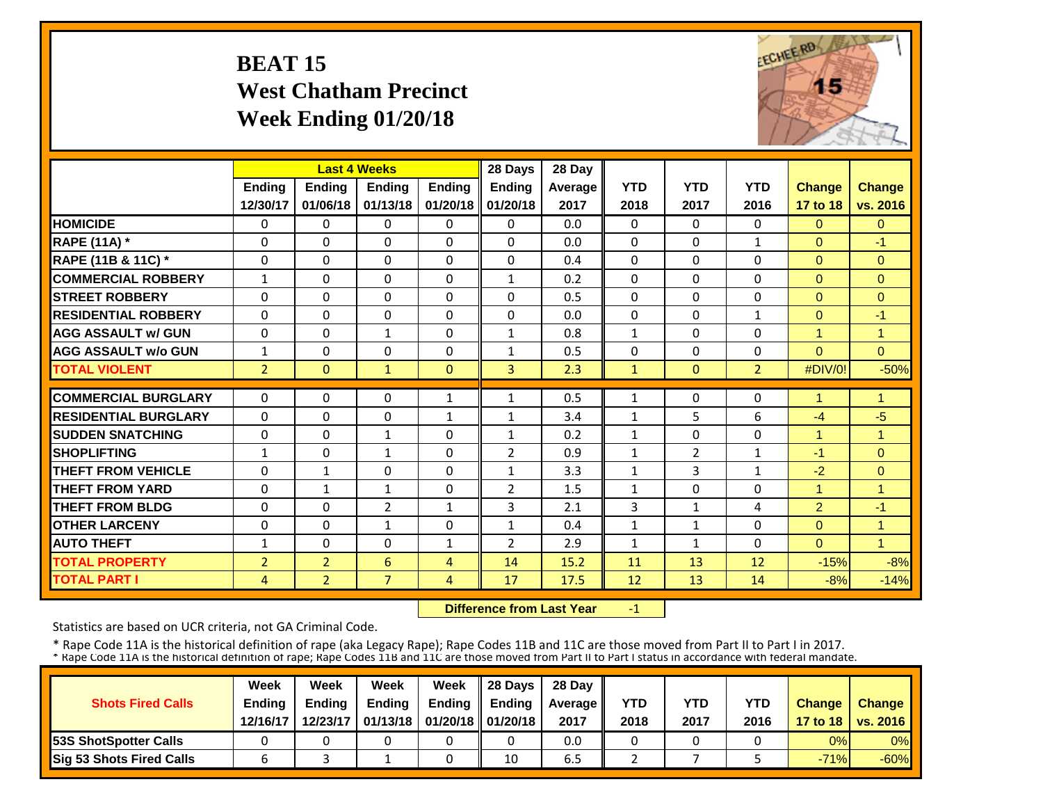# BEAT 15
## West Chatham Precinct
## Week Ending 01/20/18

| | Last 4 Weeks | | | | 28 Days | 28 Day | YTD | YTD | YTD | Change | Change |
|---|---|---|---|---|---|---|---|---|---|---|---|
| | Ending 12/30/17 | Ending 01/06/18 | Ending 01/13/18 | Ending 01/20/18 | Ending 01/20/18 | Average 2017 | 2018 | 2017 | 2016 | 17 to 18 | vs. 2016 |
| HOMICIDE | 0 | 0 | 0 | 0 | 0 | 0.0 | 0 | 0 | 0 | 0 | 0 |
| RAPE (11A) * | 0 | 0 | 0 | 0 | 0 | 0.0 | 0 | 0 | 1 | 0 | -1 |
| RAPE (11B & 11C) * | 0 | 0 | 0 | 0 | 0 | 0.4 | 0 | 0 | 0 | 0 | 0 |
| COMMERCIAL ROBBERY | 1 | 0 | 0 | 0 | 1 | 0.2 | 0 | 0 | 0 | 0 | 0 |
| STREET ROBBERY | 0 | 0 | 0 | 0 | 0 | 0.5 | 0 | 0 | 0 | 0 | 0 |
| RESIDENTIAL ROBBERY | 0 | 0 | 0 | 0 | 0 | 0.0 | 0 | 0 | 1 | 0 | -1 |
| AGG ASSAULT w/ GUN | 0 | 0 | 1 | 0 | 1 | 0.8 | 1 | 0 | 0 | 1 | 1 |
| AGG ASSAULT w/o GUN | 1 | 0 | 0 | 0 | 1 | 0.5 | 0 | 0 | 0 | 0 | 0 |
| TOTAL VIOLENT | 2 | 0 | 1 | 0 | 3 | 2.3 | 1 | 0 | 2 | #DIV/0! | -50% |
| COMMERCIAL BURGLARY | 0 | 0 | 0 | 1 | 1 | 0.5 | 1 | 0 | 0 | 1 | 1 |
| RESIDENTIAL BURGLARY | 0 | 0 | 0 | 1 | 1 | 3.4 | 1 | 5 | 6 | -4 | -5 |
| SUDDEN SNATCHING | 0 | 0 | 1 | 0 | 1 | 0.2 | 1 | 0 | 0 | 1 | 1 |
| SHOPLIFTING | 1 | 0 | 1 | 0 | 2 | 0.9 | 1 | 2 | 1 | -1 | 0 |
| THEFT FROM VEHICLE | 0 | 1 | 0 | 0 | 1 | 3.3 | 1 | 3 | 1 | -2 | 0 |
| THEFT FROM YARD | 0 | 1 | 1 | 0 | 2 | 1.5 | 1 | 0 | 0 | 1 | 1 |
| THEFT FROM BLDG | 0 | 0 | 2 | 1 | 3 | 2.1 | 3 | 1 | 4 | 2 | -1 |
| OTHER LARCENY | 0 | 0 | 1 | 0 | 1 | 0.4 | 1 | 1 | 0 | 0 | 1 |
| AUTO THEFT | 1 | 0 | 0 | 1 | 2 | 2.9 | 1 | 1 | 0 | 0 | 1 |
| TOTAL PROPERTY | 2 | 2 | 6 | 4 | 14 | 15.2 | 11 | 13 | 12 | -15% | -8% |
| TOTAL PART I | 4 | 2 | 7 | 4 | 17 | 17.5 | 12 | 13 | 14 | -8% | -14% |

**Difference from Last Year** -1

Statistics are based on UCR criteria, not GA Criminal Code.

* Rape Code 11A is the historical definition of rape (aka Legacy Rape); Rape Codes 11B and 11C are those moved from Part II to Part I in 2017.
* Rape Code 11A is the historical definition of rape; Rape Codes 11B and 11C are those moved from Part II to Part I status in accordance with federal mandate.

| Shots Fired Calls | Week Ending 12/16/17 | Week Ending 12/23/17 | Week Ending 01/13/18 | Week Ending 01/20/18 | 28 Days Ending 01/20/18 | 28 Day Average 2017 | YTD 2018 | YTD 2017 | YTD 2016 | Change 17 to 18 | Change vs. 2016 |
|---|---|---|---|---|---|---|---|---|---|---|---|
| 53S ShotSpotter Calls | 0 | 0 | 0 | 0 | 0 | 0.0 | 0 | 0 | 0 | 0% | 0% |
| Sig 53 Shots Fired Calls | 6 | 3 | 1 | 0 | 10 | 6.5 | 2 | 7 | 5 | -71% | -60% |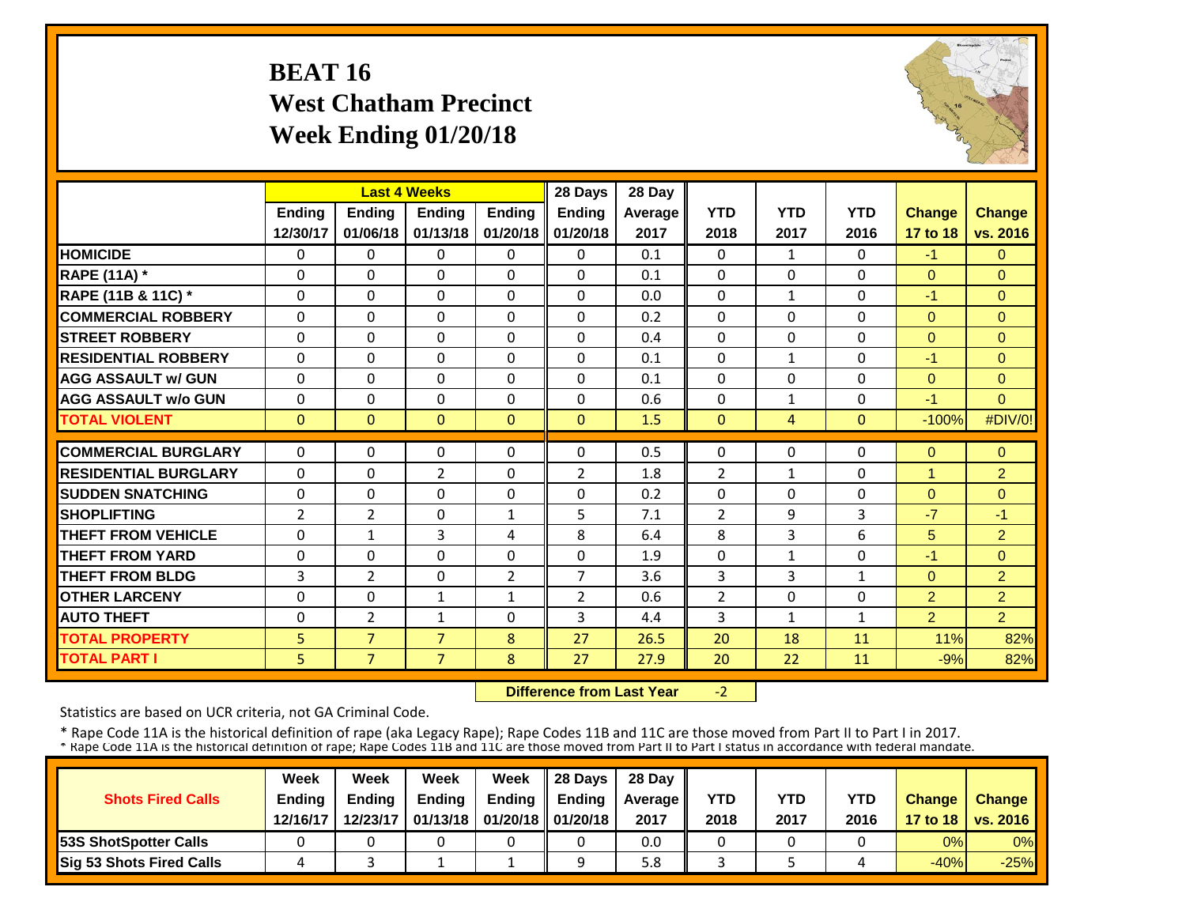# BEAT 16
## West Chatham Precinct
## Week Ending 01/20/18

| | Last 4 Weeks | | | | 28 Days | 28 Day | | | | | |
|---|---|---|---|---|---|---|---|---|---|---|---|
| | Ending 12/30/17 | Ending 01/06/18 | Ending 01/13/18 | Ending 01/20/18 | Ending 01/20/18 | Average 2017 | YTD 2018 | YTD 2017 | YTD 2016 | Change 17 to 18 | Change vs. 2016 |
| **HOMICIDE** | 0 | 0 | 0 | 0 | 0 | 0.1 | 0 | 1 | 0 | -1 | 0 |
| **RAPE (11A) *** | 0 | 0 | 0 | 0 | 0 | 0.1 | 0 | 0 | 0 | 0 | 0 |
| **RAPE (11B & 11C) *** | 0 | 0 | 0 | 0 | 0 | 0.0 | 0 | 1 | 0 | -1 | 0 |
| **COMMERCIAL ROBBERY** | 0 | 0 | 0 | 0 | 0 | 0.2 | 0 | 0 | 0 | 0 | 0 |
| **STREET ROBBERY** | 0 | 0 | 0 | 0 | 0 | 0.4 | 0 | 0 | 0 | 0 | 0 |
| **RESIDENTIAL ROBBERY** | 0 | 0 | 0 | 0 | 0 | 0.1 | 0 | 1 | 0 | -1 | 0 |
| **AGG ASSAULT w/ GUN** | 0 | 0 | 0 | 0 | 0 | 0.1 | 0 | 0 | 0 | 0 | 0 |
| **AGG ASSAULT w/o GUN** | 0 | 0 | 0 | 0 | 0 | 0.6 | 0 | 1 | 0 | -1 | 0 |
| **TOTAL VIOLENT** | 0 | 0 | 0 | 0 | 0 | 1.5 | 0 | 4 | 0 | -100% | #DIV/0! |
| **COMMERCIAL BURGLARY** | 0 | 0 | 0 | 0 | 0 | 0.5 | 0 | 0 | 0 | 0 | 0 |
| **RESIDENTIAL BURGLARY** | 0 | 0 | 2 | 0 | 2 | 1.8 | 2 | 1 | 0 | 1 | 2 |
| **SUDDEN SNATCHING** | 0 | 0 | 0 | 0 | 0 | 0.2 | 0 | 0 | 0 | 0 | 0 |
| **SHOPLIFTING** | 2 | 2 | 0 | 1 | 5 | 7.1 | 2 | 9 | 3 | -7 | -1 |
| **THEFT FROM VEHICLE** | 0 | 1 | 3 | 4 | 8 | 6.4 | 8 | 3 | 6 | 5 | 2 |
| **THEFT FROM YARD** | 0 | 0 | 0 | 0 | 0 | 1.9 | 0 | 1 | 0 | -1 | 0 |
| **THEFT FROM BLDG** | 3 | 2 | 0 | 2 | 7 | 3.6 | 3 | 3 | 1 | 0 | 2 |
| **OTHER LARCENY** | 0 | 0 | 1 | 1 | 2 | 0.6 | 2 | 0 | 0 | 2 | 2 |
| **AUTO THEFT** | 0 | 2 | 1 | 0 | 3 | 4.4 | 3 | 1 | 1 | 2 | 2 |
| **TOTAL PROPERTY** | 5 | 7 | 7 | 8 | 27 | 26.5 | 20 | 18 | 11 | 11% | 82% |
| **TOTAL PART I** | 5 | 7 | 7 | 8 | 27 | 27.9 | 20 | 22 | 11 | -9% | 82% |

**Difference from Last Year** -2

Statistics are based on UCR criteria, not GA Criminal Code.

* Rape Code 11A is the historical definition of rape (aka Legacy Rape); Rape Codes 11B and 11C are those moved from Part II to Part I in 2017.

* Rape Code 11A is the historical definition of rape; Rape Codes 11B and 11C are those moved from Part II to Part I status in accordance with federal mandate.

| Shots Fired Calls | Week Ending 12/16/17 | Week Ending 12/23/17 | Week Ending 01/13/18 | Week Ending 01/20/18 | 28 Days Ending 01/20/18 | 28 Day Average 2017 | YTD 2018 | YTD 2017 | YTD 2016 | Change 17 to 18 | Change vs. 2016 |
|---|---|---|---|---|---|---|---|---|---|---|---|
| **53S ShotSpotter Calls** | 0 | 0 | 0 | 0 | 0 | 0.0 | 0 | 0 | 0 | 0% | 0% |
| **Sig 53 Shots Fired Calls** | 4 | 3 | 1 | 1 | 9 | 5.8 | 3 | 5 | 4 | -40% | -25% |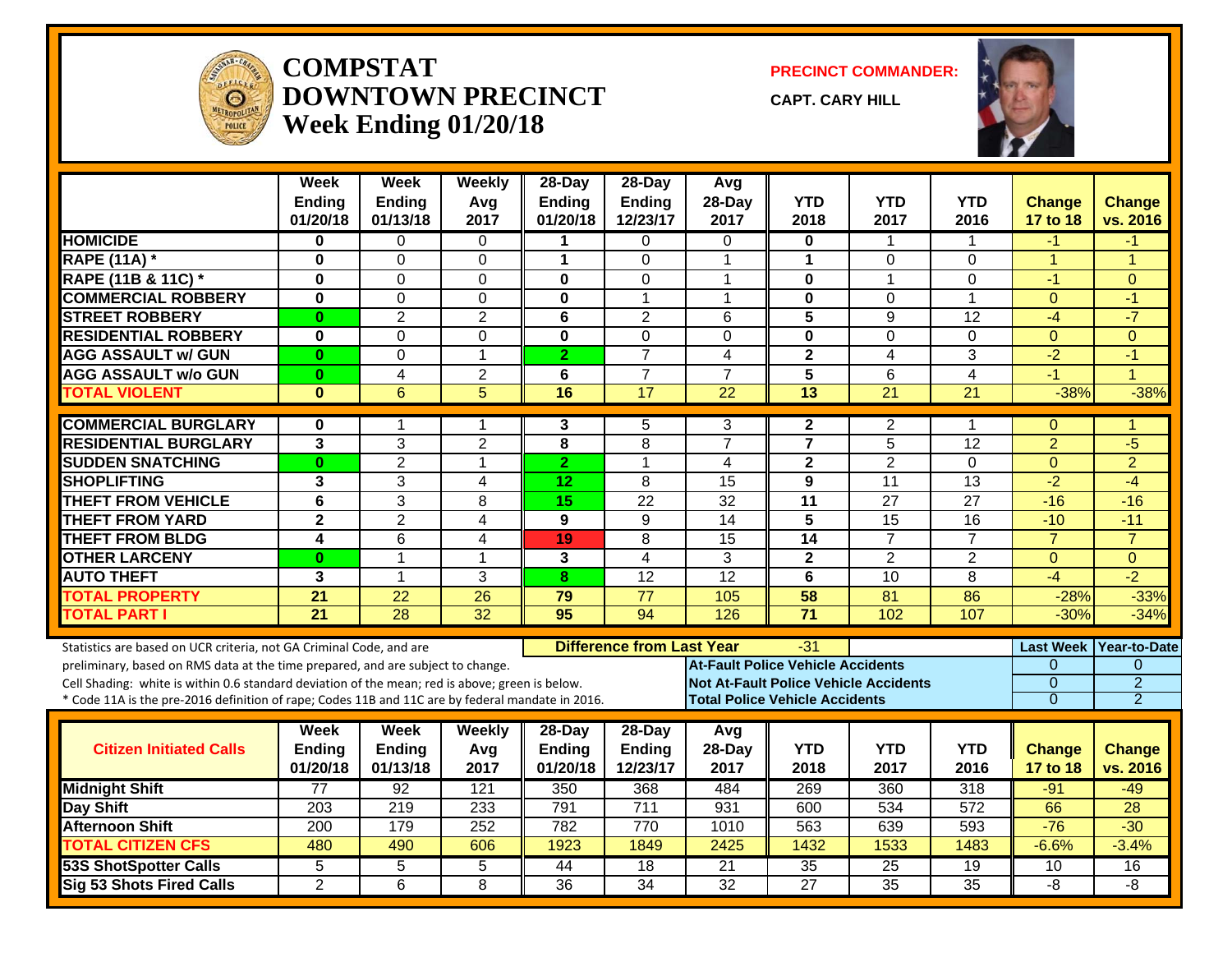# COMPSTAT DOWNTOWN PRECINCT
## Week Ending 01/20/18

**PRECINCT COMMANDER:** CAPT. CARY HILL

| | Week Ending 01/20/18 | Week Ending 01/13/18 | Weekly Avg 2017 | 28-Day Ending 01/20/18 | 28-Day Ending 12/23/17 | Avg 28-Day 2017 | YTD 2018 | YTD 2017 | YTD 2016 | Change 17 to 18 | Change vs. 2016 |
|---|---|---|---|---|---|---|---|---|---|---|---|
| HOMICIDE | 0 | 0 | 0 | 1 | 0 | 0 | 0 | 1 | 1 | -1 | -1 |
| RAPE (11A) * | 0 | 0 | 0 | 1 | 0 | 1 | 1 | 0 | 0 | 1 | 1 |
| RAPE (11B & 11C) * | 0 | 0 | 0 | 0 | 0 | 1 | 0 | 1 | 0 | -1 | 0 |
| COMMERCIAL ROBBERY | 0 | 0 | 0 | 0 | 1 | 1 | 0 | 0 | 1 | 0 | -1 |
| STREET ROBBERY | 0 | 2 | 2 | 6 | 2 | 6 | 5 | 9 | 12 | -4 | -7 |
| RESIDENTIAL ROBBERY | 0 | 0 | 0 | 0 | 0 | 0 | 0 | 0 | 0 | 0 | 0 |
| AGG ASSAULT w/ GUN | 0 | 0 | 1 | 2 | 7 | 4 | 2 | 4 | 3 | -2 | -1 |
| AGG ASSAULT w/o GUN | 0 | 4 | 2 | 6 | 7 | 7 | 5 | 6 | 4 | -1 | 1 |
| TOTAL VIOLENT | 0 | 6 | 5 | 16 | 17 | 22 | 13 | 21 | 21 | -38% | -38% |
| COMMERCIAL BURGLARY | 0 | 1 | 1 | 3 | 5 | 3 | 2 | 2 | 1 | 0 | 1 |
| RESIDENTIAL BURGLARY | 3 | 3 | 2 | 8 | 8 | 7 | 7 | 5 | 12 | 2 | -5 |
| SUDDEN SNATCHING | 0 | 2 | 1 | 2 | 1 | 4 | 2 | 2 | 0 | 0 | 2 |
| SHOPLIFTING | 3 | 3 | 4 | 12 | 8 | 15 | 9 | 11 | 13 | -2 | -4 |
| THEFT FROM VEHICLE | 6 | 3 | 8 | 15 | 22 | 32 | 11 | 27 | 27 | -16 | -16 |
| THEFT FROM YARD | 2 | 2 | 4 | 9 | 9 | 14 | 5 | 15 | 16 | -10 | -11 |
| THEFT FROM BLDG | 4 | 6 | 4 | 19 | 8 | 15 | 14 | 7 | 7 | 7 | 7 |
| OTHER LARCENY | 0 | 1 | 1 | 3 | 4 | 3 | 2 | 2 | 2 | 0 | 0 |
| AUTO THEFT | 3 | 1 | 3 | 8 | 12 | 12 | 6 | 10 | 8 | -4 | -2 |
| TOTAL PROPERTY | 21 | 22 | 26 | 79 | 77 | 105 | 58 | 81 | 86 | -28% | -33% |
| TOTAL PART I | 21 | 28 | 32 | 95 | 94 | 126 | 71 | 102 | 107 | -30% | -34% |

Statistics are based on UCR criteria, not GA Criminal Code, and are preliminary, based on RMS data at the time prepared, and are subject to change.
Cell Shading: white is within 0.6 standard deviation of the mean; red is above; green is below.
* Code 11A is the pre-2016 definition of rape; Codes 11B and 11C are by federal mandate in 2016.

**Difference from Last Year:** -31

| | Last Week | Year-to-Date |
|---|---|---|
| At-Fault Police Vehicle Accidents | 0 | 0 |
| Not At-Fault Police Vehicle Accidents | 0 | 2 |
| Total Police Vehicle Accidents | 0 | 2 |

| Citizen Initiated Calls | Week Ending 01/20/18 | Week Ending 01/13/18 | Weekly Avg 2017 | 28-Day Ending 01/20/18 | 28-Day Ending 12/23/17 | Avg 28-Day 2017 | YTD 2018 | YTD 2017 | YTD 2016 | Change 17 to 18 | Change vs. 2016 |
|---|---|---|---|---|---|---|---|---|---|---|---|
| Midnight Shift | 77 | 92 | 121 | 350 | 368 | 484 | 269 | 360 | 318 | -91 | -49 |
| Day Shift | 203 | 219 | 233 | 791 | 711 | 931 | 600 | 534 | 572 | 66 | 28 |
| Afternoon Shift | 200 | 179 | 252 | 782 | 770 | 1010 | 563 | 639 | 593 | -76 | -30 |
| TOTAL CITIZEN CFS | 480 | 490 | 606 | 1923 | 1849 | 2425 | 1432 | 1533 | 1483 | -6.6% | -3.4% |
| 53S ShotSpotter Calls | 5 | 5 | 5 | 44 | 18 | 21 | 35 | 25 | 19 | 10 | 16 |
| Sig 53 Shots Fired Calls | 2 | 6 | 8 | 36 | 34 | 32 | 27 | 35 | 35 | -8 | -8 |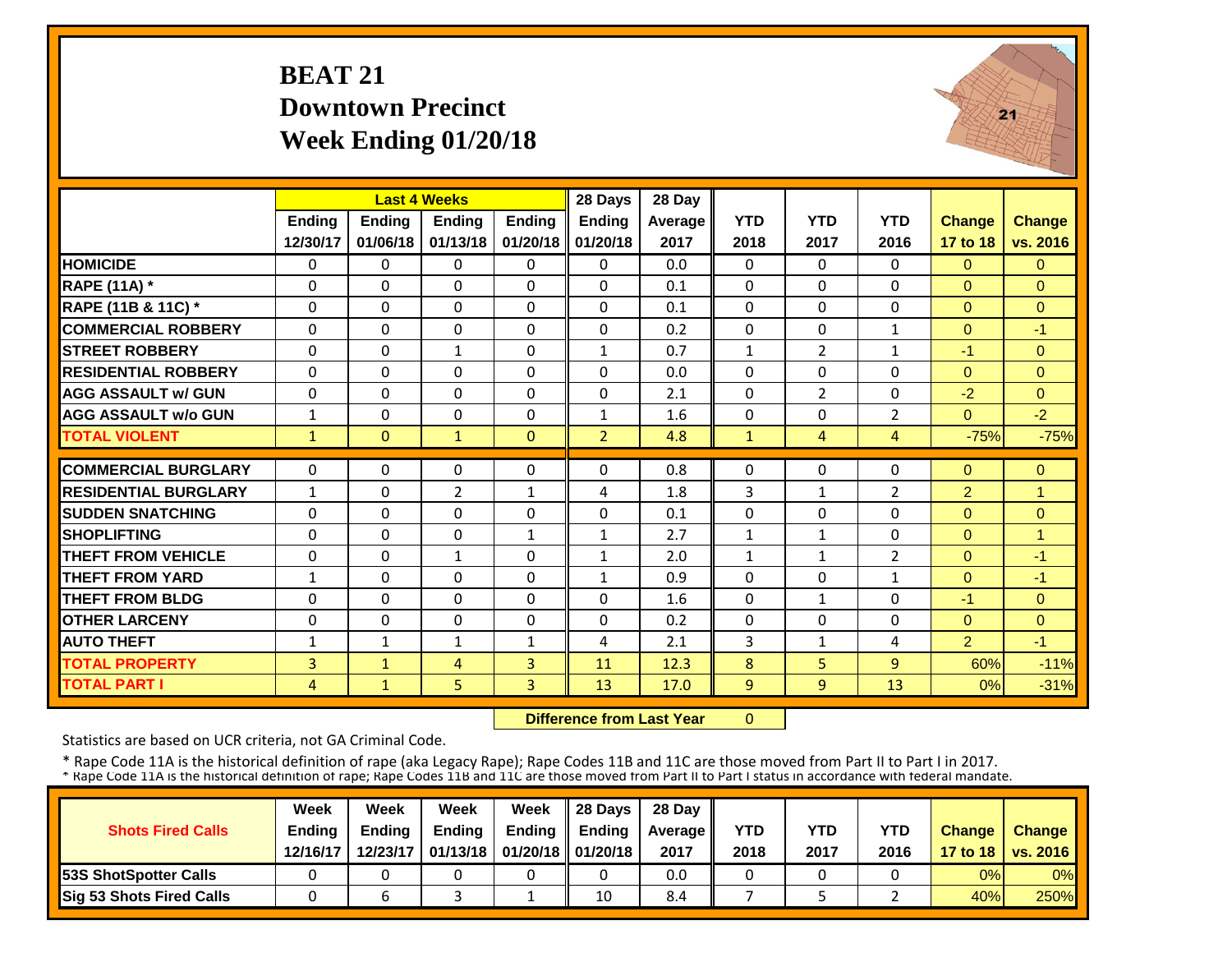# BEAT 21
## Downtown Precinct
## Week Ending 01/20/18

| | Last 4 Weeks | | | | 28 Days | 28 Day | | | | | |
|---|---|---|---|---|---|---|---|---|---|---|---|
| | Ending 12/30/17 | Ending 01/06/18 | Ending 01/13/18 | Ending 01/20/18 | Ending 01/20/18 | Average 2017 | YTD 2018 | YTD 2017 | YTD 2016 | Change 17 to 18 | Change vs. 2016 |
| **HOMICIDE** | 0 | 0 | 0 | 0 | 0 | 0.0 | 0 | 0 | 0 | 0 | 0 |
| **RAPE (11A) *** | 0 | 0 | 0 | 0 | 0 | 0.1 | 0 | 0 | 0 | 0 | 0 |
| **RAPE (11B & 11C) *** | 0 | 0 | 0 | 0 | 0 | 0.1 | 0 | 0 | 0 | 0 | 0 |
| **COMMERCIAL ROBBERY** | 0 | 0 | 0 | 0 | 0 | 0.2 | 0 | 0 | 1 | 0 | -1 |
| **STREET ROBBERY** | 0 | 0 | 1 | 0 | 1 | 0.7 | 1 | 2 | 1 | -1 | 0 |
| **RESIDENTIAL ROBBERY** | 0 | 0 | 0 | 0 | 0 | 0.0 | 0 | 0 | 0 | 0 | 0 |
| **AGG ASSAULT w/ GUN** | 0 | 0 | 0 | 0 | 0 | 2.1 | 0 | 2 | 0 | -2 | 0 |
| **AGG ASSAULT w/o GUN** | 1 | 0 | 0 | 0 | 1 | 1.6 | 0 | 0 | 2 | 0 | -2 |
| **TOTAL VIOLENT** | 1 | 0 | 1 | 0 | 2 | 4.8 | 1 | 4 | 4 | -75% | -75% |
| **COMMERCIAL BURGLARY** | 0 | 0 | 0 | 0 | 0 | 0.8 | 0 | 0 | 0 | 0 | 0 |
| **RESIDENTIAL BURGLARY** | 1 | 0 | 2 | 1 | 4 | 1.8 | 3 | 1 | 2 | 2 | 1 |
| **SUDDEN SNATCHING** | 0 | 0 | 0 | 0 | 0 | 0.1 | 0 | 0 | 0 | 0 | 0 |
| **SHOPLIFTING** | 0 | 0 | 0 | 1 | 1 | 2.7 | 1 | 1 | 0 | 0 | 1 |
| **THEFT FROM VEHICLE** | 0 | 0 | 1 | 0 | 1 | 2.0 | 1 | 1 | 2 | 0 | -1 |
| **THEFT FROM YARD** | 1 | 0 | 0 | 0 | 1 | 0.9 | 0 | 0 | 1 | 0 | -1 |
| **THEFT FROM BLDG** | 0 | 0 | 0 | 0 | 0 | 1.6 | 0 | 1 | 0 | -1 | 0 |
| **OTHER LARCENY** | 0 | 0 | 0 | 0 | 0 | 0.2 | 0 | 0 | 0 | 0 | 0 |
| **AUTO THEFT** | 1 | 1 | 1 | 1 | 4 | 2.1 | 3 | 1 | 4 | 2 | -1 |
| **TOTAL PROPERTY** | 3 | 1 | 4 | 3 | 11 | 12.3 | 8 | 5 | 9 | 60% | -11% |
| **TOTAL PART I** | 4 | 1 | 5 | 3 | 13 | 17.0 | 9 | 9 | 13 | 0% | -31% |

**Difference from Last Year** 0

Statistics are based on UCR criteria, not GA Criminal Code.

* Rape Code 11A is the historical definition of rape (aka Legacy Rape); Rape Codes 11B and 11C are those moved from Part II to Part I in 2017.
* Rape Code 11A is the historical definition of rape; Rape Codes 11B and 11C are those moved from Part II to Part I status in accordance with federal mandate.

| Shots Fired Calls | Week Ending 12/16/17 | Week Ending 12/23/17 | Week Ending 01/13/18 | Week Ending 01/20/18 | 28 Days Ending 01/20/18 | 28 Day Average 2017 | YTD 2018 | YTD 2017 | YTD 2016 | Change 17 to 18 | Change vs. 2016 |
|---|---|---|---|---|---|---|---|---|---|---|---|
| **53S ShotSpotter Calls** | 0 | 0 | 0 | 0 | 0 | 0.0 | 0 | 0 | 0 | 0% | 0% |
| **Sig 53 Shots Fired Calls** | 0 | 6 | 3 | 1 | 10 | 8.4 | 7 | 5 | 2 | 40% | 250% |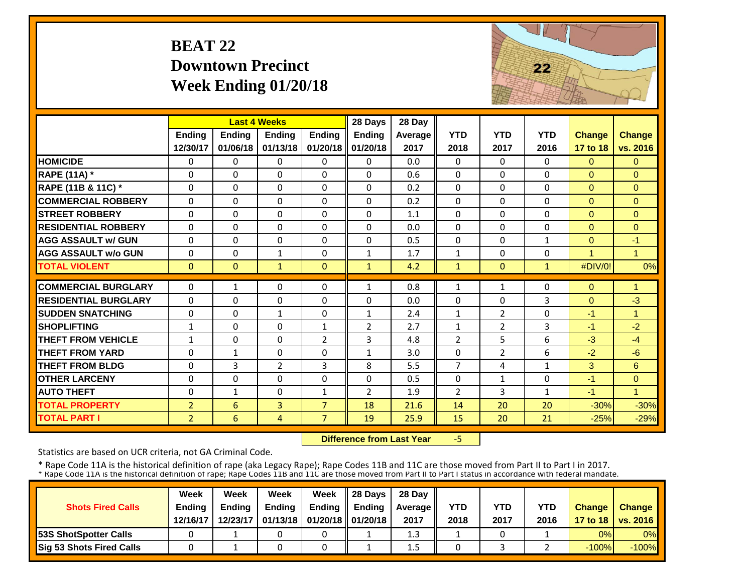# BEAT 22
## Downtown Precinct
## Week Ending 01/20/18

| | Last 4 Weeks | | | | 28 Days | 28 Day | | | | | |
|---|---|---|---|---|---|---|---|---|---|---|---|
| | Ending 12/30/17 | Ending 01/06/18 | Ending 01/13/18 | Ending 01/20/18 | Ending 01/20/18 | Average 2017 | YTD 2018 | YTD 2017 | YTD 2016 | Change 17 to 18 | Change vs. 2016 |
| HOMICIDE | 0 | 0 | 0 | 0 | 0 | 0.0 | 0 | 0 | 0 | 0 | 0 |
| RAPE (11A) * | 0 | 0 | 0 | 0 | 0 | 0.6 | 0 | 0 | 0 | 0 | 0 |
| RAPE (11B & 11C) * | 0 | 0 | 0 | 0 | 0 | 0.2 | 0 | 0 | 0 | 0 | 0 |
| COMMERCIAL ROBBERY | 0 | 0 | 0 | 0 | 0 | 0.2 | 0 | 0 | 0 | 0 | 0 |
| STREET ROBBERY | 0 | 0 | 0 | 0 | 0 | 1.1 | 0 | 0 | 0 | 0 | 0 |
| RESIDENTIAL ROBBERY | 0 | 0 | 0 | 0 | 0 | 0.0 | 0 | 0 | 0 | 0 | 0 |
| AGG ASSAULT w/ GUN | 0 | 0 | 0 | 0 | 0 | 0.5 | 0 | 0 | 1 | 0 | -1 |
| AGG ASSAULT w/o GUN | 0 | 0 | 1 | 0 | 1 | 1.7 | 1 | 0 | 0 | 1 | 1 |
| TOTAL VIOLENT | 0 | 0 | 1 | 0 | 1 | 4.2 | 1 | 0 | 1 | #DIV/0! | 0% |
| COMMERCIAL BURGLARY | 0 | 1 | 0 | 0 | 1 | 0.8 | 1 | 1 | 0 | 0 | 1 |
| RESIDENTIAL BURGLARY | 0 | 0 | 0 | 0 | 0 | 0.0 | 0 | 0 | 3 | 0 | -3 |
| SUDDEN SNATCHING | 0 | 0 | 1 | 0 | 1 | 2.4 | 1 | 2 | 0 | -1 | 1 |
| SHOPLIFTING | 1 | 0 | 0 | 1 | 2 | 2.7 | 1 | 2 | 3 | -1 | -2 |
| THEFT FROM VEHICLE | 1 | 0 | 0 | 2 | 3 | 4.8 | 2 | 5 | 6 | -3 | -4 |
| THEFT FROM YARD | 0 | 1 | 0 | 0 | 1 | 3.0 | 0 | 2 | 6 | -2 | -6 |
| THEFT FROM BLDG | 0 | 3 | 2 | 3 | 8 | 5.5 | 7 | 4 | 1 | 3 | 6 |
| OTHER LARCENY | 0 | 0 | 0 | 0 | 0 | 0.5 | 0 | 1 | 0 | -1 | 0 |
| AUTO THEFT | 0 | 1 | 0 | 1 | 2 | 1.9 | 2 | 3 | 1 | -1 | 1 |
| TOTAL PROPERTY | 2 | 6 | 3 | 7 | 18 | 21.6 | 14 | 20 | 20 | -30% | -30% |
| TOTAL PART I | 2 | 6 | 4 | 7 | 19 | 25.9 | 15 | 20 | 21 | -25% | -29% |

**Difference from Last Year** -5

Statistics are based on UCR criteria, not GA Criminal Code.

* Rape Code 11A is the historical definition of rape (aka Legacy Rape); Rape Codes 11B and 11C are those moved from Part II to Part I in 2017.
* Rape Code 11A is the historical definition of rape; Rape Codes 11B and 11C are those moved from Part II to Part I status in accordance with federal mandate.

| Shots Fired Calls | Week Ending 12/16/17 | Week Ending 12/23/17 | Week Ending 01/13/18 | Week Ending 01/20/18 | 28 Days Ending 01/20/18 | 28 Day Average 2017 | YTD 2018 | YTD 2017 | YTD 2016 | Change 17 to 18 | Change vs. 2016 |
|---|---|---|---|---|---|---|---|---|---|---|---|
| 53S ShotSpotter Calls | 0 | 1 | 0 | 0 | 1 | 1.3 | 1 | 0 | 1 | 0% | 0% |
| Sig 53 Shots Fired Calls | 0 | 1 | 0 | 0 | 1 | 1.5 | 0 | 3 | 2 | -100% | -100% |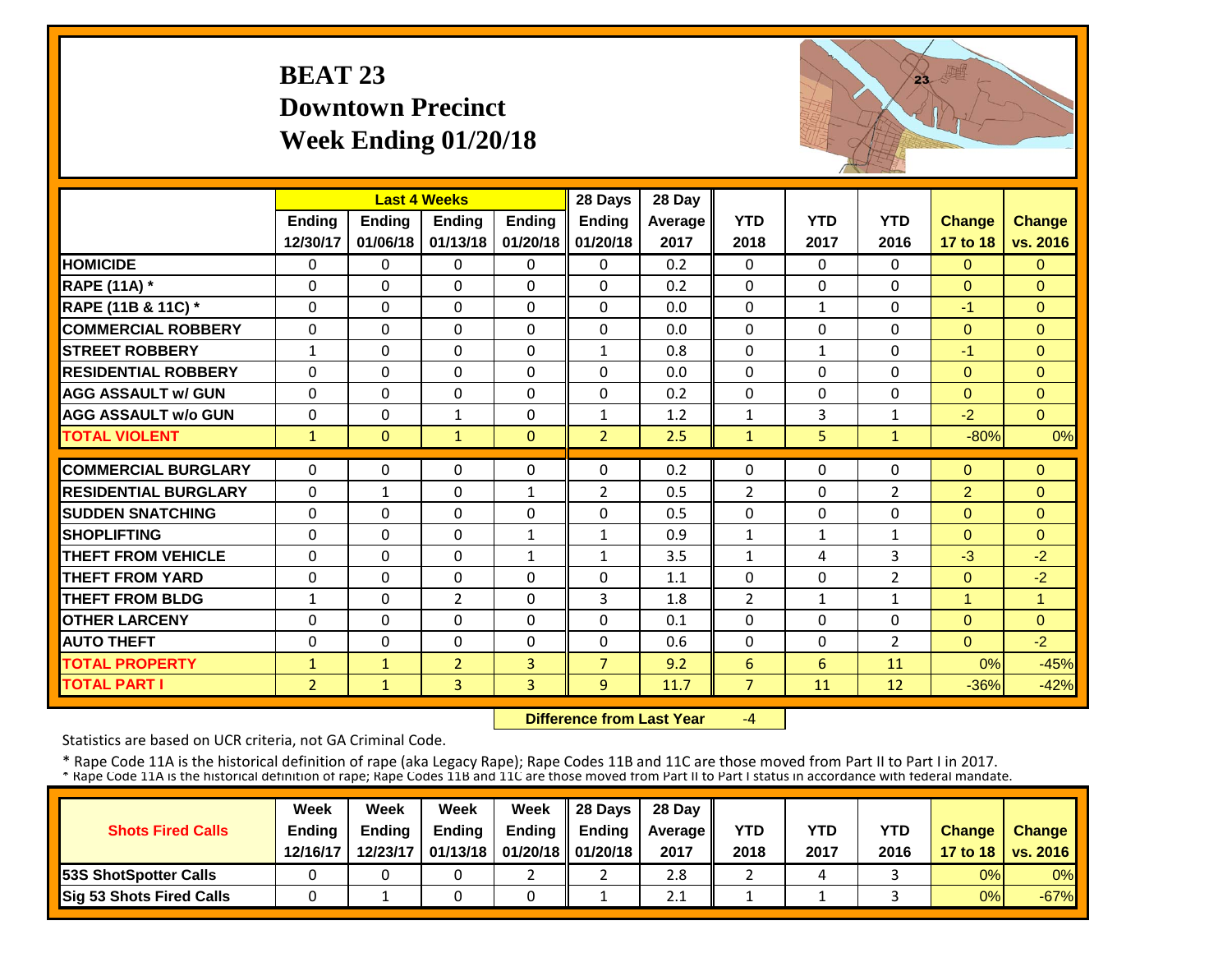# BEAT 23
## Downtown Precinct
## Week Ending 01/20/18

| | Last 4 Weeks | | | | 28 Days | 28 Day | | | | | |
|---|---|---|---|---|---|---|---|---|---|---|---|
| | Ending 12/30/17 | Ending 01/06/18 | Ending 01/13/18 | Ending 01/20/18 | Ending 01/20/18 | Average 2017 | YTD 2018 | YTD 2017 | YTD 2016 | Change 17 to 18 | Change vs. 2016 |
| HOMICIDE | 0 | 0 | 0 | 0 | 0 | 0.2 | 0 | 0 | 0 | 0 | 0 |
| RAPE (11A) * | 0 | 0 | 0 | 0 | 0 | 0.2 | 0 | 0 | 0 | 0 | 0 |
| RAPE (11B & 11C) * | 0 | 0 | 0 | 0 | 0 | 0.0 | 0 | 1 | 0 | -1 | 0 |
| COMMERCIAL ROBBERY | 0 | 0 | 0 | 0 | 0 | 0.0 | 0 | 0 | 0 | 0 | 0 |
| STREET ROBBERY | 1 | 0 | 0 | 0 | 1 | 0.8 | 0 | 1 | 0 | -1 | 0 |
| RESIDENTIAL ROBBERY | 0 | 0 | 0 | 0 | 0 | 0.0 | 0 | 0 | 0 | 0 | 0 |
| AGG ASSAULT w/ GUN | 0 | 0 | 0 | 0 | 0 | 0.2 | 0 | 0 | 0 | 0 | 0 |
| AGG ASSAULT w/o GUN | 0 | 0 | 1 | 0 | 1 | 1.2 | 1 | 3 | 1 | -2 | 0 |
| TOTAL VIOLENT | 1 | 0 | 1 | 0 | 2 | 2.5 | 1 | 5 | 1 | -80% | 0% |
| COMMERCIAL BURGLARY | 0 | 0 | 0 | 0 | 0 | 0.2 | 0 | 0 | 0 | 0 | 0 |
| RESIDENTIAL BURGLARY | 0 | 1 | 0 | 1 | 2 | 0.5 | 2 | 0 | 2 | 2 | 0 |
| SUDDEN SNATCHING | 0 | 0 | 0 | 0 | 0 | 0.5 | 0 | 0 | 0 | 0 | 0 |
| SHOPLIFTING | 0 | 0 | 0 | 1 | 1 | 0.9 | 1 | 1 | 1 | 0 | 0 |
| THEFT FROM VEHICLE | 0 | 0 | 0 | 1 | 1 | 3.5 | 1 | 4 | 3 | -3 | -2 |
| THEFT FROM YARD | 0 | 0 | 0 | 0 | 0 | 1.1 | 0 | 0 | 2 | 0 | -2 |
| THEFT FROM BLDG | 1 | 0 | 2 | 0 | 3 | 1.8 | 2 | 1 | 1 | 1 | 1 |
| OTHER LARCENY | 0 | 0 | 0 | 0 | 0 | 0.1 | 0 | 0 | 0 | 0 | 0 |
| AUTO THEFT | 0 | 0 | 0 | 0 | 0 | 0.6 | 0 | 0 | 2 | 0 | -2 |
| TOTAL PROPERTY | 1 | 1 | 2 | 3 | 7 | 9.2 | 6 | 6 | 11 | 0% | -45% |
| TOTAL PART I | 2 | 1 | 3 | 3 | 9 | 11.7 | 7 | 11 | 12 | -36% | -42% |

**Difference from Last Year** -4

Statistics are based on UCR criteria, not GA Criminal Code.

* Rape Code 11A is the historical definition of rape (aka Legacy Rape); Rape Codes 11B and 11C are those moved from Part II to Part I in 2017.
* Rape Code 11A is the historical definition of rape; Rape Codes 11B and 11C are those moved from Part II to Part I status in accordance with federal mandate.

| Shots Fired Calls | Week Ending 12/16/17 | Week Ending 12/23/17 | Week Ending 01/13/18 | Week Ending 01/20/18 | 28 Days Ending 01/20/18 | 28 Day Average 2017 | YTD 2018 | YTD 2017 | YTD 2016 | Change 17 to 18 | Change vs. 2016 |
|---|---|---|---|---|---|---|---|---|---|---|---|
| 53S ShotSpotter Calls | 0 | 0 | 0 | 2 | 2 | 2.8 | 2 | 4 | 3 | 0% | 0% |
| Sig 53 Shots Fired Calls | 0 | 1 | 0 | 0 | 1 | 2.1 | 1 | 1 | 3 | 0% | -67% |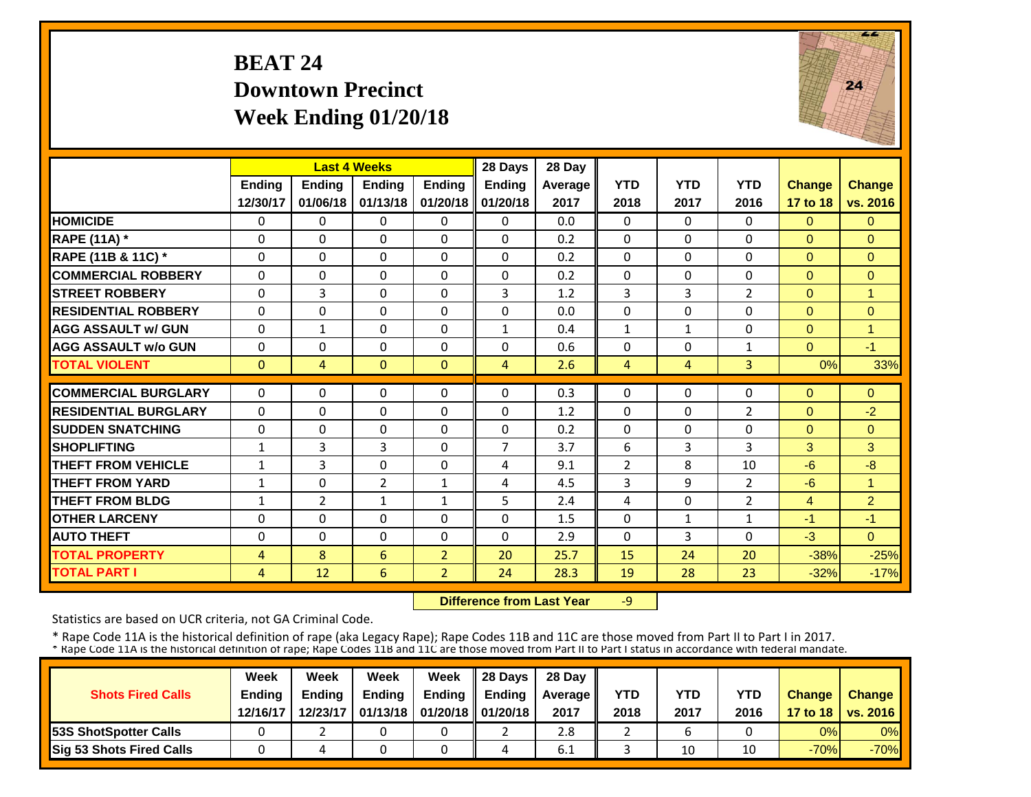# BEAT 24
## Downtown Precinct
## Week Ending 01/20/18

| | Last 4 Weeks | | | | 28 Days | 28 Day | | | | | |
|---|---|---|---|---|---|---|---|---|---|---|---|
| | Ending 12/30/17 | Ending 01/06/18 | Ending 01/13/18 | Ending 01/20/18 | Ending 01/20/18 | Average 2017 | YTD 2018 | YTD 2017 | YTD 2016 | Change 17 to 18 | Change vs. 2016 |
| HOMICIDE | 0 | 0 | 0 | 0 | 0 | 0.0 | 0 | 0 | 0 | 0 | 0 |
| RAPE (11A) * | 0 | 0 | 0 | 0 | 0 | 0.2 | 0 | 0 | 0 | 0 | 0 |
| RAPE (11B & 11C) * | 0 | 0 | 0 | 0 | 0 | 0.2 | 0 | 0 | 0 | 0 | 0 |
| COMMERCIAL ROBBERY | 0 | 0 | 0 | 0 | 0 | 0.2 | 0 | 0 | 0 | 0 | 0 |
| STREET ROBBERY | 0 | 3 | 0 | 0 | 3 | 1.2 | 3 | 3 | 2 | 0 | 1 |
| RESIDENTIAL ROBBERY | 0 | 0 | 0 | 0 | 0 | 0.0 | 0 | 0 | 0 | 0 | 0 |
| AGG ASSAULT w/ GUN | 0 | 1 | 0 | 0 | 1 | 0.4 | 1 | 1 | 0 | 0 | 1 |
| AGG ASSAULT w/o GUN | 0 | 0 | 0 | 0 | 0 | 0.6 | 0 | 0 | 1 | 0 | -1 |
| TOTAL VIOLENT | 0 | 4 | 0 | 0 | 4 | 2.6 | 4 | 4 | 3 | 0% | 33% |
| COMMERCIAL BURGLARY | 0 | 0 | 0 | 0 | 0 | 0.3 | 0 | 0 | 0 | 0 | 0 |
| RESIDENTIAL BURGLARY | 0 | 0 | 0 | 0 | 0 | 1.2 | 0 | 0 | 2 | 0 | -2 |
| SUDDEN SNATCHING | 0 | 0 | 0 | 0 | 0 | 0.2 | 0 | 0 | 0 | 0 | 0 |
| SHOPLIFTING | 1 | 3 | 3 | 0 | 7 | 3.7 | 6 | 3 | 3 | 3 | 3 |
| THEFT FROM VEHICLE | 1 | 3 | 0 | 0 | 4 | 9.1 | 2 | 8 | 10 | -6 | -8 |
| THEFT FROM YARD | 1 | 0 | 2 | 1 | 4 | 4.5 | 3 | 9 | 2 | -6 | 1 |
| THEFT FROM BLDG | 1 | 2 | 1 | 1 | 5 | 2.4 | 4 | 0 | 2 | 4 | 2 |
| OTHER LARCENY | 0 | 0 | 0 | 0 | 0 | 1.5 | 0 | 1 | 1 | -1 | -1 |
| AUTO THEFT | 0 | 0 | 0 | 0 | 0 | 2.9 | 0 | 3 | 0 | -3 | 0 |
| TOTAL PROPERTY | 4 | 8 | 6 | 2 | 20 | 25.7 | 15 | 24 | 20 | -38% | -25% |
| TOTAL PART I | 4 | 12 | 6 | 2 | 24 | 28.3 | 19 | 28 | 23 | -32% | -17% |

**Difference from Last Year** -9

Statistics are based on UCR criteria, not GA Criminal Code.

* Rape Code 11A is the historical definition of rape (aka Legacy Rape); Rape Codes 11B and 11C are those moved from Part II to Part I in 2017.
* Rape Code 11A is the historical definition of rape; Rape Codes 11B and 11C are those moved from Part II to Part I status in accordance with federal mandate.

| Shots Fired Calls | Week Ending 12/16/17 | Week Ending 12/23/17 | Week Ending 01/13/18 | Week Ending 01/20/18 | 28 Days Ending 01/20/18 | 28 Day Average 2017 | YTD 2018 | YTD 2017 | YTD 2016 | Change 17 to 18 | Change vs. 2016 |
|---|---|---|---|---|---|---|---|---|---|---|---|
| 53S ShotSpotter Calls | 0 | 2 | 0 | 0 | 2 | 2.8 | 2 | 6 | 0 | 0% | 0% |
| Sig 53 Shots Fired Calls | 0 | 4 | 0 | 0 | 4 | 6.1 | 3 | 10 | 10 | -70% | -70% |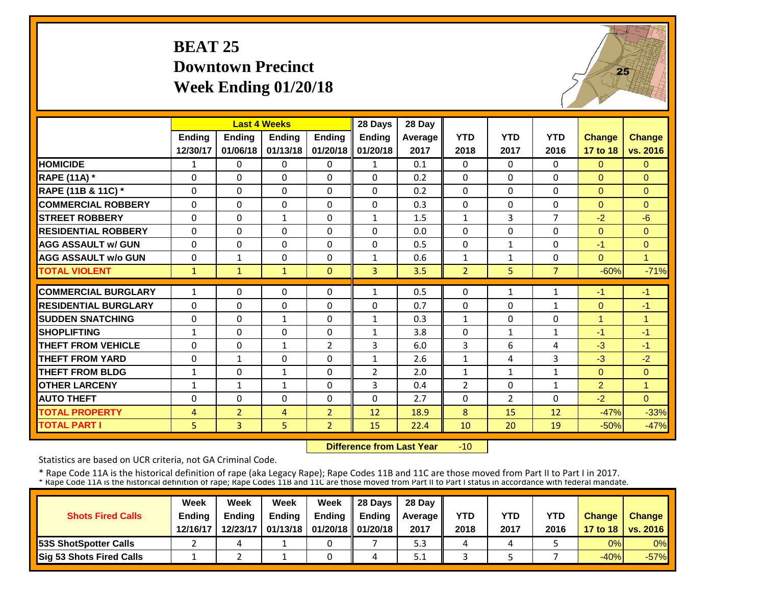# BEAT 25
## Downtown Precinct
## Week Ending 01/20/18

| | Last 4 Weeks | | | | 28 Days | 28 Day | | | | | |
|---|---|---|---|---|---|---|---|---|---|---|---|
| | Ending 12/30/17 | Ending 01/06/18 | Ending 01/13/18 | Ending 01/20/18 | Ending 01/20/18 | Average 2017 | YTD 2018 | YTD 2017 | YTD 2016 | Change 17 to 18 | Change vs. 2016 |
| **HOMICIDE** | 1 | 0 | 0 | 0 | 1 | 0.1 | 0 | 0 | 0 | 0 | 0 |
| **RAPE (11A) *** | 0 | 0 | 0 | 0 | 0 | 0.2 | 0 | 0 | 0 | 0 | 0 |
| **RAPE (11B & 11C) *** | 0 | 0 | 0 | 0 | 0 | 0.2 | 0 | 0 | 0 | 0 | 0 |
| **COMMERCIAL ROBBERY** | 0 | 0 | 0 | 0 | 0 | 0.3 | 0 | 0 | 0 | 0 | 0 |
| **STREET ROBBERY** | 0 | 0 | 1 | 0 | 1 | 1.5 | 1 | 3 | 7 | -2 | -6 |
| **RESIDENTIAL ROBBERY** | 0 | 0 | 0 | 0 | 0 | 0.0 | 0 | 0 | 0 | 0 | 0 |
| **AGG ASSAULT w/ GUN** | 0 | 0 | 0 | 0 | 0 | 0.5 | 0 | 1 | 0 | -1 | 0 |
| **AGG ASSAULT w/o GUN** | 0 | 1 | 0 | 0 | 1 | 0.6 | 1 | 1 | 0 | 0 | 1 |
| **TOTAL VIOLENT** | 1 | 1 | 1 | 0 | 3 | 3.5 | 2 | 5 | 7 | -60% | -71% |
| **COMMERCIAL BURGLARY** | 1 | 0 | 0 | 0 | 1 | 0.5 | 0 | 1 | 1 | -1 | -1 |
| **RESIDENTIAL BURGLARY** | 0 | 0 | 0 | 0 | 0 | 0.7 | 0 | 0 | 1 | 0 | -1 |
| **SUDDEN SNATCHING** | 0 | 0 | 1 | 0 | 1 | 0.3 | 1 | 0 | 0 | 1 | 1 |
| **SHOPLIFTING** | 1 | 0 | 0 | 0 | 1 | 3.8 | 0 | 1 | 1 | -1 | -1 |
| **THEFT FROM VEHICLE** | 0 | 0 | 1 | 2 | 3 | 6.0 | 3 | 6 | 4 | -3 | -1 |
| **THEFT FROM YARD** | 0 | 1 | 0 | 0 | 1 | 2.6 | 1 | 4 | 3 | -3 | -2 |
| **THEFT FROM BLDG** | 1 | 0 | 1 | 0 | 2 | 2.0 | 1 | 1 | 1 | 0 | 0 |
| **OTHER LARCENY** | 1 | 1 | 1 | 0 | 3 | 0.4 | 2 | 0 | 1 | 2 | 1 |
| **AUTO THEFT** | 0 | 0 | 0 | 0 | 0 | 2.7 | 0 | 2 | 0 | -2 | 0 |
| **TOTAL PROPERTY** | 4 | 2 | 4 | 2 | 12 | 18.9 | 8 | 15 | 12 | -47% | -33% |
| **TOTAL PART I** | 5 | 3 | 5 | 2 | 15 | 22.4 | 10 | 20 | 19 | -50% | -47% |

**Difference from Last Year** -10

Statistics are based on UCR criteria, not GA Criminal Code.

* Rape Code 11A is the historical definition of rape (aka Legacy Rape); Rape Codes 11B and 11C are those moved from Part II to Part I in 2017.
* Rape Code 11A is the historical definition of rape; Rape Codes 11B and 11C are those moved from Part II to Part I status in accordance with federal mandate.

| Shots Fired Calls | Week Ending 12/16/17 | Week Ending 12/23/17 | Week Ending 01/13/18 | Week Ending 01/20/18 | 28 Days Ending 01/20/18 | 28 Day Average 2017 | YTD 2018 | YTD 2017 | YTD 2016 | Change 17 to 18 | Change vs. 2016 |
|---|---|---|---|---|---|---|---|---|---|---|---|
| **53S ShotSpotter Calls** | 2 | 4 | 1 | 0 | 7 | 5.3 | 4 | 4 | 5 | 0% | 0% |
| **Sig 53 Shots Fired Calls** | 1 | 2 | 1 | 0 | 4 | 5.1 | 3 | 5 | 7 | -40% | -57% |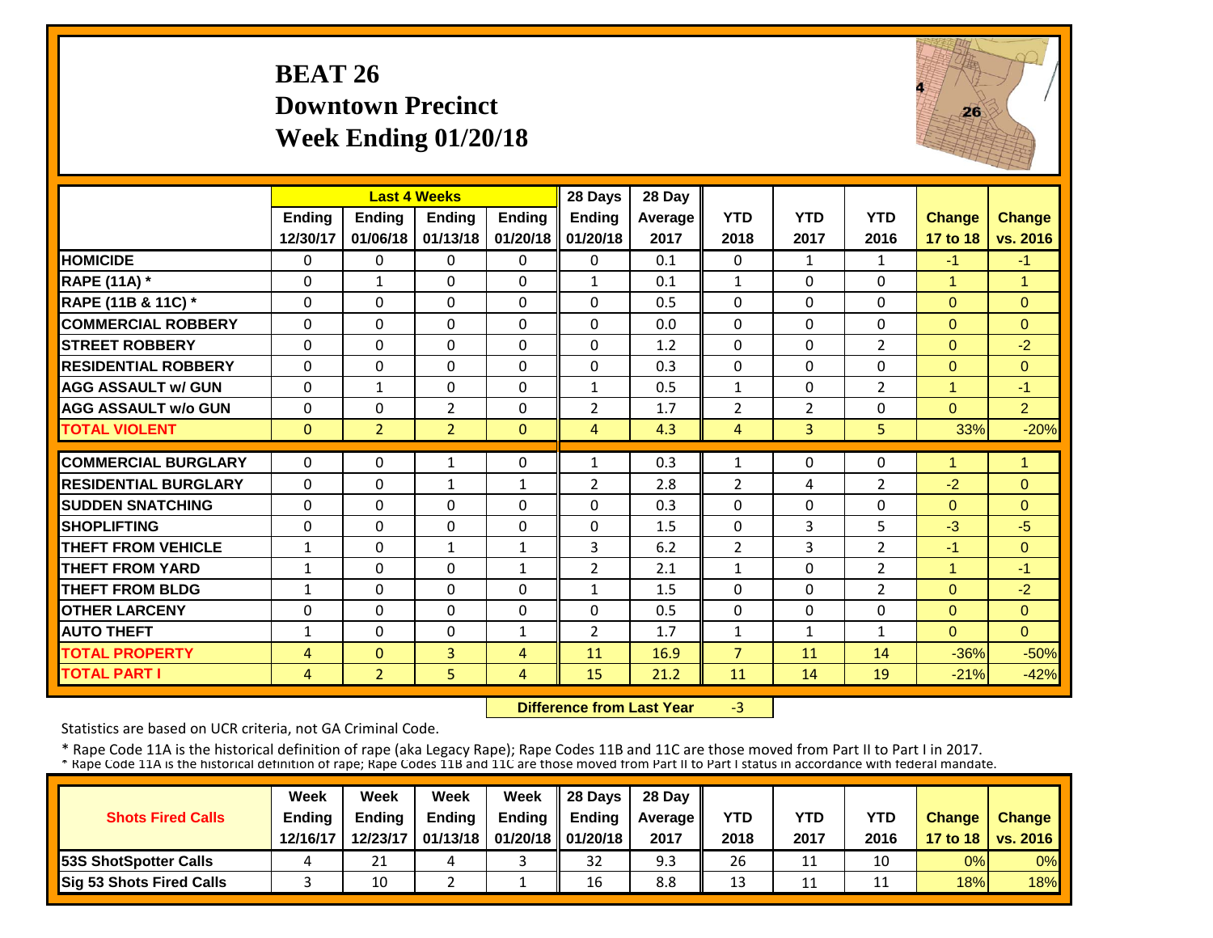# BEAT 26
## Downtown Precinct
## Week Ending 01/20/18

| | Last 4 Weeks | | | | 28 Days | 28 Day | | | | | |
|---|---|---|---|---|---|---|---|---|---|---|---|
| | Ending 12/30/17 | Ending 01/06/18 | Ending 01/13/18 | Ending 01/20/18 | Ending 01/20/18 | Average 2017 | YTD 2018 | YTD 2017 | YTD 2016 | Change 17 to 18 | Change vs. 2016 |
| **HOMICIDE** | 0 | 0 | 0 | 0 | 0 | 0.1 | 0 | 1 | 1 | -1 | -1 |
| **RAPE (11A) *** | 0 | 1 | 0 | 0 | 1 | 0.1 | 1 | 0 | 0 | 1 | 1 |
| **RAPE (11B & 11C) *** | 0 | 0 | 0 | 0 | 0 | 0.5 | 0 | 0 | 0 | 0 | 0 |
| **COMMERCIAL ROBBERY** | 0 | 0 | 0 | 0 | 0 | 0.0 | 0 | 0 | 0 | 0 | 0 |
| **STREET ROBBERY** | 0 | 0 | 0 | 0 | 0 | 1.2 | 0 | 0 | 2 | 0 | -2 |
| **RESIDENTIAL ROBBERY** | 0 | 0 | 0 | 0 | 0 | 0.3 | 0 | 0 | 0 | 0 | 0 |
| **AGG ASSAULT w/ GUN** | 0 | 1 | 0 | 0 | 1 | 0.5 | 1 | 0 | 2 | 1 | -1 |
| **AGG ASSAULT w/o GUN** | 0 | 0 | 2 | 0 | 2 | 1.7 | 2 | 2 | 0 | 0 | 2 |
| **TOTAL VIOLENT** | 0 | 2 | 2 | 0 | 4 | 4.3 | 4 | 3 | 5 | 33% | -20% |
| **COMMERCIAL BURGLARY** | 0 | 0 | 1 | 0 | 1 | 0.3 | 1 | 0 | 0 | 1 | 1 |
| **RESIDENTIAL BURGLARY** | 0 | 0 | 1 | 1 | 2 | 2.8 | 2 | 4 | 2 | -2 | 0 |
| **SUDDEN SNATCHING** | 0 | 0 | 0 | 0 | 0 | 0.3 | 0 | 0 | 0 | 0 | 0 |
| **SHOPLIFTING** | 0 | 0 | 0 | 0 | 0 | 1.5 | 0 | 3 | 5 | -3 | -5 |
| **THEFT FROM VEHICLE** | 1 | 0 | 1 | 1 | 3 | 6.2 | 2 | 3 | 2 | -1 | 0 |
| **THEFT FROM YARD** | 1 | 0 | 0 | 1 | 2 | 2.1 | 1 | 0 | 2 | 1 | -1 |
| **THEFT FROM BLDG** | 1 | 0 | 0 | 0 | 1 | 1.5 | 0 | 0 | 2 | 0 | -2 |
| **OTHER LARCENY** | 0 | 0 | 0 | 0 | 0 | 0.5 | 0 | 0 | 0 | 0 | 0 |
| **AUTO THEFT** | 1 | 0 | 0 | 1 | 2 | 1.7 | 1 | 1 | 1 | 0 | 0 |
| **TOTAL PROPERTY** | 4 | 0 | 3 | 4 | 11 | 16.9 | 7 | 11 | 14 | -36% | -50% |
| **TOTAL PART I** | 4 | 2 | 5 | 4 | 15 | 21.2 | 11 | 14 | 19 | -21% | -42% |

**Difference from Last Year** -3

Statistics are based on UCR criteria, not GA Criminal Code.

* Rape Code 11A is the historical definition of rape (aka Legacy Rape); Rape Codes 11B and 11C are those moved from Part II to Part I in 2017.
* Rape Code 11A is the historical definition of rape; Rape Codes 11B and 11C are those moved from Part II to Part I status in accordance with federal mandate.

| Shots Fired Calls | Week Ending 12/16/17 | Week Ending 12/23/17 | Week Ending 01/13/18 | Week Ending 01/20/18 | 28 Days Ending 01/20/18 | 28 Day Average 2017 | YTD 2018 | YTD 2017 | YTD 2016 | Change 17 to 18 | Change vs. 2016 |
|---|---|---|---|---|---|---|---|---|---|---|---|
| **53S ShotSpotter Calls** | 4 | 21 | 4 | 3 | 32 | 9.3 | 26 | 11 | 10 | 0% | 0% |
| **Sig 53 Shots Fired Calls** | 3 | 10 | 2 | 1 | 16 | 8.8 | 13 | 11 | 11 | 18% | 18% |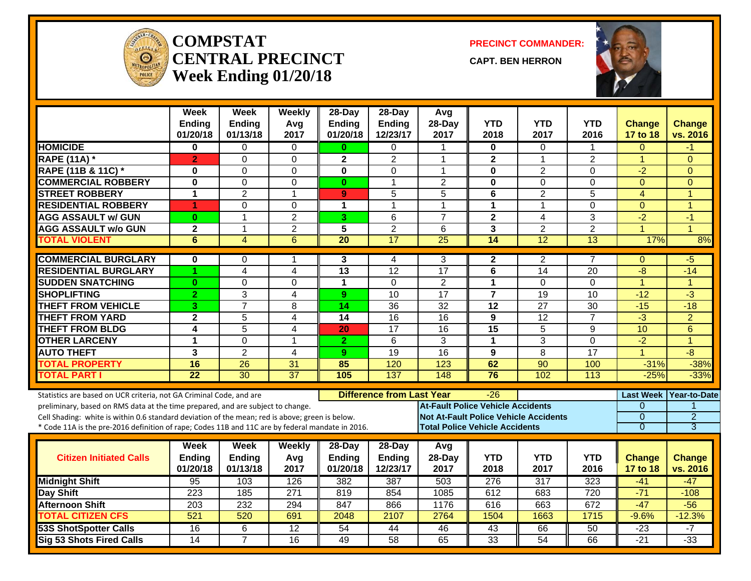# COMPSTAT
# CENTRAL PRECINCT
# Week Ending 01/20/18

**PRECINCT COMMANDER:**

**CAPT. BEN HERRON**

| | Week Ending 01/20/18 | Week Ending 01/13/18 | Weekly Avg 2017 | 28-Day Ending 01/20/18 | 28-Day Ending 12/23/17 | Avg 28-Day 2017 | YTD 2018 | YTD 2017 | YTD 2016 | Change 17 to 18 | Change vs. 2016 |
|---|---|---|---|---|---|---|---|---|---|---|---|
| HOMICIDE | 0 | 0 | 0 | 0 | 0 | 1 | 0 | 0 | 1 | 0 | -1 |
| RAPE (11A) * | 2 | 0 | 0 | 2 | 2 | 1 | 2 | 1 | 2 | 1 | 0 |
| RAPE (11B & 11C) * | 0 | 0 | 0 | 0 | 0 | 1 | 0 | 2 | 0 | -2 | 0 |
| COMMERCIAL ROBBERY | 0 | 0 | 0 | 0 | 1 | 2 | 0 | 0 | 0 | 0 | 0 |
| STREET ROBBERY | 1 | 2 | 1 | 9 | 5 | 5 | 6 | 2 | 5 | 4 | 1 |
| RESIDENTIAL ROBBERY | 1 | 0 | 0 | 1 | 1 | 1 | 1 | 1 | 0 | 0 | 1 |
| AGG ASSAULT w/ GUN | 0 | 1 | 2 | 3 | 6 | 7 | 2 | 4 | 3 | -2 | -1 |
| AGG ASSAULT w/o GUN | 2 | 1 | 2 | 5 | 2 | 6 | 3 | 2 | 2 | 1 | 1 |
| TOTAL VIOLENT | 6 | 4 | 6 | 20 | 17 | 25 | 14 | 12 | 13 | 17% | 8% |
| COMMERCIAL BURGLARY | 0 | 0 | 1 | 3 | 4 | 3 | 2 | 2 | 7 | 0 | -5 |
| RESIDENTIAL BURGLARY | 1 | 4 | 4 | 13 | 12 | 17 | 6 | 14 | 20 | -8 | -14 |
| SUDDEN SNATCHING | 0 | 0 | 0 | 1 | 0 | 2 | 1 | 0 | 0 | 1 | 1 |
| SHOPLIFTING | 2 | 3 | 4 | 9 | 10 | 17 | 7 | 19 | 10 | -12 | -3 |
| THEFT FROM VEHICLE | 3 | 7 | 8 | 14 | 36 | 32 | 12 | 27 | 30 | -15 | -18 |
| THEFT FROM YARD | 2 | 5 | 4 | 14 | 16 | 16 | 9 | 12 | 7 | -3 | 2 |
| THEFT FROM BLDG | 4 | 5 | 4 | 20 | 17 | 16 | 15 | 5 | 9 | 10 | 6 |
| OTHER LARCENY | 1 | 0 | 1 | 2 | 6 | 3 | 1 | 3 | 0 | -2 | 1 |
| AUTO THEFT | 3 | 2 | 4 | 9 | 19 | 16 | 9 | 8 | 17 | 1 | -8 |
| TOTAL PROPERTY | 16 | 26 | 31 | 85 | 120 | 123 | 62 | 90 | 100 | -31% | -38% |
| TOTAL PART I | 22 | 30 | 37 | 105 | 137 | 148 | 76 | 102 | 113 | -25% | -33% |

Statistics are based on UCR criteria, not GA Criminal Code, and are preliminary, based on RMS data at the time prepared, and are subject to change.
Cell Shading: white is within 0.6 standard deviation of the mean; red is above; green is below.
* Code 11A is the pre-2016 definition of rape; Codes 11B and 11C are by federal mandate in 2016.

**Difference from Last Year**: -26

| | Last Week | Year-to-Date |
|---|---|---|
| At-Fault Police Vehicle Accidents | 0 | 1 |
| Not At-Fault Police Vehicle Accidents | 0 | 2 |
| Total Police Vehicle Accidents | 0 | 3 |

| Citizen Initiated Calls | Week Ending 01/20/18 | Week Ending 01/13/18 | Weekly Avg 2017 | 28-Day Ending 01/20/18 | 28-Day Ending 12/23/17 | Avg 28-Day 2017 | YTD 2018 | YTD 2017 | YTD 2016 | Change 17 to 18 | Change vs. 2016 |
|---|---|---|---|---|---|---|---|---|---|---|---|
| Midnight Shift | 95 | 103 | 126 | 382 | 387 | 503 | 276 | 317 | 323 | -41 | -47 |
| Day Shift | 223 | 185 | 271 | 819 | 854 | 1085 | 612 | 683 | 720 | -71 | -108 |
| Afternoon Shift | 203 | 232 | 294 | 847 | 866 | 1176 | 616 | 663 | 672 | -47 | -56 |
| TOTAL CITIZEN CFS | 521 | 520 | 691 | 2048 | 2107 | 2764 | 1504 | 1663 | 1715 | -9.6% | -12.3% |
| 53S ShotSpotter Calls | 16 | 6 | 12 | 54 | 44 | 46 | 43 | 66 | 50 | -23 | -7 |
| Sig 53 Shots Fired Calls | 14 | 7 | 16 | 49 | 58 | 65 | 33 | 54 | 66 | -21 | -33 |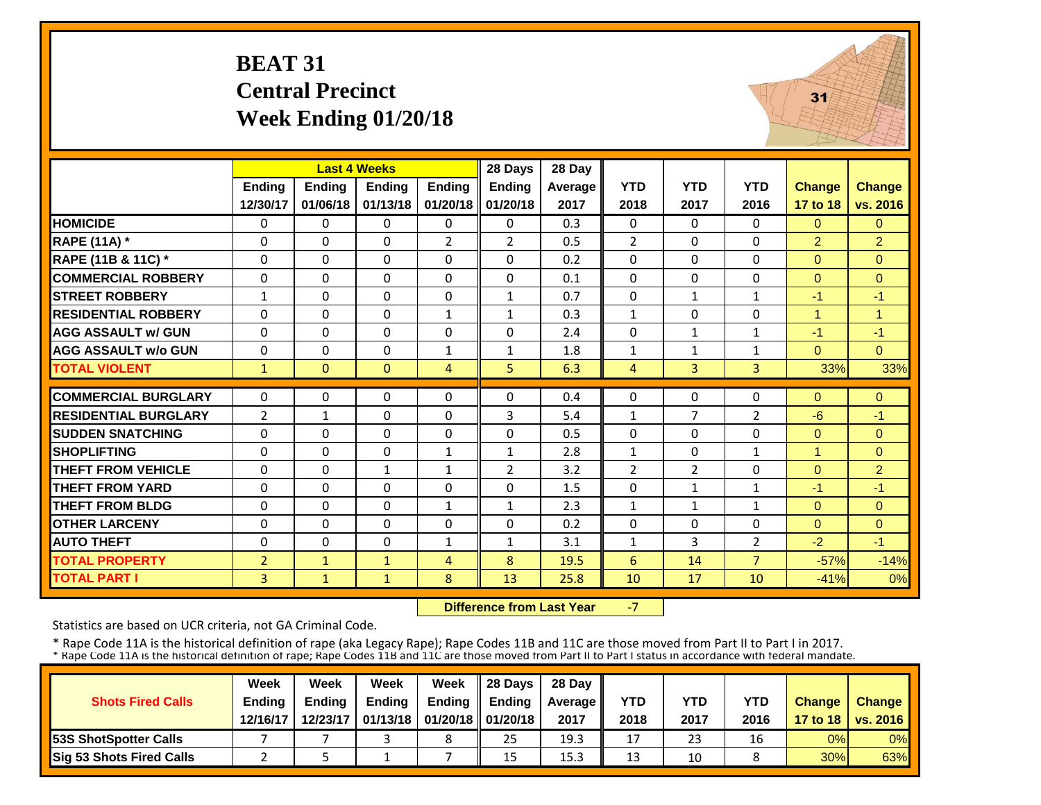# BEAT 31
## Central Precinct
## Week Ending 01/20/18

| | Last 4 Weeks | | | | 28 Days | 28 Day | | | | | |
|---|---|---|---|---|---|---|---|---|---|---|---|
| | Ending 12/30/17 | Ending 01/06/18 | Ending 01/13/18 | Ending 01/20/18 | Ending 01/20/18 | Average 2017 | YTD 2018 | YTD 2017 | YTD 2016 | Change 17 to 18 | Change vs. 2016 |
| HOMICIDE | 0 | 0 | 0 | 0 | 0 | 0.3 | 0 | 0 | 0 | 0 | 0 |
| RAPE (11A) * | 0 | 0 | 0 | 2 | 2 | 0.5 | 2 | 0 | 0 | 2 | 2 |
| RAPE (11B & 11C) * | 0 | 0 | 0 | 0 | 0 | 0.2 | 0 | 0 | 0 | 0 | 0 |
| COMMERCIAL ROBBERY | 0 | 0 | 0 | 0 | 0 | 0.1 | 0 | 0 | 0 | 0 | 0 |
| STREET ROBBERY | 1 | 0 | 0 | 0 | 1 | 0.7 | 0 | 1 | 1 | -1 | -1 |
| RESIDENTIAL ROBBERY | 0 | 0 | 0 | 1 | 1 | 0.3 | 1 | 0 | 0 | 1 | 1 |
| AGG ASSAULT w/ GUN | 0 | 0 | 0 | 0 | 0 | 2.4 | 0 | 1 | 1 | -1 | -1 |
| AGG ASSAULT w/o GUN | 0 | 0 | 0 | 1 | 1 | 1.8 | 1 | 1 | 1 | 0 | 0 |
| TOTAL VIOLENT | 1 | 0 | 0 | 4 | 5 | 6.3 | 4 | 3 | 3 | 33% | 33% |
| COMMERCIAL BURGLARY | 0 | 0 | 0 | 0 | 0 | 0.4 | 0 | 0 | 0 | 0 | 0 |
| RESIDENTIAL BURGLARY | 2 | 1 | 0 | 0 | 3 | 5.4 | 1 | 7 | 2 | -6 | -1 |
| SUDDEN SNATCHING | 0 | 0 | 0 | 0 | 0 | 0.5 | 0 | 0 | 0 | 0 | 0 |
| SHOPLIFTING | 0 | 0 | 0 | 1 | 1 | 2.8 | 1 | 0 | 1 | 1 | 0 |
| THEFT FROM VEHICLE | 0 | 0 | 1 | 1 | 2 | 3.2 | 2 | 2 | 0 | 0 | 2 |
| THEFT FROM YARD | 0 | 0 | 0 | 0 | 0 | 1.5 | 0 | 1 | 1 | -1 | -1 |
| THEFT FROM BLDG | 0 | 0 | 0 | 1 | 1 | 2.3 | 1 | 1 | 1 | 0 | 0 |
| OTHER LARCENY | 0 | 0 | 0 | 0 | 0 | 0.2 | 0 | 0 | 0 | 0 | 0 |
| AUTO THEFT | 0 | 0 | 0 | 1 | 1 | 3.1 | 1 | 3 | 2 | -2 | -1 |
| TOTAL PROPERTY | 2 | 1 | 1 | 4 | 8 | 19.5 | 6 | 14 | 7 | -57% | -14% |
| TOTAL PART I | 3 | 1 | 1 | 8 | 13 | 25.8 | 10 | 17 | 10 | -41% | 0% |

**Difference from Last Year** -7

Statistics are based on UCR criteria, not GA Criminal Code.

\* Rape Code 11A is the historical definition of rape (aka Legacy Rape); Rape Codes 11B and 11C are those moved from Part II to Part I in 2017.
\* Rape Code 11A is the historical definition of rape; Rape Codes 11B and 11C are those moved from Part II to Part I status in accordance with federal mandate.

| Shots Fired Calls | Week Ending 12/16/17 | Week Ending 12/23/17 | Week Ending 01/13/18 | Week Ending 01/20/18 | 28 Days Ending 01/20/18 | 28 Day Average 2017 | YTD 2018 | YTD 2017 | YTD 2016 | Change 17 to 18 | Change vs. 2016 |
|---|---|---|---|---|---|---|---|---|---|---|---|
| 53S ShotSpotter Calls | 7 | 7 | 3 | 8 | 25 | 19.3 | 17 | 23 | 16 | 0% | 0% |
| Sig 53 Shots Fired Calls | 2 | 5 | 1 | 7 | 15 | 15.3 | 13 | 10 | 8 | 30% | 63% |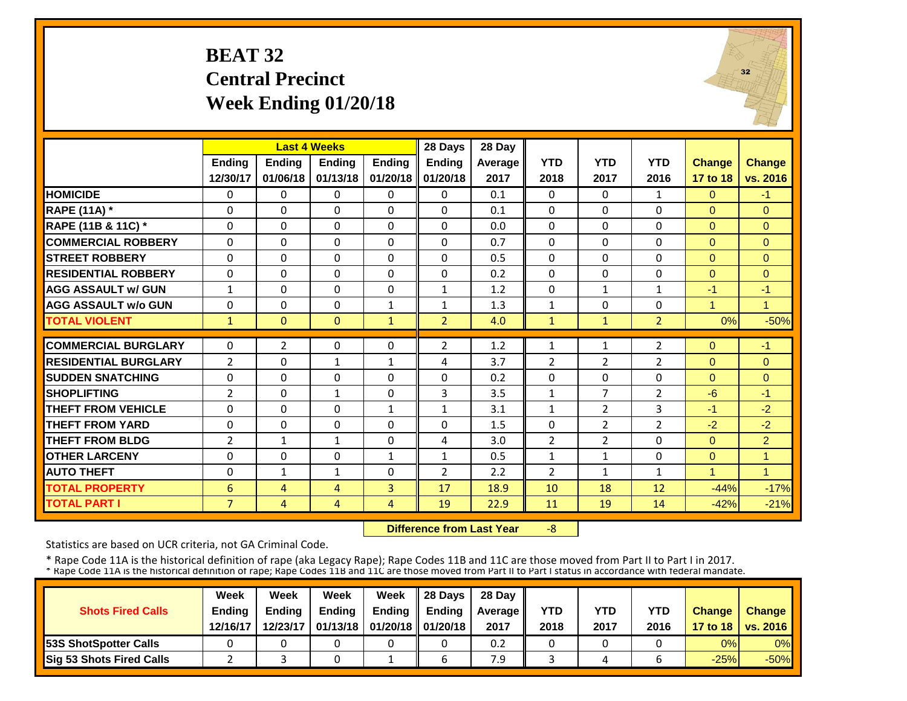# BEAT 32
## Central Precinct
## Week Ending 01/20/18

| | Last 4 Weeks | | | | 28 Days | 28 Day | | | | | |
|---|---|---|---|---|---|---|---|---|---|---|---|
| | Ending 12/30/17 | Ending 01/06/18 | Ending 01/13/18 | Ending 01/20/18 | Ending 01/20/18 | Average 2017 | YTD 2018 | YTD 2017 | YTD 2016 | Change 17 to 18 | Change vs. 2016 |
| HOMICIDE | 0 | 0 | 0 | 0 | 0 | 0.1 | 0 | 0 | 1 | 0 | -1 |
| RAPE (11A) * | 0 | 0 | 0 | 0 | 0 | 0.1 | 0 | 0 | 0 | 0 | 0 |
| RAPE (11B & 11C) * | 0 | 0 | 0 | 0 | 0 | 0.0 | 0 | 0 | 0 | 0 | 0 |
| COMMERCIAL ROBBERY | 0 | 0 | 0 | 0 | 0 | 0.7 | 0 | 0 | 0 | 0 | 0 |
| STREET ROBBERY | 0 | 0 | 0 | 0 | 0 | 0.5 | 0 | 0 | 0 | 0 | 0 |
| RESIDENTIAL ROBBERY | 0 | 0 | 0 | 0 | 0 | 0.2 | 0 | 0 | 0 | 0 | 0 |
| AGG ASSAULT w/ GUN | 1 | 0 | 0 | 0 | 1 | 1.2 | 0 | 1 | 1 | -1 | -1 |
| AGG ASSAULT w/o GUN | 0 | 0 | 0 | 1 | 1 | 1.3 | 1 | 0 | 0 | 1 | 1 |
| TOTAL VIOLENT | 1 | 0 | 0 | 1 | 2 | 4.0 | 1 | 1 | 2 | 0% | -50% |
| COMMERCIAL BURGLARY | 0 | 2 | 0 | 0 | 2 | 1.2 | 1 | 1 | 2 | 0 | -1 |
| RESIDENTIAL BURGLARY | 2 | 0 | 1 | 1 | 4 | 3.7 | 2 | 2 | 2 | 0 | 0 |
| SUDDEN SNATCHING | 0 | 0 | 0 | 0 | 0 | 0.2 | 0 | 0 | 0 | 0 | 0 |
| SHOPLIFTING | 2 | 0 | 1 | 0 | 3 | 3.5 | 1 | 7 | 2 | -6 | -1 |
| THEFT FROM VEHICLE | 0 | 0 | 0 | 1 | 1 | 3.1 | 1 | 2 | 3 | -1 | -2 |
| THEFT FROM YARD | 0 | 0 | 0 | 0 | 0 | 1.5 | 0 | 2 | 2 | -2 | -2 |
| THEFT FROM BLDG | 2 | 1 | 1 | 0 | 4 | 3.0 | 2 | 2 | 0 | 0 | 2 |
| OTHER LARCENY | 0 | 0 | 0 | 1 | 1 | 0.5 | 1 | 1 | 0 | 0 | 1 |
| AUTO THEFT | 0 | 1 | 1 | 0 | 2 | 2.2 | 2 | 1 | 1 | 1 | 1 |
| TOTAL PROPERTY | 6 | 4 | 4 | 3 | 17 | 18.9 | 10 | 18 | 12 | -44% | -17% |
| TOTAL PART I | 7 | 4 | 4 | 4 | 19 | 22.9 | 11 | 19 | 14 | -42% | -21% |

**Difference from Last Year** -8

Statistics are based on UCR criteria, not GA Criminal Code.

\* Rape Code 11A is the historical definition of rape (aka Legacy Rape); Rape Codes 11B and 11C are those moved from Part II to Part I in 2017.
\* Rape Code 11A is the historical definition of rape; Rape Codes 11B and 11C are those moved from Part II to Part I status in accordance with federal mandate.

| Shots Fired Calls | Week Ending 12/16/17 | Week Ending 12/23/17 | Week Ending 01/13/18 | Week Ending 01/20/18 | 28 Days Ending 01/20/18 | 28 Day Average 2017 | YTD 2018 | YTD 2017 | YTD 2016 | Change 17 to 18 | Change vs. 2016 |
|---|---|---|---|---|---|---|---|---|---|---|---|
| 53S ShotSpotter Calls | 0 | 0 | 0 | 0 | 0 | 0.2 | 0 | 0 | 0 | 0% | 0% |
| Sig 53 Shots Fired Calls | 2 | 3 | 0 | 1 | 6 | 7.9 | 3 | 4 | 6 | -25% | -50% |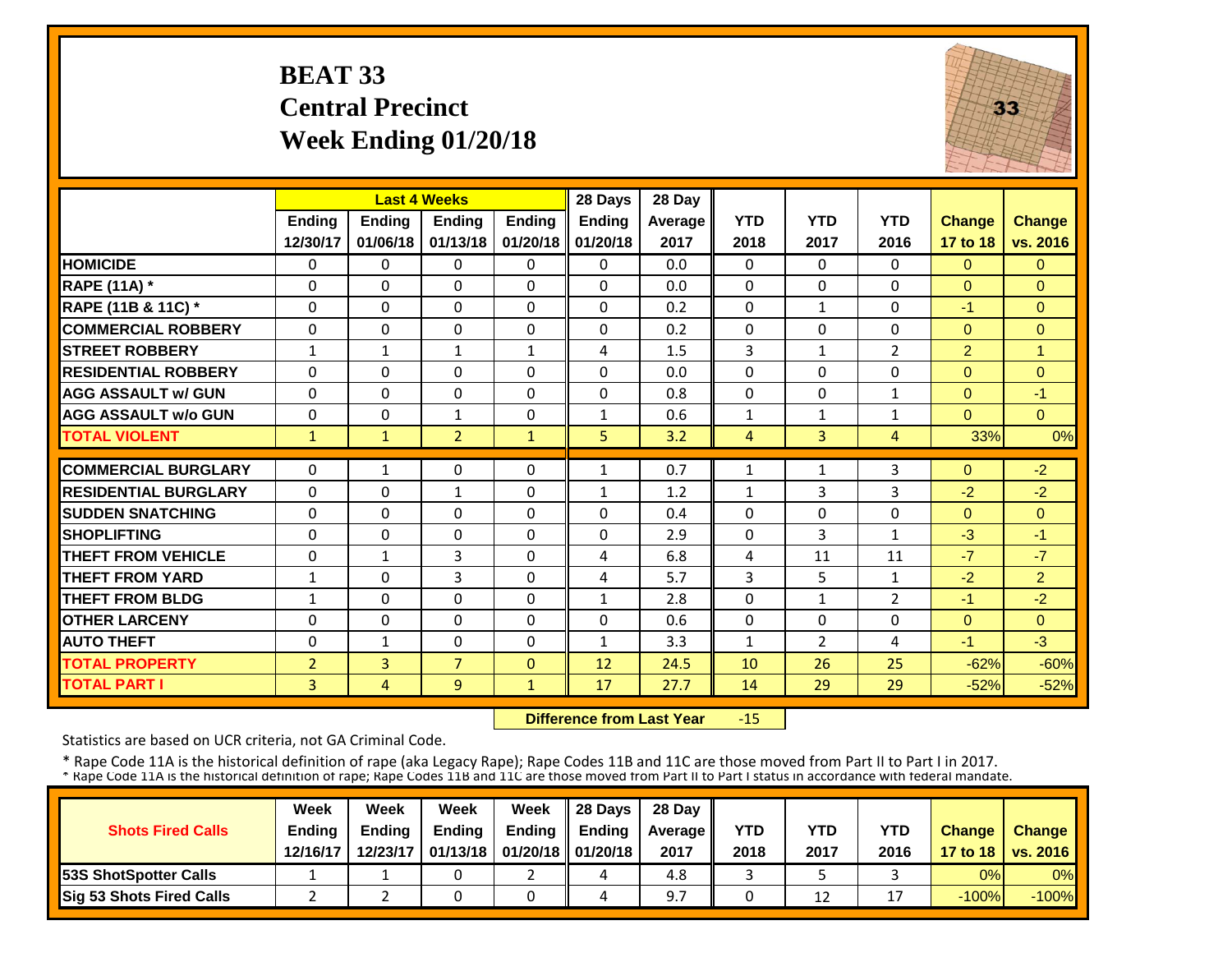# BEAT 33
## Central Precinct
## Week Ending 01/20/18

| | Last 4 Weeks | | | | 28 Days | 28 Day | | | | | |
|---|---|---|---|---|---|---|---|---|---|---|---|
| | Ending 12/30/17 | Ending 01/06/18 | Ending 01/13/18 | Ending 01/20/18 | Ending 01/20/18 | Average 2017 | YTD 2018 | YTD 2017 | YTD 2016 | Change 17 to 18 | Change vs. 2016 |
| HOMICIDE | 0 | 0 | 0 | 0 | 0 | 0.0 | 0 | 0 | 0 | 0 | 0 |
| RAPE (11A) * | 0 | 0 | 0 | 0 | 0 | 0.0 | 0 | 0 | 0 | 0 | 0 |
| RAPE (11B & 11C) * | 0 | 0 | 0 | 0 | 0 | 0.2 | 0 | 1 | 0 | -1 | 0 |
| COMMERCIAL ROBBERY | 0 | 0 | 0 | 0 | 0 | 0.2 | 0 | 0 | 0 | 0 | 0 |
| STREET ROBBERY | 1 | 1 | 1 | 1 | 4 | 1.5 | 3 | 1 | 2 | 2 | 1 |
| RESIDENTIAL ROBBERY | 0 | 0 | 0 | 0 | 0 | 0.0 | 0 | 0 | 0 | 0 | 0 |
| AGG ASSAULT w/ GUN | 0 | 0 | 0 | 0 | 0 | 0.8 | 0 | 0 | 1 | 0 | -1 |
| AGG ASSAULT w/o GUN | 0 | 0 | 1 | 0 | 1 | 0.6 | 1 | 1 | 1 | 0 | 0 |
| TOTAL VIOLENT | 1 | 1 | 2 | 1 | 5 | 3.2 | 4 | 3 | 4 | 33% | 0% |
| COMMERCIAL BURGLARY | 0 | 1 | 0 | 0 | 1 | 0.7 | 1 | 1 | 3 | 0 | -2 |
| RESIDENTIAL BURGLARY | 0 | 0 | 1 | 0 | 1 | 1.2 | 1 | 3 | 3 | -2 | -2 |
| SUDDEN SNATCHING | 0 | 0 | 0 | 0 | 0 | 0.4 | 0 | 0 | 0 | 0 | 0 |
| SHOPLIFTING | 0 | 0 | 0 | 0 | 0 | 2.9 | 0 | 3 | 1 | -3 | -1 |
| THEFT FROM VEHICLE | 0 | 1 | 3 | 0 | 4 | 6.8 | 4 | 11 | 11 | -7 | -7 |
| THEFT FROM YARD | 1 | 0 | 3 | 0 | 4 | 5.7 | 3 | 5 | 1 | -2 | 2 |
| THEFT FROM BLDG | 1 | 0 | 0 | 0 | 1 | 2.8 | 0 | 1 | 2 | -1 | -2 |
| OTHER LARCENY | 0 | 0 | 0 | 0 | 0 | 0.6 | 0 | 0 | 0 | 0 | 0 |
| AUTO THEFT | 0 | 1 | 0 | 0 | 1 | 3.3 | 1 | 2 | 4 | -1 | -3 |
| TOTAL PROPERTY | 2 | 3 | 7 | 0 | 12 | 24.5 | 10 | 26 | 25 | -62% | -60% |
| TOTAL PART I | 3 | 4 | 9 | 1 | 17 | 27.7 | 14 | 29 | 29 | -52% | -52% |

**Difference from Last Year** -15

Statistics are based on UCR criteria, not GA Criminal Code.

* Rape Code 11A is the historical definition of rape (aka Legacy Rape); Rape Codes 11B and 11C are those moved from Part II to Part I in 2017.
* Rape Code 11A is the historical definition of rape; Rape Codes 11B and 11C are those moved from Part II to Part I status in accordance with federal mandate.

| Shots Fired Calls | Week Ending 12/16/17 | Week Ending 12/23/17 | Week Ending 01/13/18 | Week Ending 01/20/18 | 28 Days Ending 01/20/18 | 28 Day Average 2017 | YTD 2018 | YTD 2017 | YTD 2016 | Change 17 to 18 | Change vs. 2016 |
|---|---|---|---|---|---|---|---|---|---|---|---|
| 53S ShotSpotter Calls | 1 | 1 | 0 | 2 | 4 | 4.8 | 3 | 5 | 3 | 0% | 0% |
| Sig 53 Shots Fired Calls | 2 | 2 | 0 | 0 | 4 | 9.7 | 0 | 12 | 17 | -100% | -100% |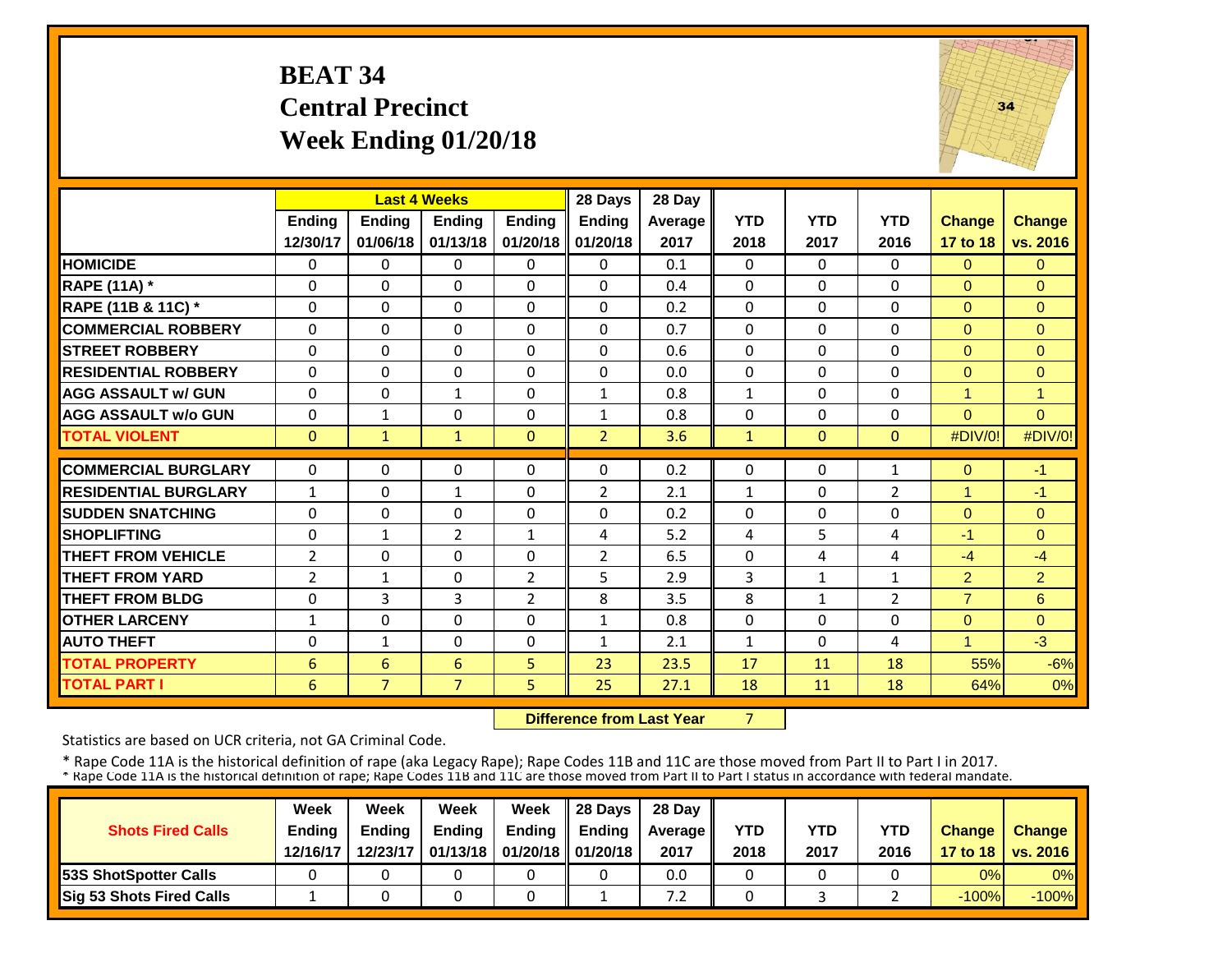# BEAT 34
## Central Precinct
## Week Ending 01/20/18

| | Last 4 Weeks | | | | 28 Days | 28 Day | | | | | |
|---|---|---|---|---|---|---|---|---|---|---|---|
| | Ending 12/30/17 | Ending 01/06/18 | Ending 01/13/18 | Ending 01/20/18 | Ending 01/20/18 | Average 2017 | YTD 2018 | YTD 2017 | YTD 2016 | Change 17 to 18 | Change vs. 2016 |
| **HOMICIDE** | 0 | 0 | 0 | 0 | 0 | 0.1 | 0 | 0 | 0 | 0 | 0 |
| **RAPE (11A) *** | 0 | 0 | 0 | 0 | 0 | 0.4 | 0 | 0 | 0 | 0 | 0 |
| **RAPE (11B & 11C) *** | 0 | 0 | 0 | 0 | 0 | 0.2 | 0 | 0 | 0 | 0 | 0 |
| **COMMERCIAL ROBBERY** | 0 | 0 | 0 | 0 | 0 | 0.7 | 0 | 0 | 0 | 0 | 0 |
| **STREET ROBBERY** | 0 | 0 | 0 | 0 | 0 | 0.6 | 0 | 0 | 0 | 0 | 0 |
| **RESIDENTIAL ROBBERY** | 0 | 0 | 0 | 0 | 0 | 0.0 | 0 | 0 | 0 | 0 | 0 |
| **AGG ASSAULT w/ GUN** | 0 | 0 | 1 | 0 | 1 | 0.8 | 1 | 0 | 0 | 1 | 1 |
| **AGG ASSAULT w/o GUN** | 0 | 1 | 0 | 0 | 1 | 0.8 | 0 | 0 | 0 | 0 | 0 |
| **TOTAL VIOLENT** | 0 | 1 | 1 | 0 | 2 | 3.6 | 1 | 0 | 0 | #DIV/0! | #DIV/0! |
| **COMMERCIAL BURGLARY** | 0 | 0 | 0 | 0 | 0 | 0.2 | 0 | 0 | 1 | 0 | -1 |
| **RESIDENTIAL BURGLARY** | 1 | 0 | 1 | 0 | 2 | 2.1 | 1 | 0 | 2 | 1 | -1 |
| **SUDDEN SNATCHING** | 0 | 0 | 0 | 0 | 0 | 0.2 | 0 | 0 | 0 | 0 | 0 |
| **SHOPLIFTING** | 0 | 1 | 2 | 1 | 4 | 5.2 | 4 | 5 | 4 | -1 | 0 |
| **THEFT FROM VEHICLE** | 2 | 0 | 0 | 0 | 2 | 6.5 | 0 | 4 | 4 | -4 | -4 |
| **THEFT FROM YARD** | 2 | 1 | 0 | 2 | 5 | 2.9 | 3 | 1 | 1 | 2 | 2 |
| **THEFT FROM BLDG** | 0 | 3 | 3 | 2 | 8 | 3.5 | 8 | 1 | 2 | 7 | 6 |
| **OTHER LARCENY** | 1 | 0 | 0 | 0 | 1 | 0.8 | 0 | 0 | 0 | 0 | 0 |
| **AUTO THEFT** | 0 | 1 | 0 | 0 | 1 | 2.1 | 1 | 0 | 4 | 1 | -3 |
| **TOTAL PROPERTY** | 6 | 6 | 6 | 5 | 23 | 23.5 | 17 | 11 | 18 | 55% | -6% |
| **TOTAL PART I** | 6 | 7 | 7 | 5 | 25 | 27.1 | 18 | 11 | 18 | 64% | 0% |

**Difference from Last Year** 7

Statistics are based on UCR criteria, not GA Criminal Code.

* Rape Code 11A is the historical definition of rape (aka Legacy Rape); Rape Codes 11B and 11C are those moved from Part II to Part I in 2017.
* Rape Code 11A is the historical definition of rape; Rape Codes 11B and 11C are those moved from Part II to Part I status in accordance with federal mandate.

| Shots Fired Calls | Week Ending 12/16/17 | Week Ending 12/23/17 | Week Ending 01/13/18 | Week Ending 01/20/18 | 28 Days Ending 01/20/18 | 28 Day Average 2017 | YTD 2018 | YTD 2017 | YTD 2016 | Change 17 to 18 | Change vs. 2016 |
|---|---|---|---|---|---|---|---|---|---|---|---|
| **53S ShotSpotter Calls** | 0 | 0 | 0 | 0 | 0 | 0.0 | 0 | 0 | 0 | 0% | 0% |
| **Sig 53 Shots Fired Calls** | 1 | 0 | 0 | 0 | 1 | 7.2 | 0 | 3 | 2 | -100% | -100% |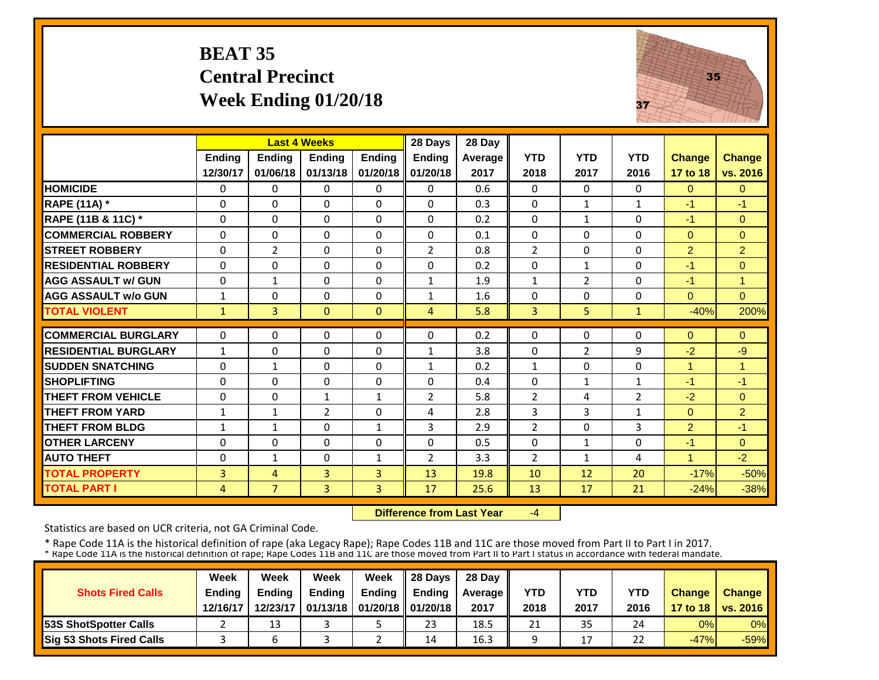# BEAT 35
# Central Precinct
# Week Ending 01/20/18

| | Last 4 Weeks | | | | 28 Days | 28 Day | | | | | |
|---|---|---|---|---|---|---|---|---|---|---|---|
| | Ending 12/30/17 | Ending 01/06/18 | Ending 01/13/18 | Ending 01/20/18 | Ending 01/20/18 | Average 2017 | YTD 2018 | YTD 2017 | YTD 2016 | Change 17 to 18 | Change vs. 2016 |
| HOMICIDE | 0 | 0 | 0 | 0 | 0 | 0.6 | 0 | 0 | 0 | 0 | 0 |
| RAPE (11A) * | 0 | 0 | 0 | 0 | 0 | 0.3 | 0 | 1 | 1 | -1 | -1 |
| RAPE (11B & 11C) * | 0 | 0 | 0 | 0 | 0 | 0.2 | 0 | 1 | 0 | -1 | 0 |
| COMMERCIAL ROBBERY | 0 | 0 | 0 | 0 | 0 | 0.1 | 0 | 0 | 0 | 0 | 0 |
| STREET ROBBERY | 0 | 2 | 0 | 0 | 2 | 0.8 | 2 | 0 | 0 | 2 | 2 |
| RESIDENTIAL ROBBERY | 0 | 0 | 0 | 0 | 0 | 0.2 | 0 | 1 | 0 | -1 | 0 |
| AGG ASSAULT w/ GUN | 0 | 1 | 0 | 0 | 1 | 1.9 | 1 | 2 | 0 | -1 | 1 |
| AGG ASSAULT w/o GUN | 1 | 0 | 0 | 0 | 1 | 1.6 | 0 | 0 | 0 | 0 | 0 |
| TOTAL VIOLENT | 1 | 3 | 0 | 0 | 4 | 5.8 | 3 | 5 | 1 | -40% | 200% |
| COMMERCIAL BURGLARY | 0 | 0 | 0 | 0 | 0 | 0.2 | 0 | 0 | 0 | 0 | 0 |
| RESIDENTIAL BURGLARY | 1 | 0 | 0 | 0 | 1 | 3.8 | 0 | 2 | 9 | -2 | -9 |
| SUDDEN SNATCHING | 0 | 1 | 0 | 0 | 1 | 0.2 | 1 | 0 | 0 | 1 | 1 |
| SHOPLIFTING | 0 | 0 | 0 | 0 | 0 | 0.4 | 0 | 1 | 1 | -1 | -1 |
| THEFT FROM VEHICLE | 0 | 0 | 1 | 1 | 2 | 5.8 | 2 | 4 | 2 | -2 | 0 |
| THEFT FROM YARD | 1 | 1 | 2 | 0 | 4 | 2.8 | 3 | 3 | 1 | 0 | 2 |
| THEFT FROM BLDG | 1 | 1 | 0 | 1 | 3 | 2.9 | 2 | 0 | 3 | 2 | -1 |
| OTHER LARCENY | 0 | 0 | 0 | 0 | 0 | 0.5 | 0 | 1 | 0 | -1 | 0 |
| AUTO THEFT | 0 | 1 | 0 | 1 | 2 | 3.3 | 2 | 1 | 4 | 1 | -2 |
| TOTAL PROPERTY | 3 | 4 | 3 | 3 | 13 | 19.8 | 10 | 12 | 20 | -17% | -50% |
| TOTAL PART I | 4 | 7 | 3 | 3 | 17 | 25.6 | 13 | 17 | 21 | -24% | -38% |

**Difference from Last Year** -4

Statistics are based on UCR criteria, not GA Criminal Code.

* Rape Code 11A is the historical definition of rape (aka Legacy Rape); Rape Codes 11B and 11C are those moved from Part II to Part I in 2017.
* Rape Code 11A is the historical definition of rape; Rape Codes 11B and 11C are those moved from Part II to Part I status in accordance with federal mandate.

| Shots Fired Calls | Week Ending 12/16/17 | Week Ending 12/23/17 | Week Ending 01/13/18 | Week Ending 01/20/18 | 28 Days Ending 01/20/18 | 28 Day Average 2017 | YTD 2018 | YTD 2017 | YTD 2016 | Change 17 to 18 | Change vs. 2016 |
|---|---|---|---|---|---|---|---|---|---|---|---|
| 53S ShotSpotter Calls | 2 | 13 | 3 | 5 | 23 | 18.5 | 21 | 35 | 24 | 0% | 0% |
| Sig 53 Shots Fired Calls | 3 | 6 | 3 | 2 | 14 | 16.3 | 9 | 17 | 22 | -47% | -59% |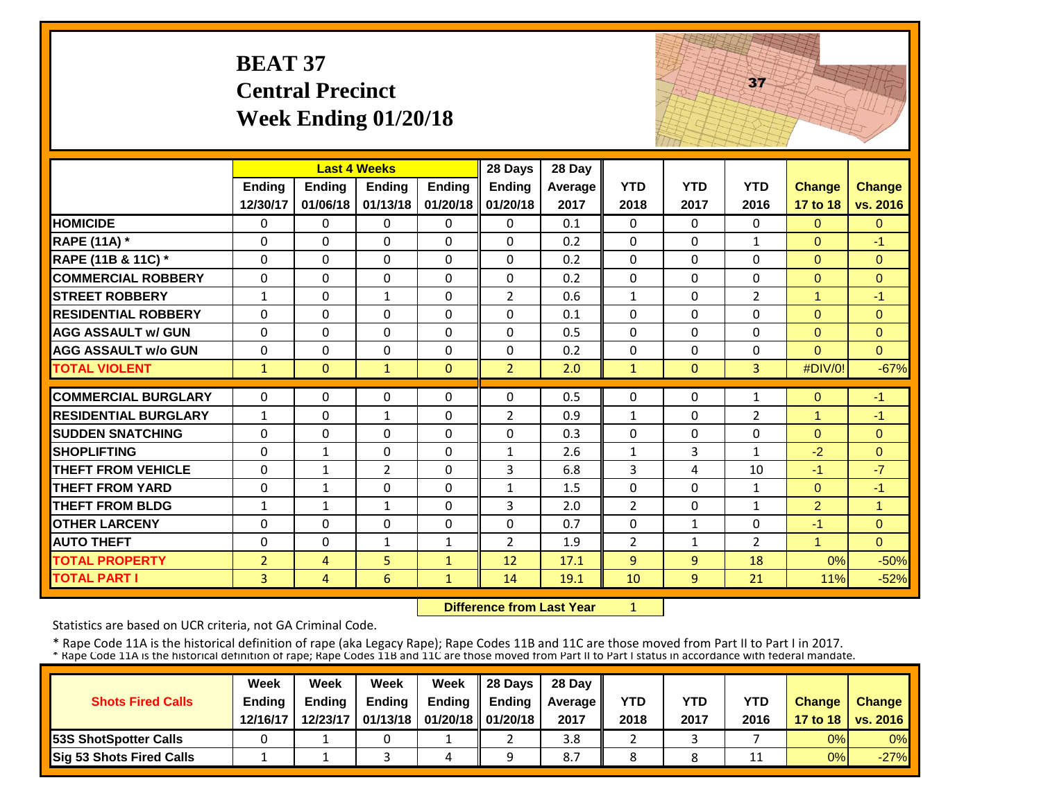# BEAT 37
# Central Precinct
# Week Ending 01/20/18

| | Last 4 Weeks | | | | 28 Days | 28 Day | | | | | |
|---|---|---|---|---|---|---|---|---|---|---|---|
| | Ending 12/30/17 | Ending 01/06/18 | Ending 01/13/18 | Ending 01/20/18 | Ending 01/20/18 | Average 2017 | YTD 2018 | YTD 2017 | YTD 2016 | Change 17 to 18 | Change vs. 2016 |
| HOMICIDE | 0 | 0 | 0 | 0 | 0 | 0.1 | 0 | 0 | 0 | 0 | 0 |
| RAPE (11A) * | 0 | 0 | 0 | 0 | 0 | 0.2 | 0 | 0 | 1 | 0 | -1 |
| RAPE (11B & 11C) * | 0 | 0 | 0 | 0 | 0 | 0.2 | 0 | 0 | 0 | 0 | 0 |
| COMMERCIAL ROBBERY | 0 | 0 | 0 | 0 | 0 | 0.2 | 0 | 0 | 0 | 0 | 0 |
| STREET ROBBERY | 1 | 0 | 1 | 0 | 2 | 0.6 | 1 | 0 | 2 | 1 | -1 |
| RESIDENTIAL ROBBERY | 0 | 0 | 0 | 0 | 0 | 0.1 | 0 | 0 | 0 | 0 | 0 |
| AGG ASSAULT w/ GUN | 0 | 0 | 0 | 0 | 0 | 0.5 | 0 | 0 | 0 | 0 | 0 |
| AGG ASSAULT w/o GUN | 0 | 0 | 0 | 0 | 0 | 0.2 | 0 | 0 | 0 | 0 | 0 |
| TOTAL VIOLENT | 1 | 0 | 1 | 0 | 2 | 2.0 | 1 | 0 | 3 | #DIV/0! | -67% |
| COMMERCIAL BURGLARY | 0 | 0 | 0 | 0 | 0 | 0.5 | 0 | 0 | 1 | 0 | -1 |
| RESIDENTIAL BURGLARY | 1 | 0 | 1 | 0 | 2 | 0.9 | 1 | 0 | 2 | 1 | -1 |
| SUDDEN SNATCHING | 0 | 0 | 0 | 0 | 0 | 0.3 | 0 | 0 | 0 | 0 | 0 |
| SHOPLIFTING | 0 | 1 | 0 | 0 | 1 | 2.6 | 1 | 3 | 1 | -2 | 0 |
| THEFT FROM VEHICLE | 0 | 1 | 2 | 0 | 3 | 6.8 | 3 | 4 | 10 | -1 | -7 |
| THEFT FROM YARD | 0 | 1 | 0 | 0 | 1 | 1.5 | 0 | 0 | 1 | 0 | -1 |
| THEFT FROM BLDG | 1 | 1 | 1 | 0 | 3 | 2.0 | 2 | 0 | 1 | 2 | 1 |
| OTHER LARCENY | 0 | 0 | 0 | 0 | 0 | 0.7 | 0 | 1 | 0 | -1 | 0 |
| AUTO THEFT | 0 | 0 | 1 | 1 | 2 | 1.9 | 2 | 1 | 2 | 1 | 0 |
| TOTAL PROPERTY | 2 | 4 | 5 | 1 | 12 | 17.1 | 9 | 9 | 18 | 0% | -50% |
| TOTAL PART I | 3 | 4 | 6 | 1 | 14 | 19.1 | 10 | 9 | 21 | 11% | -52% |

**Difference from Last Year** 1

Statistics are based on UCR criteria, not GA Criminal Code.

* Rape Code 11A is the historical definition of rape (aka Legacy Rape); Rape Codes 11B and 11C are those moved from Part II to Part I in 2017.
* Rape Code 11A is the historical definition of rape; Rape Codes 11B and 11C are those moved from Part II to Part I status in accordance with federal mandate.

| Shots Fired Calls | Week Ending 12/16/17 | Week Ending 12/23/17 | Week Ending 01/13/18 | Week Ending 01/20/18 | 28 Days Ending 01/20/18 | 28 Day Average 2017 | YTD 2018 | YTD 2017 | YTD 2016 | Change 17 to 18 | Change vs. 2016 |
|---|---|---|---|---|---|---|---|---|---|---|---|
| 53S ShotSpotter Calls | 0 | 1 | 0 | 1 | 2 | 3.8 | 2 | 3 | 7 | 0% | 0% |
| Sig 53 Shots Fired Calls | 1 | 1 | 3 | 4 | 9 | 8.7 | 8 | 8 | 11 | 0% | -27% |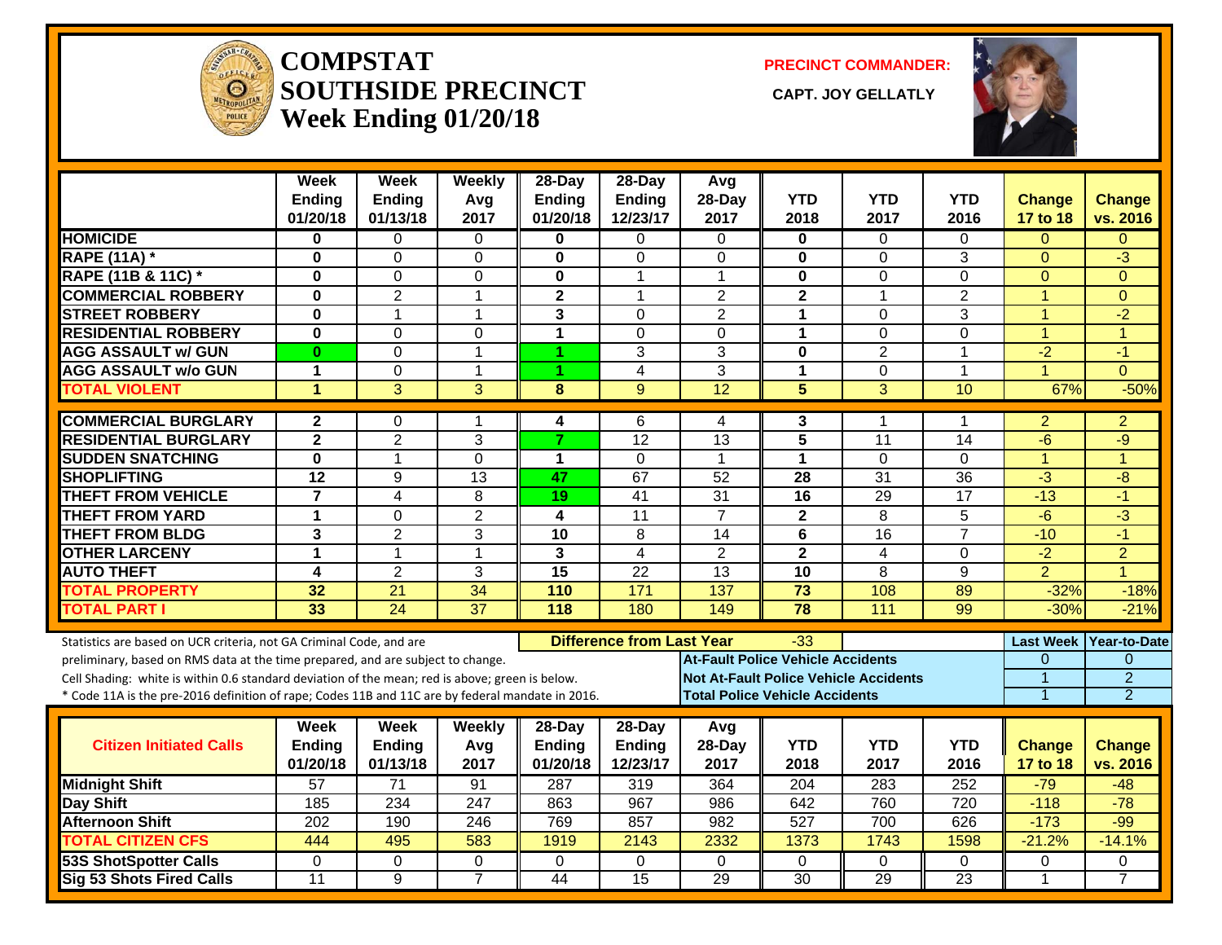# COMPSTAT SOUTHSIDE PRECINCT Week Ending 01/20/18

**PRECINCT COMMANDER:**

**CAPT. JOY GELLATLY**

| | Week Ending 01/20/18 | Week Ending 01/13/18 | Weekly Avg 2017 | 28-Day Ending 01/20/18 | 28-Day Ending 12/23/17 | Avg 28-Day 2017 | YTD 2018 | YTD 2017 | YTD 2016 | Change 17 to 18 | Change vs. 2016 |
|---|---|---|---|---|---|---|---|---|---|---|---|
| HOMICIDE | 0 | 0 | 0 | 0 | 0 | 0 | 0 | 0 | 0 | 0 | 0 |
| RAPE (11A) * | 0 | 0 | 0 | 0 | 0 | 0 | 0 | 0 | 3 | 0 | -3 |
| RAPE (11B & 11C) * | 0 | 0 | 0 | 0 | 1 | 1 | 0 | 0 | 0 | 0 | 0 |
| COMMERCIAL ROBBERY | 0 | 2 | 1 | 2 | 1 | 2 | 2 | 1 | 2 | 1 | 0 |
| STREET ROBBERY | 0 | 1 | 1 | 3 | 0 | 2 | 1 | 0 | 3 | 1 | -2 |
| RESIDENTIAL ROBBERY | 0 | 0 | 0 | 1 | 0 | 0 | 1 | 0 | 0 | 1 | 1 |
| AGG ASSAULT w/ GUN | 0 | 0 | 1 | 1 | 3 | 3 | 0 | 2 | 1 | -2 | -1 |
| AGG ASSAULT w/o GUN | 1 | 0 | 1 | 1 | 4 | 3 | 1 | 0 | 1 | 1 | 0 |
| TOTAL VIOLENT | 1 | 3 | 3 | 8 | 9 | 12 | 5 | 3 | 10 | 67% | -50% |
| COMMERCIAL BURGLARY | 2 | 0 | 1 | 4 | 6 | 4 | 3 | 1 | 1 | 2 | 2 |
| RESIDENTIAL BURGLARY | 2 | 2 | 3 | 7 | 12 | 13 | 5 | 11 | 14 | -6 | -9 |
| SUDDEN SNATCHING | 0 | 1 | 0 | 1 | 0 | 1 | 1 | 0 | 0 | 1 | 1 |
| SHOPLIFTING | 12 | 9 | 13 | 47 | 67 | 52 | 28 | 31 | 36 | -3 | -8 |
| THEFT FROM VEHICLE | 7 | 4 | 8 | 19 | 41 | 31 | 16 | 29 | 17 | -13 | -1 |
| THEFT FROM YARD | 1 | 0 | 2 | 4 | 11 | 7 | 2 | 8 | 5 | -6 | -3 |
| THEFT FROM BLDG | 3 | 2 | 3 | 10 | 8 | 14 | 6 | 16 | 7 | -10 | -1 |
| OTHER LARCENY | 1 | 1 | 1 | 3 | 4 | 2 | 2 | 4 | 0 | -2 | 2 |
| AUTO THEFT | 4 | 2 | 3 | 15 | 22 | 13 | 10 | 8 | 9 | 2 | 1 |
| TOTAL PROPERTY | 32 | 21 | 34 | 110 | 171 | 137 | 73 | 108 | 89 | -32% | -18% |
| TOTAL PART I | 33 | 24 | 37 | 118 | 180 | 149 | 78 | 111 | 99 | -30% | -21% |

Statistics are based on UCR criteria, not GA Criminal Code, and are preliminary, based on RMS data at the time prepared, and are subject to change.

Cell Shading: white is within 0.6 standard deviation of the mean; red is above; green is below.

* Code 11A is the pre-2016 definition of rape; Codes 11B and 11C are by federal mandate in 2016.

**Difference from Last Year:** -33

| | Last Week | Year-to-Date |
|---|---|---|
| At-Fault Police Vehicle Accidents | 0 | 0 |
| Not At-Fault Police Vehicle Accidents | 1 | 2 |
| Total Police Vehicle Accidents | 1 | 2 |

| Citizen Initiated Calls | Week Ending 01/20/18 | Week Ending 01/13/18 | Weekly Avg 2017 | 28-Day Ending 01/20/18 | 28-Day Ending 12/23/17 | Avg 28-Day 2017 | YTD 2018 | YTD 2017 | YTD 2016 | Change 17 to 18 | Change vs. 2016 |
|---|---|---|---|---|---|---|---|---|---|---|---|
| Midnight Shift | 57 | 71 | 91 | 287 | 319 | 364 | 204 | 283 | 252 | -79 | -48 |
| Day Shift | 185 | 234 | 247 | 863 | 967 | 986 | 642 | 760 | 720 | -118 | -78 |
| Afternoon Shift | 202 | 190 | 246 | 769 | 857 | 982 | 527 | 700 | 626 | -173 | -99 |
| TOTAL CITIZEN CFS | 444 | 495 | 583 | 1919 | 2143 | 2332 | 1373 | 1743 | 1598 | -21.2% | -14.1% |
| 53S ShotSpotter Calls | 0 | 0 | 0 | 0 | 0 | 0 | 0 | 0 | 0 | 0 | 0 |
| Sig 53 Shots Fired Calls | 11 | 9 | 7 | 44 | 15 | 29 | 30 | 29 | 23 | 1 | 7 |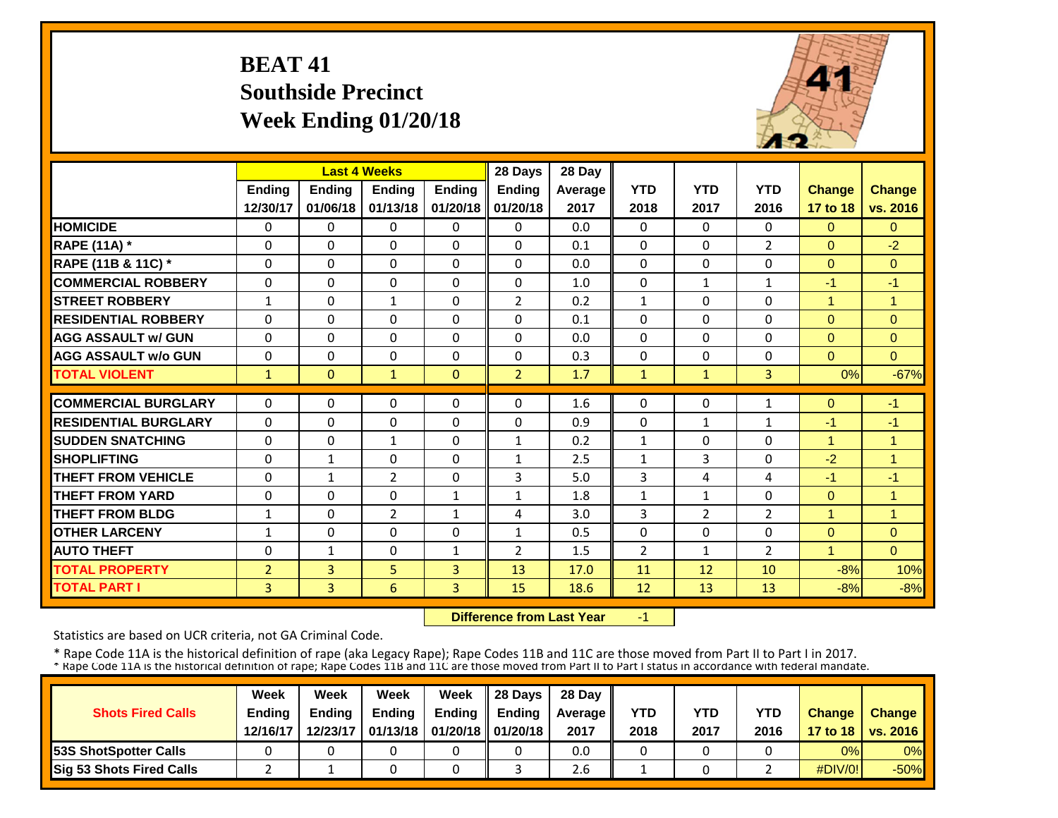# BEAT 41
## Southside Precinct
## Week Ending 01/20/18

| | Last 4 Weeks | | | | 28 Days | 28 Day | | | | | |
|---|---|---|---|---|---|---|---|---|---|---|---|
| | Ending 12/30/17 | Ending 01/06/18 | Ending 01/13/18 | Ending 01/20/18 | Ending 01/20/18 | Average 2017 | YTD 2018 | YTD 2017 | YTD 2016 | Change 17 to 18 | Change vs. 2016 |
| HOMICIDE | 0 | 0 | 0 | 0 | 0 | 0.0 | 0 | 0 | 0 | 0 | 0 |
| RAPE (11A) * | 0 | 0 | 0 | 0 | 0 | 0.1 | 0 | 0 | 2 | 0 | -2 |
| RAPE (11B & 11C) * | 0 | 0 | 0 | 0 | 0 | 0.0 | 0 | 0 | 0 | 0 | 0 |
| COMMERCIAL ROBBERY | 0 | 0 | 0 | 0 | 0 | 1.0 | 0 | 1 | 1 | -1 | -1 |
| STREET ROBBERY | 1 | 0 | 1 | 0 | 2 | 0.2 | 1 | 0 | 0 | 1 | 1 |
| RESIDENTIAL ROBBERY | 0 | 0 | 0 | 0 | 0 | 0.1 | 0 | 0 | 0 | 0 | 0 |
| AGG ASSAULT w/ GUN | 0 | 0 | 0 | 0 | 0 | 0.0 | 0 | 0 | 0 | 0 | 0 |
| AGG ASSAULT w/o GUN | 0 | 0 | 0 | 0 | 0 | 0.3 | 0 | 0 | 0 | 0 | 0 |
| TOTAL VIOLENT | 1 | 0 | 1 | 0 | 2 | 1.7 | 1 | 1 | 3 | 0% | -67% |
| COMMERCIAL BURGLARY | 0 | 0 | 0 | 0 | 0 | 1.6 | 0 | 0 | 1 | 0 | -1 |
| RESIDENTIAL BURGLARY | 0 | 0 | 0 | 0 | 0 | 0.9 | 0 | 1 | 1 | -1 | -1 |
| SUDDEN SNATCHING | 0 | 0 | 1 | 0 | 1 | 0.2 | 1 | 0 | 0 | 1 | 1 |
| SHOPLIFTING | 0 | 1 | 0 | 0 | 1 | 2.5 | 1 | 3 | 0 | -2 | 1 |
| THEFT FROM VEHICLE | 0 | 1 | 2 | 0 | 3 | 5.0 | 3 | 4 | 4 | -1 | -1 |
| THEFT FROM YARD | 0 | 0 | 0 | 1 | 1 | 1.8 | 1 | 1 | 0 | 0 | 1 |
| THEFT FROM BLDG | 1 | 0 | 2 | 1 | 4 | 3.0 | 3 | 2 | 2 | 1 | 1 |
| OTHER LARCENY | 1 | 0 | 0 | 0 | 1 | 0.5 | 0 | 0 | 0 | 0 | 0 |
| AUTO THEFT | 0 | 1 | 0 | 1 | 2 | 1.5 | 2 | 1 | 2 | 1 | 0 |
| TOTAL PROPERTY | 2 | 3 | 5 | 3 | 13 | 17.0 | 11 | 12 | 10 | -8% | 10% |
| TOTAL PART I | 3 | 3 | 6 | 3 | 15 | 18.6 | 12 | 13 | 13 | -8% | -8% |

**Difference from Last Year** -1

Statistics are based on UCR criteria, not GA Criminal Code.

* Rape Code 11A is the historical definition of rape (aka Legacy Rape); Rape Codes 11B and 11C are those moved from Part II to Part I in 2017.
* Rape Code 11A is the historical definition of rape; Rape Codes 11B and 11C are those moved from Part II to Part I status in accordance with federal mandate.

| Shots Fired Calls | Week Ending 12/16/17 | Week Ending 12/23/17 | Week Ending 01/13/18 | Week Ending 01/20/18 | 28 Days Ending 01/20/18 | 28 Day Average 2017 | YTD 2018 | YTD 2017 | YTD 2016 | Change 17 to 18 | Change vs. 2016 |
|---|---|---|---|---|---|---|---|---|---|---|---|
| 53S ShotSpotter Calls | 0 | 0 | 0 | 0 | 0 | 0.0 | 0 | 0 | 0 | 0% | 0% |
| Sig 53 Shots Fired Calls | 2 | 1 | 0 | 0 | 3 | 2.6 | 1 | 0 | 2 | #DIV/0! | -50% |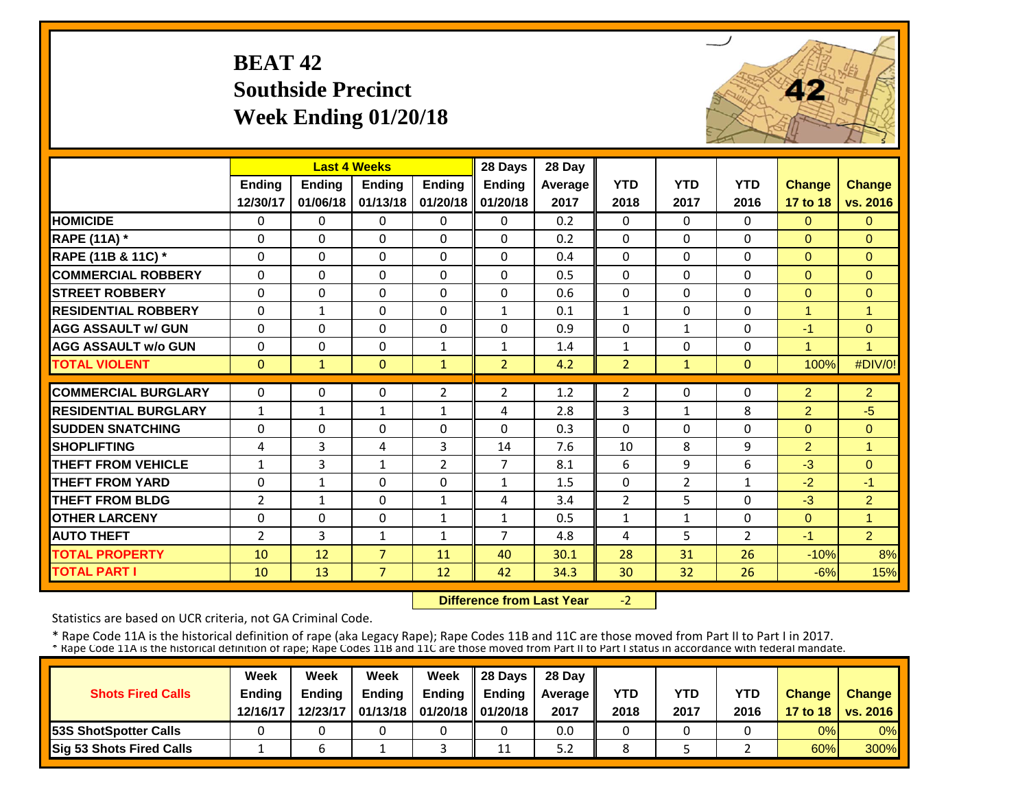# BEAT 42
## Southside Precinct
## Week Ending 01/20/18

| | Last 4 Weeks | | | | 28 Days | 28 Day | | | | | |
|---|---|---|---|---|---|---|---|---|---|---|---|
| | Ending 12/30/17 | Ending 01/06/18 | Ending 01/13/18 | Ending 01/20/18 | Ending 01/20/18 | Average 2017 | YTD 2018 | YTD 2017 | YTD 2016 | Change 17 to 18 | Change vs. 2016 |
| HOMICIDE | 0 | 0 | 0 | 0 | 0 | 0.2 | 0 | 0 | 0 | 0 | 0 |
| RAPE (11A) * | 0 | 0 | 0 | 0 | 0 | 0.2 | 0 | 0 | 0 | 0 | 0 |
| RAPE (11B & 11C) * | 0 | 0 | 0 | 0 | 0 | 0.4 | 0 | 0 | 0 | 0 | 0 |
| COMMERCIAL ROBBERY | 0 | 0 | 0 | 0 | 0 | 0.5 | 0 | 0 | 0 | 0 | 0 |
| STREET ROBBERY | 0 | 0 | 0 | 0 | 0 | 0.6 | 0 | 0 | 0 | 0 | 0 |
| RESIDENTIAL ROBBERY | 0 | 1 | 0 | 0 | 1 | 0.1 | 1 | 0 | 0 | 1 | 1 |
| AGG ASSAULT w/ GUN | 0 | 0 | 0 | 0 | 0 | 0.9 | 0 | 1 | 0 | -1 | 0 |
| AGG ASSAULT w/o GUN | 0 | 0 | 0 | 1 | 1 | 1.4 | 1 | 0 | 0 | 1 | 1 |
| TOTAL VIOLENT | 0 | 1 | 0 | 1 | 2 | 4.2 | 2 | 1 | 0 | 100% | #DIV/0! |
| COMMERCIAL BURGLARY | 0 | 0 | 0 | 2 | 2 | 1.2 | 2 | 0 | 0 | 2 | 2 |
| RESIDENTIAL BURGLARY | 1 | 1 | 1 | 1 | 4 | 2.8 | 3 | 1 | 8 | 2 | -5 |
| SUDDEN SNATCHING | 0 | 0 | 0 | 0 | 0 | 0.3 | 0 | 0 | 0 | 0 | 0 |
| SHOPLIFTING | 4 | 3 | 4 | 3 | 14 | 7.6 | 10 | 8 | 9 | 2 | 1 |
| THEFT FROM VEHICLE | 1 | 3 | 1 | 2 | 7 | 8.1 | 6 | 9 | 6 | -3 | 0 |
| THEFT FROM YARD | 0 | 1 | 0 | 0 | 1 | 1.5 | 0 | 2 | 1 | -2 | -1 |
| THEFT FROM BLDG | 2 | 1 | 0 | 1 | 4 | 3.4 | 2 | 5 | 0 | -3 | 2 |
| OTHER LARCENY | 0 | 0 | 0 | 1 | 1 | 0.5 | 1 | 1 | 0 | 0 | 1 |
| AUTO THEFT | 2 | 3 | 1 | 1 | 7 | 4.8 | 4 | 5 | 2 | -1 | 2 |
| TOTAL PROPERTY | 10 | 12 | 7 | 11 | 40 | 30.1 | 28 | 31 | 26 | -10% | 8% |
| TOTAL PART I | 10 | 13 | 7 | 12 | 42 | 34.3 | 30 | 32 | 26 | -6% | 15% |

**Difference from Last Year** -2

Statistics are based on UCR criteria, not GA Criminal Code.

* Rape Code 11A is the historical definition of rape (aka Legacy Rape); Rape Codes 11B and 11C are those moved from Part II to Part I in 2017.
* Rape Code 11A is the historical definition of rape; Rape Codes 11B and 11C are those moved from Part II to Part I status in accordance with federal mandate.

| Shots Fired Calls | Week Ending 12/16/17 | Week Ending 12/23/17 | Week Ending 01/13/18 | Week Ending 01/20/18 | 28 Days Ending 01/20/18 | 28 Day Average 2017 | YTD 2018 | YTD 2017 | YTD 2016 | Change 17 to 18 | Change vs. 2016 |
|---|---|---|---|---|---|---|---|---|---|---|---|
| 53S ShotSpotter Calls | 0 | 0 | 0 | 0 | 0 | 0.0 | 0 | 0 | 0 | 0% | 0% |
| Sig 53 Shots Fired Calls | 1 | 6 | 1 | 3 | 11 | 5.2 | 8 | 5 | 2 | 60% | 300% |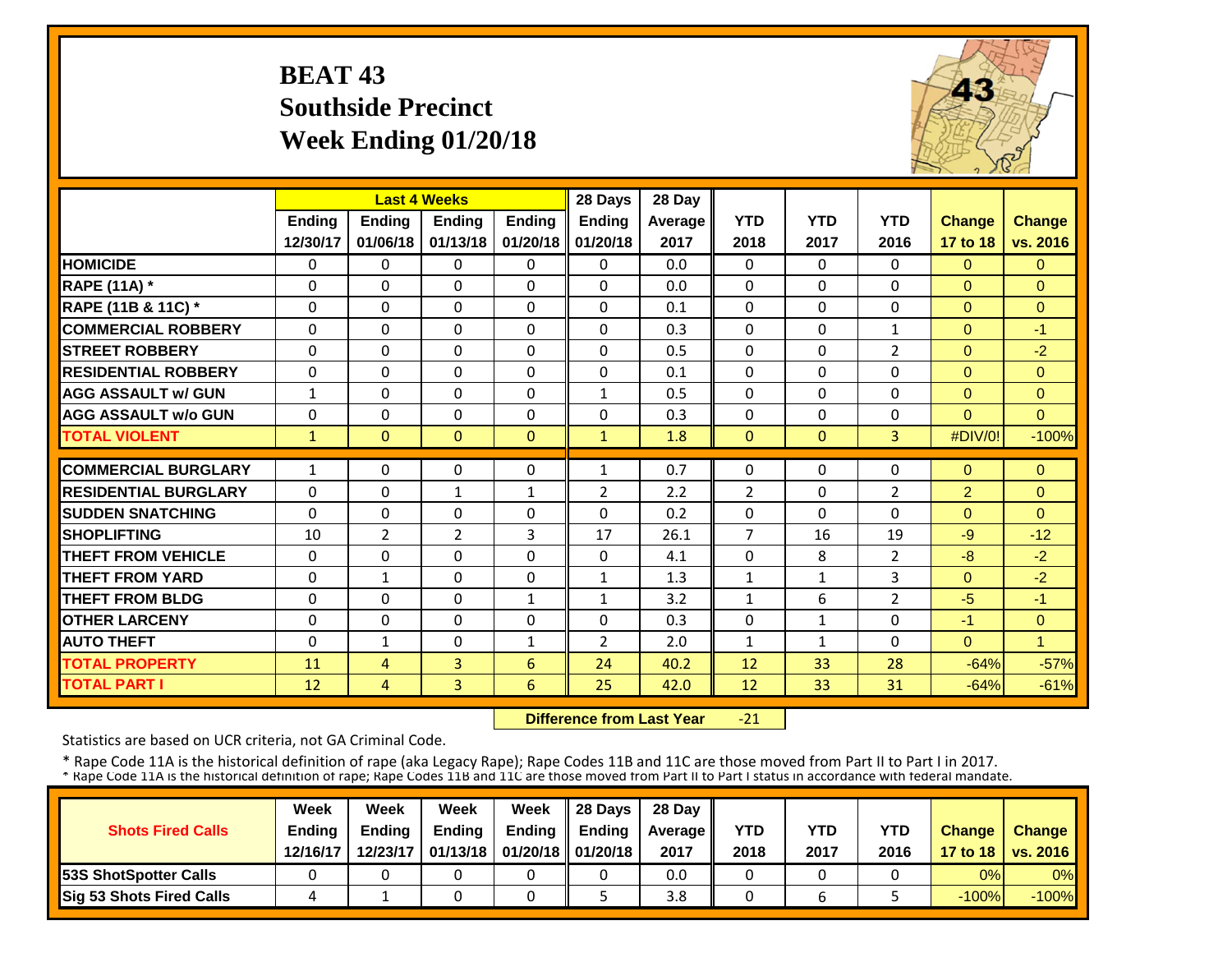# BEAT 43
## Southside Precinct
## Week Ending 01/20/18

| | Last 4 Weeks | | | | 28 Days | 28 Day | YTD | YTD | YTD | Change | Change |
|---|---|---|---|---|---|---|---|---|---|---|---|
| | Ending 12/30/17 | Ending 01/06/18 | Ending 01/13/18 | Ending 01/20/18 | Ending 01/20/18 | Average 2017 | 2018 | 2017 | 2016 | 17 to 18 | vs. 2016 |
| HOMICIDE | 0 | 0 | 0 | 0 | 0 | 0.0 | 0 | 0 | 0 | 0 | 0 |
| RAPE (11A) * | 0 | 0 | 0 | 0 | 0 | 0.0 | 0 | 0 | 0 | 0 | 0 |
| RAPE (11B & 11C) * | 0 | 0 | 0 | 0 | 0 | 0.1 | 0 | 0 | 0 | 0 | 0 |
| COMMERCIAL ROBBERY | 0 | 0 | 0 | 0 | 0 | 0.3 | 0 | 0 | 1 | 0 | -1 |
| STREET ROBBERY | 0 | 0 | 0 | 0 | 0 | 0.5 | 0 | 0 | 2 | 0 | -2 |
| RESIDENTIAL ROBBERY | 0 | 0 | 0 | 0 | 0 | 0.1 | 0 | 0 | 0 | 0 | 0 |
| AGG ASSAULT w/ GUN | 1 | 0 | 0 | 0 | 1 | 0.5 | 0 | 0 | 0 | 0 | 0 |
| AGG ASSAULT w/o GUN | 0 | 0 | 0 | 0 | 0 | 0.3 | 0 | 0 | 0 | 0 | 0 |
| TOTAL VIOLENT | 1 | 0 | 0 | 0 | 1 | 1.8 | 0 | 0 | 3 | #DIV/0! | -100% |
| COMMERCIAL BURGLARY | 1 | 0 | 0 | 0 | 1 | 0.7 | 0 | 0 | 0 | 0 | 0 |
| RESIDENTIAL BURGLARY | 0 | 0 | 1 | 1 | 2 | 2.2 | 2 | 0 | 2 | 2 | 0 |
| SUDDEN SNATCHING | 0 | 0 | 0 | 0 | 0 | 0.2 | 0 | 0 | 0 | 0 | 0 |
| SHOPLIFTING | 10 | 2 | 2 | 3 | 17 | 26.1 | 7 | 16 | 19 | -9 | -12 |
| THEFT FROM VEHICLE | 0 | 0 | 0 | 0 | 0 | 4.1 | 0 | 8 | 2 | -8 | -2 |
| THEFT FROM YARD | 0 | 1 | 0 | 0 | 1 | 1.3 | 1 | 1 | 3 | 0 | -2 |
| THEFT FROM BLDG | 0 | 0 | 0 | 1 | 1 | 3.2 | 1 | 6 | 2 | -5 | -1 |
| OTHER LARCENY | 0 | 0 | 0 | 0 | 0 | 0.3 | 0 | 1 | 0 | -1 | 0 |
| AUTO THEFT | 0 | 1 | 0 | 1 | 2 | 2.0 | 1 | 1 | 0 | 0 | 1 |
| TOTAL PROPERTY | 11 | 4 | 3 | 6 | 24 | 40.2 | 12 | 33 | 28 | -64% | -57% |
| TOTAL PART I | 12 | 4 | 3 | 6 | 25 | 42.0 | 12 | 33 | 31 | -64% | -61% |

**Difference from Last Year** -21

Statistics are based on UCR criteria, not GA Criminal Code.

* Rape Code 11A is the historical definition of rape (aka Legacy Rape); Rape Codes 11B and 11C are those moved from Part II to Part I in 2017.
* Rape Code 11A is the historical definition of rape; Rape Codes 11B and 11C are those moved from Part II to Part I status in accordance with federal mandate.

| Shots Fired Calls | Week Ending 12/16/17 | Week Ending 12/23/17 | Week Ending 01/13/18 | Week Ending 01/20/18 | 28 Days Ending 01/20/18 | 28 Day Average 2017 | YTD 2018 | YTD 2017 | YTD 2016 | Change 17 to 18 | Change vs. 2016 |
|---|---|---|---|---|---|---|---|---|---|---|---|
| 53S ShotSpotter Calls | 0 | 0 | 0 | 0 | 0 | 0.0 | 0 | 0 | 0 | 0% | 0% |
| Sig 53 Shots Fired Calls | 4 | 1 | 0 | 0 | 5 | 3.8 | 0 | 6 | 5 | -100% | -100% |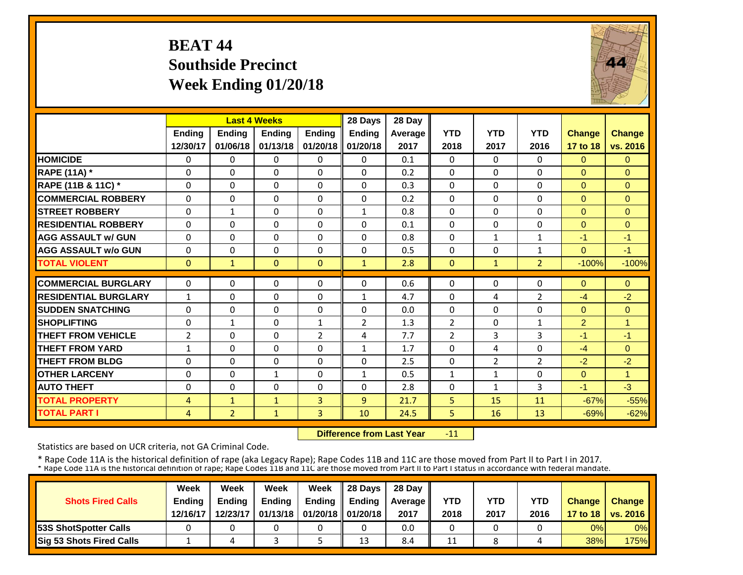# BEAT 44
## Southside Precinct
## Week Ending 01/20/18

| | Last 4 Weeks | | | | 28 Days | 28 Day | | | | | |
|---|---|---|---|---|---|---|---|---|---|---|---|
| | Ending 12/30/17 | Ending 01/06/18 | Ending 01/13/18 | Ending 01/20/18 | Ending 01/20/18 | Average 2017 | YTD 2018 | YTD 2017 | YTD 2016 | Change 17 to 18 | Change vs. 2016 |
| HOMICIDE | 0 | 0 | 0 | 0 | 0 | 0.1 | 0 | 0 | 0 | 0 | 0 |
| RAPE (11A) * | 0 | 0 | 0 | 0 | 0 | 0.2 | 0 | 0 | 0 | 0 | 0 |
| RAPE (11B & 11C) * | 0 | 0 | 0 | 0 | 0 | 0.3 | 0 | 0 | 0 | 0 | 0 |
| COMMERCIAL ROBBERY | 0 | 0 | 0 | 0 | 0 | 0.2 | 0 | 0 | 0 | 0 | 0 |
| STREET ROBBERY | 0 | 1 | 0 | 0 | 1 | 0.8 | 0 | 0 | 0 | 0 | 0 |
| RESIDENTIAL ROBBERY | 0 | 0 | 0 | 0 | 0 | 0.1 | 0 | 0 | 0 | 0 | 0 |
| AGG ASSAULT w/ GUN | 0 | 0 | 0 | 0 | 0 | 0.8 | 0 | 1 | 1 | -1 | -1 |
| AGG ASSAULT w/o GUN | 0 | 0 | 0 | 0 | 0 | 0.5 | 0 | 0 | 1 | 0 | -1 |
| TOTAL VIOLENT | 0 | 1 | 0 | 0 | 1 | 2.8 | 0 | 1 | 2 | -100% | -100% |
| COMMERCIAL BURGLARY | 0 | 0 | 0 | 0 | 0 | 0.6 | 0 | 0 | 0 | 0 | 0 |
| RESIDENTIAL BURGLARY | 1 | 0 | 0 | 0 | 1 | 4.7 | 0 | 4 | 2 | -4 | -2 |
| SUDDEN SNATCHING | 0 | 0 | 0 | 0 | 0 | 0.0 | 0 | 0 | 0 | 0 | 0 |
| SHOPLIFTING | 0 | 1 | 0 | 1 | 2 | 1.3 | 2 | 0 | 1 | 2 | 1 |
| THEFT FROM VEHICLE | 2 | 0 | 0 | 2 | 4 | 7.7 | 2 | 3 | 3 | -1 | -1 |
| THEFT FROM YARD | 1 | 0 | 0 | 0 | 1 | 1.7 | 0 | 4 | 0 | -4 | 0 |
| THEFT FROM BLDG | 0 | 0 | 0 | 0 | 0 | 2.5 | 0 | 2 | 2 | -2 | -2 |
| OTHER LARCENY | 0 | 0 | 1 | 0 | 1 | 0.5 | 1 | 1 | 0 | 0 | 1 |
| AUTO THEFT | 0 | 0 | 0 | 0 | 0 | 2.8 | 0 | 1 | 3 | -1 | -3 |
| TOTAL PROPERTY | 4 | 1 | 1 | 3 | 9 | 21.7 | 5 | 15 | 11 | -67% | -55% |
| TOTAL PART I | 4 | 2 | 1 | 3 | 10 | 24.5 | 5 | 16 | 13 | -69% | -62% |

**Difference from Last Year** -11

Statistics are based on UCR criteria, not GA Criminal Code.

\* Rape Code 11A is the historical definition of rape (aka Legacy Rape); Rape Codes 11B and 11C are those moved from Part II to Part I in 2017.
\* Rape Code 11A is the historical definition of rape; Rape Codes 11B and 11C are those moved from Part II to Part I status in accordance with federal mandate.

| Shots Fired Calls | Week Ending 12/16/17 | Week Ending 12/23/17 | Week Ending 01/13/18 | Week Ending 01/20/18 | 28 Days Ending 01/20/18 | 28 Day Average 2017 | YTD 2018 | YTD 2017 | YTD 2016 | Change 17 to 18 | Change vs. 2016 |
|---|---|---|---|---|---|---|---|---|---|---|---|
| 53S ShotSpotter Calls | 0 | 0 | 0 | 0 | 0 | 0.0 | 0 | 0 | 0 | 0% | 0% |
| Sig 53 Shots Fired Calls | 1 | 4 | 3 | 5 | 13 | 8.4 | 11 | 8 | 4 | 38% | 175% |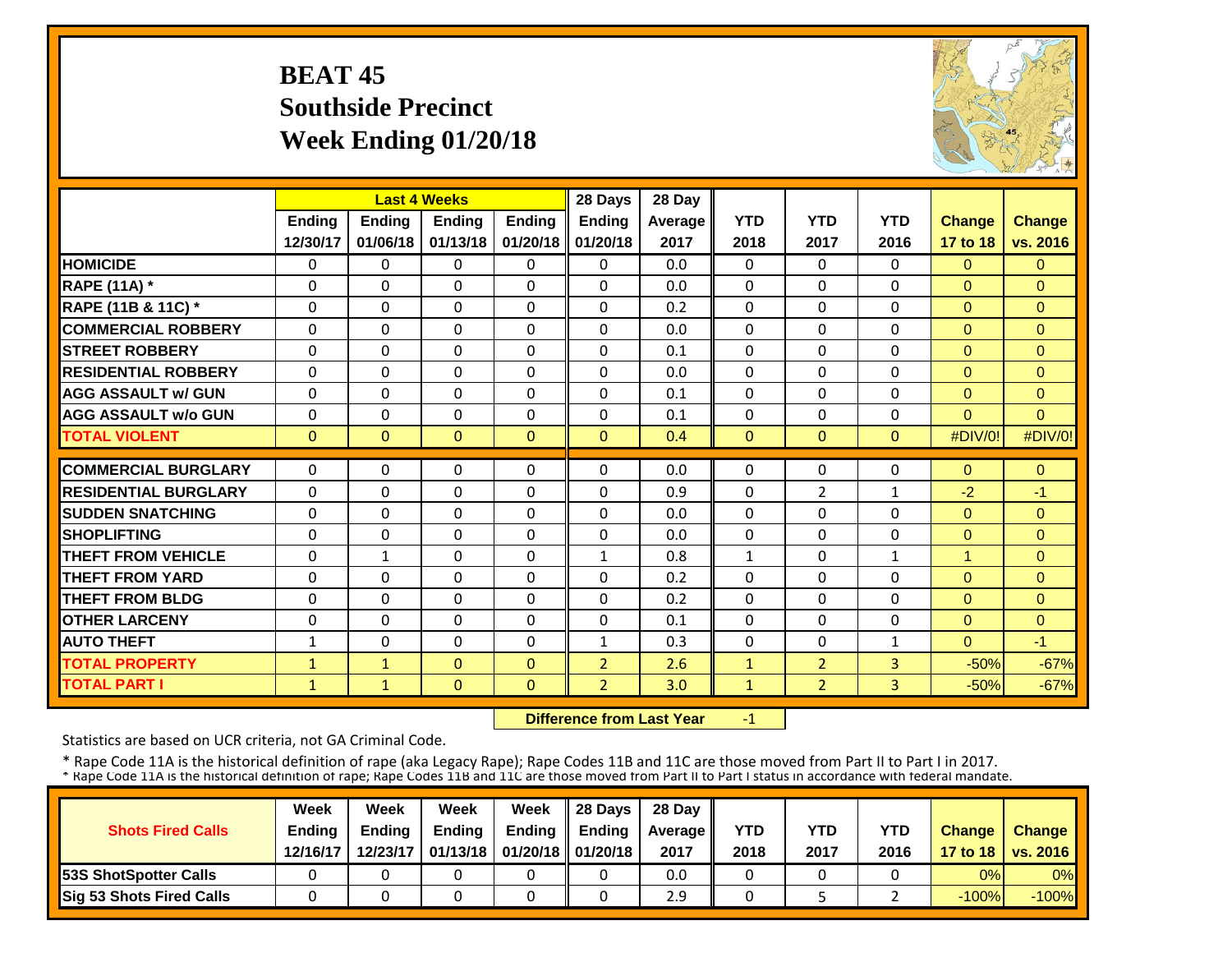# BEAT 45
## Southside Precinct
## Week Ending 01/20/18

| | Last 4 Weeks | | | | 28 Days | 28 Day | | | | | |
|---|---|---|---|---|---|---|---|---|---|---|---|
| | Ending 12/30/17 | Ending 01/06/18 | Ending 01/13/18 | Ending 01/20/18 | Ending 01/20/18 | Average 2017 | YTD 2018 | YTD 2017 | YTD 2016 | Change 17 to 18 | Change vs. 2016 |
| **HOMICIDE** | 0 | 0 | 0 | 0 | 0 | 0.0 | 0 | 0 | 0 | 0 | 0 |
| **RAPE (11A) *** | 0 | 0 | 0 | 0 | 0 | 0.0 | 0 | 0 | 0 | 0 | 0 |
| **RAPE (11B & 11C) *** | 0 | 0 | 0 | 0 | 0 | 0.2 | 0 | 0 | 0 | 0 | 0 |
| **COMMERCIAL ROBBERY** | 0 | 0 | 0 | 0 | 0 | 0.0 | 0 | 0 | 0 | 0 | 0 |
| **STREET ROBBERY** | 0 | 0 | 0 | 0 | 0 | 0.1 | 0 | 0 | 0 | 0 | 0 |
| **RESIDENTIAL ROBBERY** | 0 | 0 | 0 | 0 | 0 | 0.0 | 0 | 0 | 0 | 0 | 0 |
| **AGG ASSAULT w/ GUN** | 0 | 0 | 0 | 0 | 0 | 0.1 | 0 | 0 | 0 | 0 | 0 |
| **AGG ASSAULT w/o GUN** | 0 | 0 | 0 | 0 | 0 | 0.1 | 0 | 0 | 0 | 0 | 0 |
| **TOTAL VIOLENT** | 0 | 0 | 0 | 0 | 0 | 0.4 | 0 | 0 | 0 | #DIV/0! | #DIV/0! |
| **COMMERCIAL BURGLARY** | 0 | 0 | 0 | 0 | 0 | 0.0 | 0 | 0 | 0 | 0 | 0 |
| **RESIDENTIAL BURGLARY** | 0 | 0 | 0 | 0 | 0 | 0.9 | 0 | 2 | 1 | -2 | -1 |
| **SUDDEN SNATCHING** | 0 | 0 | 0 | 0 | 0 | 0.0 | 0 | 0 | 0 | 0 | 0 |
| **SHOPLIFTING** | 0 | 0 | 0 | 0 | 0 | 0.0 | 0 | 0 | 0 | 0 | 0 |
| **THEFT FROM VEHICLE** | 0 | 1 | 0 | 0 | 1 | 0.8 | 1 | 0 | 1 | 1 | 0 |
| **THEFT FROM YARD** | 0 | 0 | 0 | 0 | 0 | 0.2 | 0 | 0 | 0 | 0 | 0 |
| **THEFT FROM BLDG** | 0 | 0 | 0 | 0 | 0 | 0.2 | 0 | 0 | 0 | 0 | 0 |
| **OTHER LARCENY** | 0 | 0 | 0 | 0 | 0 | 0.1 | 0 | 0 | 0 | 0 | 0 |
| **AUTO THEFT** | 1 | 0 | 0 | 0 | 1 | 0.3 | 0 | 0 | 1 | 0 | -1 |
| **TOTAL PROPERTY** | 1 | 1 | 0 | 0 | 2 | 2.6 | 1 | 2 | 3 | -50% | -67% |
| **TOTAL PART I** | 1 | 1 | 0 | 0 | 2 | 3.0 | 1 | 2 | 3 | -50% | -67% |

**Difference from Last Year** -1

Statistics are based on UCR criteria, not GA Criminal Code.

* Rape Code 11A is the historical definition of rape (aka Legacy Rape); Rape Codes 11B and 11C are those moved from Part II to Part I in 2017.
* Rape Code 11A is the historical definition of rape; Rape Codes 11B and 11C are those moved from Part II to Part I status in accordance with federal mandate.

| Shots Fired Calls | Week Ending 12/16/17 | Week Ending 12/23/17 | Week Ending 01/13/18 | Week Ending 01/20/18 | 28 Days Ending 01/20/18 | 28 Day Average 2017 | YTD 2018 | YTD 2017 | YTD 2016 | Change 17 to 18 | Change vs. 2016 |
|---|---|---|---|---|---|---|---|---|---|---|---|
| **53S ShotSpotter Calls** | 0 | 0 | 0 | 0 | 0 | 0.0 | 0 | 0 | 0 | 0% | 0% |
| **Sig 53 Shots Fired Calls** | 0 | 0 | 0 | 0 | 0 | 2.9 | 0 | 5 | 2 | -100% | -100% |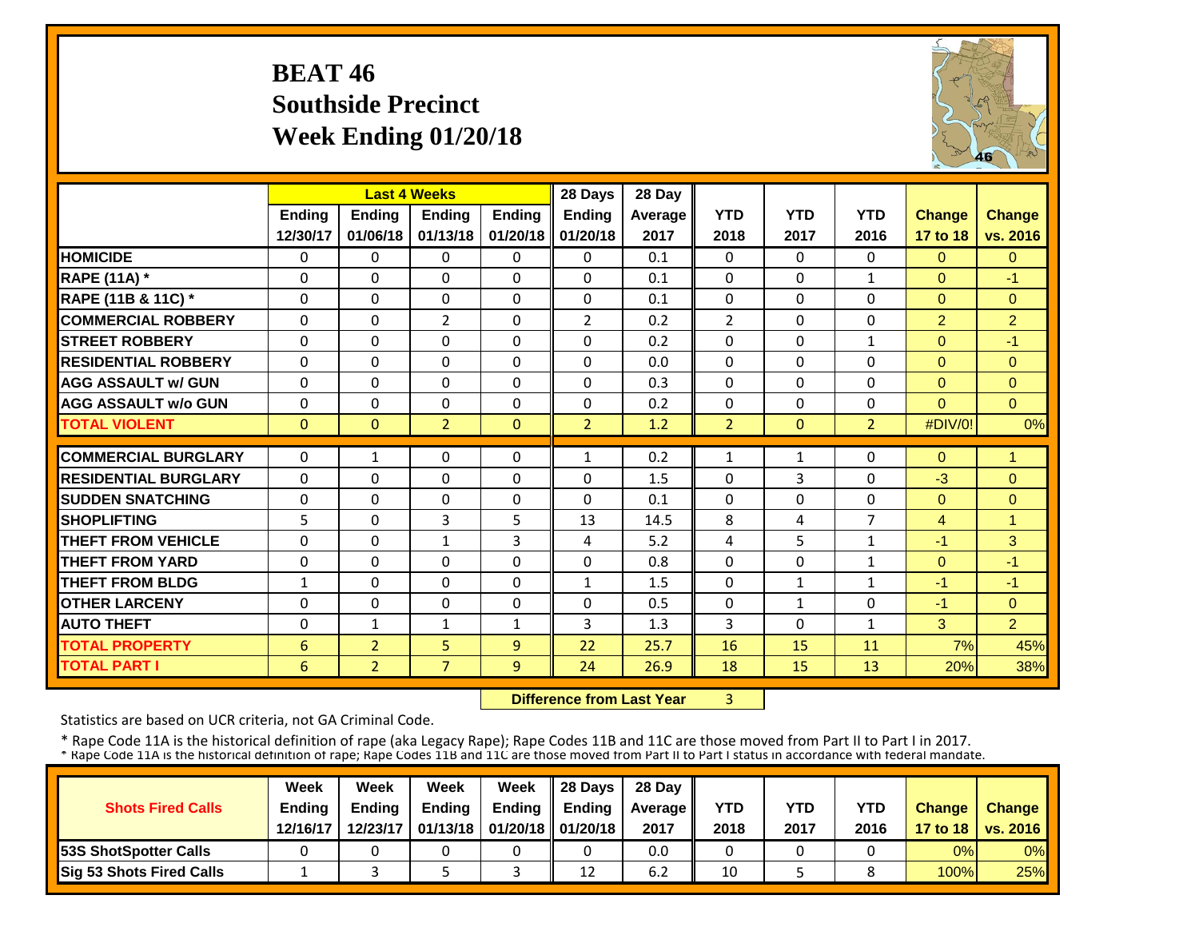# BEAT 46
# Southside Precinct
# Week Ending 01/20/18

| | Last 4 Weeks | | | | 28 Days | 28 Day | | | | | |
|---|---|---|---|---|---|---|---|---|---|---|---|
| | Ending 12/30/17 | Ending 01/06/18 | Ending 01/13/18 | Ending 01/20/18 | Ending 01/20/18 | Average 2017 | YTD 2018 | YTD 2017 | YTD 2016 | Change 17 to 18 | Change vs. 2016 |
| HOMICIDE | 0 | 0 | 0 | 0 | 0 | 0.1 | 0 | 0 | 0 | 0 | 0 |
| RAPE (11A) * | 0 | 0 | 0 | 0 | 0 | 0.1 | 0 | 0 | 1 | 0 | -1 |
| RAPE (11B & 11C) * | 0 | 0 | 0 | 0 | 0 | 0.1 | 0 | 0 | 0 | 0 | 0 |
| COMMERCIAL ROBBERY | 0 | 0 | 2 | 0 | 2 | 0.2 | 2 | 0 | 0 | 2 | 2 |
| STREET ROBBERY | 0 | 0 | 0 | 0 | 0 | 0.2 | 0 | 0 | 1 | 0 | -1 |
| RESIDENTIAL ROBBERY | 0 | 0 | 0 | 0 | 0 | 0.0 | 0 | 0 | 0 | 0 | 0 |
| AGG ASSAULT w/ GUN | 0 | 0 | 0 | 0 | 0 | 0.3 | 0 | 0 | 0 | 0 | 0 |
| AGG ASSAULT w/o GUN | 0 | 0 | 0 | 0 | 0 | 0.2 | 0 | 0 | 0 | 0 | 0 |
| TOTAL VIOLENT | 0 | 0 | 2 | 0 | 2 | 1.2 | 2 | 0 | 2 | #DIV/0! | 0% |
| COMMERCIAL BURGLARY | 0 | 1 | 0 | 0 | 1 | 0.2 | 1 | 1 | 0 | 0 | 1 |
| RESIDENTIAL BURGLARY | 0 | 0 | 0 | 0 | 0 | 1.5 | 0 | 3 | 0 | -3 | 0 |
| SUDDEN SNATCHING | 0 | 0 | 0 | 0 | 0 | 0.1 | 0 | 0 | 0 | 0 | 0 |
| SHOPLIFTING | 5 | 0 | 3 | 5 | 13 | 14.5 | 8 | 4 | 7 | 4 | 1 |
| THEFT FROM VEHICLE | 0 | 0 | 1 | 3 | 4 | 5.2 | 4 | 5 | 1 | -1 | 3 |
| THEFT FROM YARD | 0 | 0 | 0 | 0 | 0 | 0.8 | 0 | 0 | 1 | 0 | -1 |
| THEFT FROM BLDG | 1 | 0 | 0 | 0 | 1 | 1.5 | 0 | 1 | 1 | -1 | -1 |
| OTHER LARCENY | 0 | 0 | 0 | 0 | 0 | 0.5 | 0 | 1 | 0 | -1 | 0 |
| AUTO THEFT | 0 | 1 | 1 | 1 | 3 | 1.3 | 3 | 0 | 1 | 3 | 2 |
| TOTAL PROPERTY | 6 | 2 | 5 | 9 | 22 | 25.7 | 16 | 15 | 11 | 7% | 45% |
| TOTAL PART I | 6 | 2 | 7 | 9 | 24 | 26.9 | 18 | 15 | 13 | 20% | 38% |

**Difference from Last Year** 3

Statistics are based on UCR criteria, not GA Criminal Code.

* Rape Code 11A is the historical definition of rape (aka Legacy Rape); Rape Codes 11B and 11C are those moved from Part II to Part I in 2017.
* Rape Code 11A is the historical definition of rape; Rape Codes 11B and 11C are those moved from Part II to Part I status in accordance with federal mandate.

| Shots Fired Calls | Week Ending 12/16/17 | Week Ending 12/23/17 | Week Ending 01/13/18 | Week Ending 01/20/18 | 28 Days Ending 01/20/18 | 28 Day Average 2017 | YTD 2018 | YTD 2017 | YTD 2016 | Change 17 to 18 | Change vs. 2016 |
|---|---|---|---|---|---|---|---|---|---|---|---|
| 53S ShotSpotter Calls | 0 | 0 | 0 | 0 | 0 | 0.0 | 0 | 0 | 0 | 0% | 0% |
| Sig 53 Shots Fired Calls | 1 | 3 | 5 | 3 | 12 | 6.2 | 10 | 5 | 8 | 100% | 25% |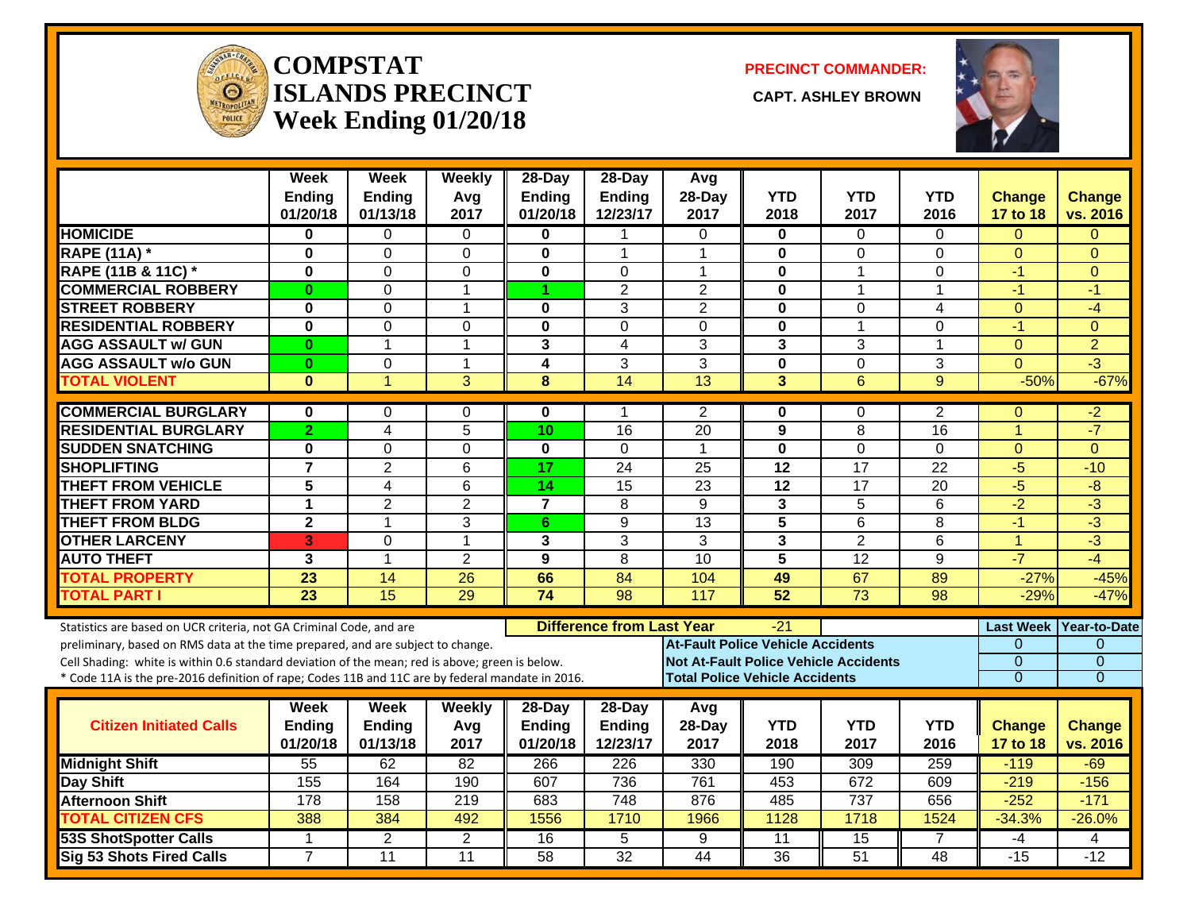# COMPSTAT ISLANDS PRECINCT Week Ending 01/20/18

**PRECINCT COMMANDER:** CAPT. ASHLEY BROWN

| | Week Ending 01/20/18 | Week Ending 01/13/18 | Weekly Avg 2017 | 28-Day Ending 01/20/18 | 28-Day Ending 12/23/17 | Avg 28-Day 2017 | YTD 2018 | YTD 2017 | YTD 2016 | Change 17 to 18 | Change vs. 2016 |
|---|---|---|---|---|---|---|---|---|---|---|---|
| HOMICIDE | 0 | 0 | 0 | 0 | 1 | 0 | 0 | 0 | 0 | 0 | 0 |
| RAPE (11A) * | 0 | 0 | 0 | 0 | 1 | 1 | 0 | 0 | 0 | 0 | 0 |
| RAPE (11B & 11C) * | 0 | 0 | 0 | 0 | 0 | 1 | 0 | 1 | 0 | -1 | 0 |
| COMMERCIAL ROBBERY | 0 | 0 | 1 | 1 | 2 | 2 | 0 | 1 | 1 | -1 | -1 |
| STREET ROBBERY | 0 | 0 | 1 | 0 | 3 | 2 | 0 | 0 | 4 | 0 | -4 |
| RESIDENTIAL ROBBERY | 0 | 0 | 0 | 0 | 0 | 0 | 0 | 1 | 0 | -1 | 0 |
| AGG ASSAULT w/ GUN | 0 | 1 | 1 | 3 | 4 | 3 | 3 | 3 | 1 | 0 | 2 |
| AGG ASSAULT w/o GUN | 0 | 0 | 1 | 4 | 3 | 3 | 0 | 0 | 3 | 0 | -3 |
| TOTAL VIOLENT | 0 | 1 | 3 | 8 | 14 | 13 | 3 | 6 | 9 | -50% | -67% |
| COMMERCIAL BURGLARY | 0 | 0 | 0 | 0 | 1 | 2 | 0 | 0 | 2 | 0 | -2 |
| RESIDENTIAL BURGLARY | 2 | 4 | 5 | 10 | 16 | 20 | 9 | 8 | 16 | 1 | -7 |
| SUDDEN SNATCHING | 0 | 0 | 0 | 0 | 0 | 1 | 0 | 0 | 0 | 0 | 0 |
| SHOPLIFTING | 7 | 2 | 6 | 17 | 24 | 25 | 12 | 17 | 22 | -5 | -10 |
| THEFT FROM VEHICLE | 5 | 4 | 6 | 14 | 15 | 23 | 12 | 17 | 20 | -5 | -8 |
| THEFT FROM YARD | 1 | 2 | 2 | 7 | 8 | 9 | 3 | 5 | 6 | -2 | -3 |
| THEFT FROM BLDG | 2 | 1 | 3 | 6 | 9 | 13 | 5 | 6 | 8 | -1 | -3 |
| OTHER LARCENY | 3 | 0 | 1 | 3 | 3 | 3 | 3 | 2 | 6 | 1 | -3 |
| AUTO THEFT | 3 | 1 | 2 | 9 | 8 | 10 | 5 | 12 | 9 | -7 | -4 |
| TOTAL PROPERTY | 23 | 14 | 26 | 66 | 84 | 104 | 49 | 67 | 89 | -27% | -45% |
| TOTAL PART I | 23 | 15 | 29 | 74 | 98 | 117 | 52 | 73 | 98 | -29% | -47% |

Statistics are based on UCR criteria, not GA Criminal Code, and are preliminary, based on RMS data at the time prepared, and are subject to change.

Cell Shading: white is within 0.6 standard deviation of the mean; red is above; green is below.

* Code 11A is the pre-2016 definition of rape; Codes 11B and 11C are by federal mandate in 2016.

**Difference from Last Year:** -21

| | Last Week | Year-to-Date |
|---|---|---|
| At-Fault Police Vehicle Accidents | 0 | 0 |
| Not At-Fault Police Vehicle Accidents | 0 | 0 |
| Total Police Vehicle Accidents | 0 | 0 |

| Citizen Initiated Calls | Week Ending 01/20/18 | Week Ending 01/13/18 | Weekly Avg 2017 | 28-Day Ending 01/20/18 | 28-Day Ending 12/23/17 | Avg 28-Day 2017 | YTD 2018 | YTD 2017 | YTD 2016 | Change 17 to 18 | Change vs. 2016 |
|---|---|---|---|---|---|---|---|---|---|---|---|
| Midnight Shift | 55 | 62 | 82 | 266 | 226 | 330 | 190 | 309 | 259 | -119 | -69 |
| Day Shift | 155 | 164 | 190 | 607 | 736 | 761 | 453 | 672 | 609 | -219 | -156 |
| Afternoon Shift | 178 | 158 | 219 | 683 | 748 | 876 | 485 | 737 | 656 | -252 | -171 |
| TOTAL CITIZEN CFS | 388 | 384 | 492 | 1556 | 1710 | 1966 | 1128 | 1718 | 1524 | -34.3% | -26.0% |
| 53S ShotSpotter Calls | 1 | 2 | 2 | 16 | 5 | 9 | 11 | 15 | 7 | -4 | 4 |
| Sig 53 Shots Fired Calls | 7 | 11 | 11 | 58 | 32 | 44 | 36 | 51 | 48 | -15 | -12 |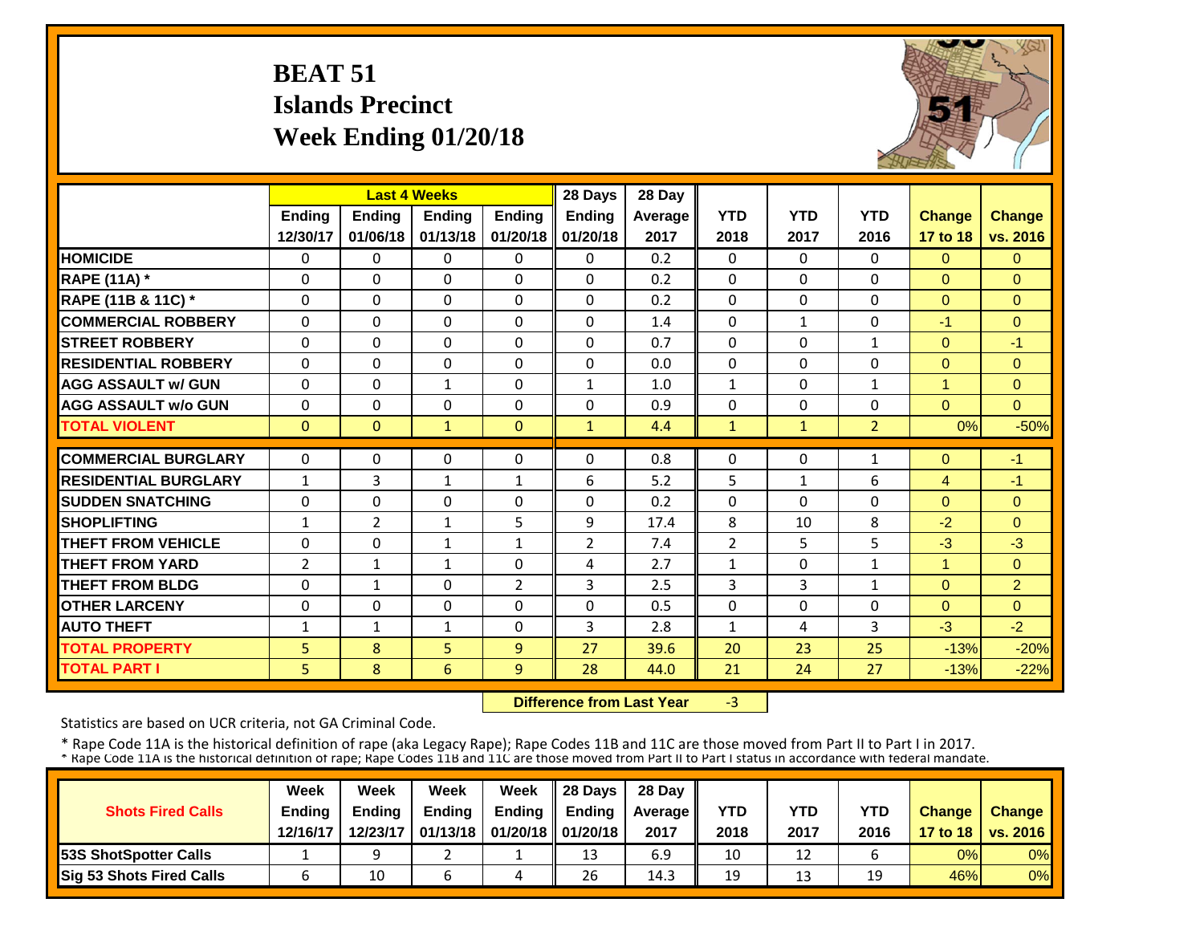# BEAT 51
## Islands Precinct
## Week Ending 01/20/18

| | Last 4 Weeks | | | | 28 Days | 28 Day | | | | | |
|---|---|---|---|---|---|---|---|---|---|---|---|
| | Ending 12/30/17 | Ending 01/06/18 | Ending 01/13/18 | Ending 01/20/18 | Ending 01/20/18 | Average 2017 | YTD 2018 | YTD 2017 | YTD 2016 | Change 17 to 18 | Change vs. 2016 |
| HOMICIDE | 0 | 0 | 0 | 0 | 0 | 0.2 | 0 | 0 | 0 | 0 | 0 |
| RAPE (11A) * | 0 | 0 | 0 | 0 | 0 | 0.2 | 0 | 0 | 0 | 0 | 0 |
| RAPE (11B & 11C) * | 0 | 0 | 0 | 0 | 0 | 0.2 | 0 | 0 | 0 | 0 | 0 |
| COMMERCIAL ROBBERY | 0 | 0 | 0 | 0 | 0 | 1.4 | 0 | 1 | 0 | -1 | 0 |
| STREET ROBBERY | 0 | 0 | 0 | 0 | 0 | 0.7 | 0 | 0 | 1 | 0 | -1 |
| RESIDENTIAL ROBBERY | 0 | 0 | 0 | 0 | 0 | 0.0 | 0 | 0 | 0 | 0 | 0 |
| AGG ASSAULT w/ GUN | 0 | 0 | 1 | 0 | 1 | 1.0 | 1 | 0 | 1 | 1 | 0 |
| AGG ASSAULT w/o GUN | 0 | 0 | 0 | 0 | 0 | 0.9 | 0 | 0 | 0 | 0 | 0 |
| TOTAL VIOLENT | 0 | 0 | 1 | 0 | 1 | 4.4 | 1 | 1 | 2 | 0% | -50% |
| COMMERCIAL BURGLARY | 0 | 0 | 0 | 0 | 0 | 0.8 | 0 | 0 | 1 | 0 | -1 |
| RESIDENTIAL BURGLARY | 1 | 3 | 1 | 1 | 6 | 5.2 | 5 | 1 | 6 | 4 | -1 |
| SUDDEN SNATCHING | 0 | 0 | 0 | 0 | 0 | 0.2 | 0 | 0 | 0 | 0 | 0 |
| SHOPLIFTING | 1 | 2 | 1 | 5 | 9 | 17.4 | 8 | 10 | 8 | -2 | 0 |
| THEFT FROM VEHICLE | 0 | 0 | 1 | 1 | 2 | 7.4 | 2 | 5 | 5 | -3 | -3 |
| THEFT FROM YARD | 2 | 1 | 1 | 0 | 4 | 2.7 | 1 | 0 | 1 | 1 | 0 |
| THEFT FROM BLDG | 0 | 1 | 0 | 2 | 3 | 2.5 | 3 | 3 | 1 | 0 | 2 |
| OTHER LARCENY | 0 | 0 | 0 | 0 | 0 | 0.5 | 0 | 0 | 0 | 0 | 0 |
| AUTO THEFT | 1 | 1 | 1 | 0 | 3 | 2.8 | 1 | 4 | 3 | -3 | -2 |
| TOTAL PROPERTY | 5 | 8 | 5 | 9 | 27 | 39.6 | 20 | 23 | 25 | -13% | -20% |
| TOTAL PART I | 5 | 8 | 6 | 9 | 28 | 44.0 | 21 | 24 | 27 | -13% | -22% |

**Difference from Last Year** -3

Statistics are based on UCR criteria, not GA Criminal Code.

* Rape Code 11A is the historical definition of rape (aka Legacy Rape); Rape Codes 11B and 11C are those moved from Part II to Part I in 2017.
* Rape Code 11A is the historical definition of rape; Rape Codes 11B and 11C are those moved from Part II to Part I status in accordance with federal mandate.

| Shots Fired Calls | Week Ending 12/16/17 | Week Ending 12/23/17 | Week Ending 01/13/18 | Week Ending 01/20/18 | 28 Days Ending 01/20/18 | 28 Day Average 2017 | YTD 2018 | YTD 2017 | YTD 2016 | Change 17 to 18 | Change vs. 2016 |
|---|---|---|---|---|---|---|---|---|---|---|---|
| 53S ShotSpotter Calls | 1 | 9 | 2 | 1 | 13 | 6.9 | 10 | 12 | 6 | 0% | 0% |
| Sig 53 Shots Fired Calls | 6 | 10 | 6 | 4 | 26 | 14.3 | 19 | 13 | 19 | 46% | 0% |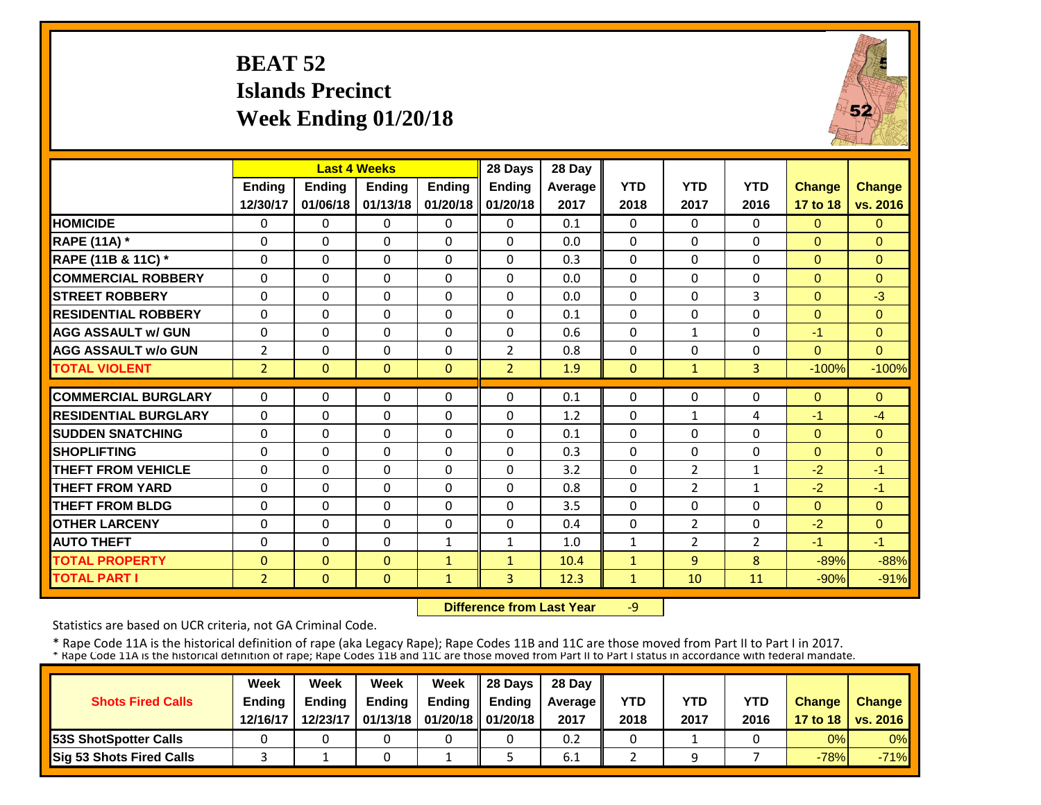# BEAT 52
## Islands Precinct
## Week Ending 01/20/18

| | Last 4 Weeks | | | | 28 Days | 28 Day | | | | | |
|---|---|---|---|---|---|---|---|---|---|---|---|
| | Ending 12/30/17 | Ending 01/06/18 | Ending 01/13/18 | Ending 01/20/18 | Ending 01/20/18 | Average 2017 | YTD 2018 | YTD 2017 | YTD 2016 | Change 17 to 18 | Change vs. 2016 |
| HOMICIDE | 0 | 0 | 0 | 0 | 0 | 0.1 | 0 | 0 | 0 | 0 | 0 |
| RAPE (11A) * | 0 | 0 | 0 | 0 | 0 | 0.0 | 0 | 0 | 0 | 0 | 0 |
| RAPE (11B & 11C) * | 0 | 0 | 0 | 0 | 0 | 0.3 | 0 | 0 | 0 | 0 | 0 |
| COMMERCIAL ROBBERY | 0 | 0 | 0 | 0 | 0 | 0.0 | 0 | 0 | 0 | 0 | 0 |
| STREET ROBBERY | 0 | 0 | 0 | 0 | 0 | 0.0 | 0 | 0 | 3 | 0 | -3 |
| RESIDENTIAL ROBBERY | 0 | 0 | 0 | 0 | 0 | 0.1 | 0 | 0 | 0 | 0 | 0 |
| AGG ASSAULT w/ GUN | 0 | 0 | 0 | 0 | 0 | 0.6 | 0 | 1 | 0 | -1 | 0 |
| AGG ASSAULT w/o GUN | 2 | 0 | 0 | 0 | 2 | 0.8 | 0 | 0 | 0 | 0 | 0 |
| TOTAL VIOLENT | 2 | 0 | 0 | 0 | 2 | 1.9 | 0 | 1 | 3 | -100% | -100% |
| COMMERCIAL BURGLARY | 0 | 0 | 0 | 0 | 0 | 0.1 | 0 | 0 | 0 | 0 | 0 |
| RESIDENTIAL BURGLARY | 0 | 0 | 0 | 0 | 0 | 1.2 | 0 | 1 | 4 | -1 | -4 |
| SUDDEN SNATCHING | 0 | 0 | 0 | 0 | 0 | 0.1 | 0 | 0 | 0 | 0 | 0 |
| SHOPLIFTING | 0 | 0 | 0 | 0 | 0 | 0.3 | 0 | 0 | 0 | 0 | 0 |
| THEFT FROM VEHICLE | 0 | 0 | 0 | 0 | 0 | 3.2 | 0 | 2 | 1 | -2 | -1 |
| THEFT FROM YARD | 0 | 0 | 0 | 0 | 0 | 0.8 | 0 | 2 | 1 | -2 | -1 |
| THEFT FROM BLDG | 0 | 0 | 0 | 0 | 0 | 3.5 | 0 | 0 | 0 | 0 | 0 |
| OTHER LARCENY | 0 | 0 | 0 | 0 | 0 | 0.4 | 0 | 2 | 0 | -2 | 0 |
| AUTO THEFT | 0 | 0 | 0 | 1 | 1 | 1.0 | 1 | 2 | 2 | -1 | -1 |
| TOTAL PROPERTY | 0 | 0 | 0 | 1 | 1 | 10.4 | 1 | 9 | 8 | -89% | -88% |
| TOTAL PART I | 2 | 0 | 0 | 1 | 3 | 12.3 | 1 | 10 | 11 | -90% | -91% |

**Difference from Last Year** -9

Statistics are based on UCR criteria, not GA Criminal Code.

* Rape Code 11A is the historical definition of rape (aka Legacy Rape); Rape Codes 11B and 11C are those moved from Part II to Part I in 2017.
* Rape Code 11A is the historical definition of rape; Rape Codes 11B and 11C are those moved from Part II to Part I status in accordance with federal mandate.

| Shots Fired Calls | Week Ending 12/16/17 | Week Ending 12/23/17 | Week Ending 01/13/18 | Week Ending 01/20/18 | 28 Days Ending 01/20/18 | 28 Day Average 2017 | YTD 2018 | YTD 2017 | YTD 2016 | Change 17 to 18 | Change vs. 2016 |
|---|---|---|---|---|---|---|---|---|---|---|---|
| 53S ShotSpotter Calls | 0 | 0 | 0 | 0 | 0 | 0.2 | 0 | 1 | 0 | 0% | 0% |
| Sig 53 Shots Fired Calls | 3 | 1 | 0 | 1 | 5 | 6.1 | 2 | 9 | 7 | -78% | -71% |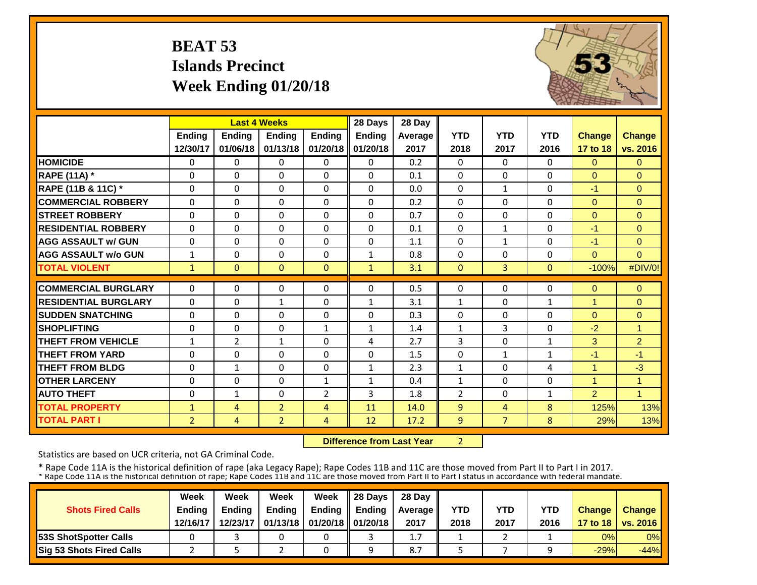# BEAT 53
## Islands Precinct
## Week Ending 01/20/18

| | Last 4 Weeks | | | | 28 Days | 28 Day | | | | | |
|---|---|---|---|---|---|---|---|---|---|---|---|
| | Ending 12/30/17 | Ending 01/06/18 | Ending 01/13/18 | Ending 01/20/18 | Ending 01/20/18 | Average 2017 | YTD 2018 | YTD 2017 | YTD 2016 | Change 17 to 18 | Change vs. 2016 |
| HOMICIDE | 0 | 0 | 0 | 0 | 0 | 0.2 | 0 | 0 | 0 | 0 | 0 |
| RAPE (11A) * | 0 | 0 | 0 | 0 | 0 | 0.1 | 0 | 0 | 0 | 0 | 0 |
| RAPE (11B & 11C) * | 0 | 0 | 0 | 0 | 0 | 0.0 | 0 | 1 | 0 | -1 | 0 |
| COMMERCIAL ROBBERY | 0 | 0 | 0 | 0 | 0 | 0.2 | 0 | 0 | 0 | 0 | 0 |
| STREET ROBBERY | 0 | 0 | 0 | 0 | 0 | 0.7 | 0 | 0 | 0 | 0 | 0 |
| RESIDENTIAL ROBBERY | 0 | 0 | 0 | 0 | 0 | 0.1 | 0 | 1 | 0 | -1 | 0 |
| AGG ASSAULT w/ GUN | 0 | 0 | 0 | 0 | 0 | 1.1 | 0 | 1 | 0 | -1 | 0 |
| AGG ASSAULT w/o GUN | 1 | 0 | 0 | 0 | 1 | 0.8 | 0 | 0 | 0 | 0 | 0 |
| TOTAL VIOLENT | 1 | 0 | 0 | 0 | 1 | 3.1 | 0 | 3 | 0 | -100% | #DIV/0! |
| COMMERCIAL BURGLARY | 0 | 0 | 0 | 0 | 0 | 0.5 | 0 | 0 | 0 | 0 | 0 |
| RESIDENTIAL BURGLARY | 0 | 0 | 1 | 0 | 1 | 3.1 | 1 | 0 | 1 | 1 | 0 |
| SUDDEN SNATCHING | 0 | 0 | 0 | 0 | 0 | 0.3 | 0 | 0 | 0 | 0 | 0 |
| SHOPLIFTING | 0 | 0 | 0 | 1 | 1 | 1.4 | 1 | 3 | 0 | -2 | 1 |
| THEFT FROM VEHICLE | 1 | 2 | 1 | 0 | 4 | 2.7 | 3 | 0 | 1 | 3 | 2 |
| THEFT FROM YARD | 0 | 0 | 0 | 0 | 0 | 1.5 | 0 | 1 | 1 | -1 | -1 |
| THEFT FROM BLDG | 0 | 1 | 0 | 0 | 1 | 2.3 | 1 | 0 | 4 | 1 | -3 |
| OTHER LARCENY | 0 | 0 | 0 | 1 | 1 | 0.4 | 1 | 0 | 0 | 1 | 1 |
| AUTO THEFT | 0 | 1 | 0 | 2 | 3 | 1.8 | 2 | 0 | 1 | 2 | 1 |
| TOTAL PROPERTY | 1 | 4 | 2 | 4 | 11 | 14.0 | 9 | 4 | 8 | 125% | 13% |
| TOTAL PART I | 2 | 4 | 2 | 4 | 12 | 17.2 | 9 | 7 | 8 | 29% | 13% |

**Difference from Last Year** 2

Statistics are based on UCR criteria, not GA Criminal Code.

* Rape Code 11A is the historical definition of rape (aka Legacy Rape); Rape Codes 11B and 11C are those moved from Part II to Part I in 2017.
* Rape Code 11A is the historical definition of rape; Rape Codes 11B and 11C are those moved from Part II to Part I status in accordance with federal mandate.

| Shots Fired Calls | Week Ending 12/16/17 | Week Ending 12/23/17 | Week Ending 01/13/18 | Week Ending 01/20/18 | 28 Days Ending 01/20/18 | 28 Day Average 2017 | YTD 2018 | YTD 2017 | YTD 2016 | Change 17 to 18 | Change vs. 2016 |
|---|---|---|---|---|---|---|---|---|---|---|---|
| 53S ShotSpotter Calls | 0 | 3 | 0 | 0 | 3 | 1.7 | 1 | 2 | 1 | 0% | 0% |
| Sig 53 Shots Fired Calls | 2 | 5 | 2 | 0 | 9 | 8.7 | 5 | 7 | 9 | -29% | -44% |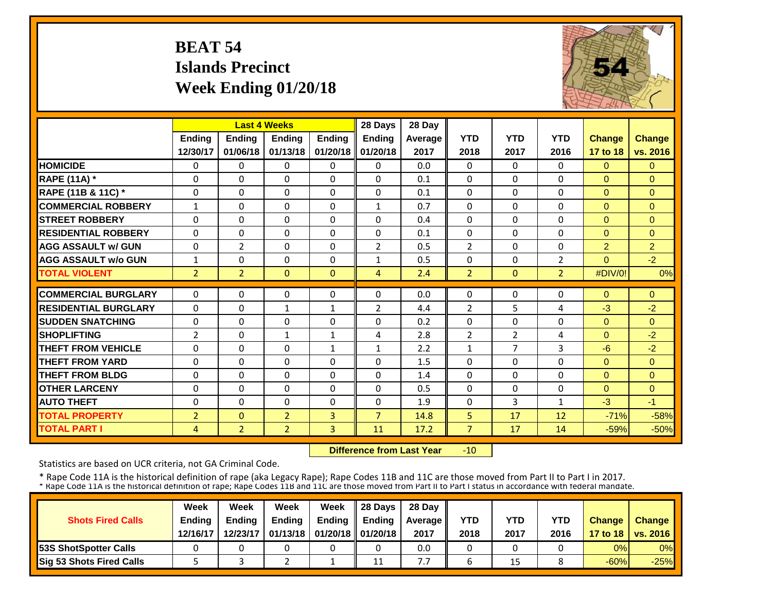# BEAT 54
## Islands Precinct
## Week Ending 01/20/18

| | Last 4 Weeks | | | | 28 Days | 28 Day | | | | | |
|---|---|---|---|---|---|---|---|---|---|---|---|
| | Ending 12/30/17 | Ending 01/06/18 | Ending 01/13/18 | Ending 01/20/18 | Ending 01/20/18 | Average 2017 | YTD 2018 | YTD 2017 | YTD 2016 | Change 17 to 18 | Change vs. 2016 |
| HOMICIDE | 0 | 0 | 0 | 0 | 0 | 0.0 | 0 | 0 | 0 | 0 | 0 |
| RAPE (11A) * | 0 | 0 | 0 | 0 | 0 | 0.1 | 0 | 0 | 0 | 0 | 0 |
| RAPE (11B & 11C) * | 0 | 0 | 0 | 0 | 0 | 0.1 | 0 | 0 | 0 | 0 | 0 |
| COMMERCIAL ROBBERY | 1 | 0 | 0 | 0 | 1 | 0.7 | 0 | 0 | 0 | 0 | 0 |
| STREET ROBBERY | 0 | 0 | 0 | 0 | 0 | 0.4 | 0 | 0 | 0 | 0 | 0 |
| RESIDENTIAL ROBBERY | 0 | 0 | 0 | 0 | 0 | 0.1 | 0 | 0 | 0 | 0 | 0 |
| AGG ASSAULT w/ GUN | 0 | 2 | 0 | 0 | 2 | 0.5 | 2 | 0 | 0 | 2 | 2 |
| AGG ASSAULT w/o GUN | 1 | 0 | 0 | 0 | 1 | 0.5 | 0 | 0 | 2 | 0 | -2 |
| TOTAL VIOLENT | 2 | 2 | 0 | 0 | 4 | 2.4 | 2 | 0 | 2 | #DIV/0! | 0% |
| COMMERCIAL BURGLARY | 0 | 0 | 0 | 0 | 0 | 0.0 | 0 | 0 | 0 | 0 | 0 |
| RESIDENTIAL BURGLARY | 0 | 0 | 1 | 1 | 2 | 4.4 | 2 | 5 | 4 | -3 | -2 |
| SUDDEN SNATCHING | 0 | 0 | 0 | 0 | 0 | 0.2 | 0 | 0 | 0 | 0 | 0 |
| SHOPLIFTING | 2 | 0 | 1 | 1 | 4 | 2.8 | 2 | 2 | 4 | 0 | -2 |
| THEFT FROM VEHICLE | 0 | 0 | 0 | 1 | 1 | 2.2 | 1 | 7 | 3 | -6 | -2 |
| THEFT FROM YARD | 0 | 0 | 0 | 0 | 0 | 1.5 | 0 | 0 | 0 | 0 | 0 |
| THEFT FROM BLDG | 0 | 0 | 0 | 0 | 0 | 1.4 | 0 | 0 | 0 | 0 | 0 |
| OTHER LARCENY | 0 | 0 | 0 | 0 | 0 | 0.5 | 0 | 0 | 0 | 0 | 0 |
| AUTO THEFT | 0 | 0 | 0 | 0 | 0 | 1.9 | 0 | 3 | 1 | -3 | -1 |
| TOTAL PROPERTY | 2 | 0 | 2 | 3 | 7 | 14.8 | 5 | 17 | 12 | -71% | -58% |
| TOTAL PART I | 4 | 2 | 2 | 3 | 11 | 17.2 | 7 | 17 | 14 | -59% | -50% |

**Difference from Last Year** -10

Statistics are based on UCR criteria, not GA Criminal Code.

* Rape Code 11A is the historical definition of rape (aka Legacy Rape); Rape Codes 11B and 11C are those moved from Part II to Part I in 2017.

| Shots Fired Calls | Week Ending 12/16/17 | Week Ending 12/23/17 | Week Ending 01/13/18 | Week Ending 01/20/18 | 28 Days Ending 01/20/18 | 28 Day Average 2017 | YTD 2018 | YTD 2017 | YTD 2016 | Change 17 to 18 | Change vs. 2016 |
|---|---|---|---|---|---|---|---|---|---|---|---|
| 53S ShotSpotter Calls | 0 | 0 | 0 | 0 | 0 | 0.0 | 0 | 0 | 0 | 0% | 0% |
| Sig 53 Shots Fired Calls | 5 | 3 | 2 | 1 | 11 | 7.7 | 6 | 15 | 8 | -60% | -25% |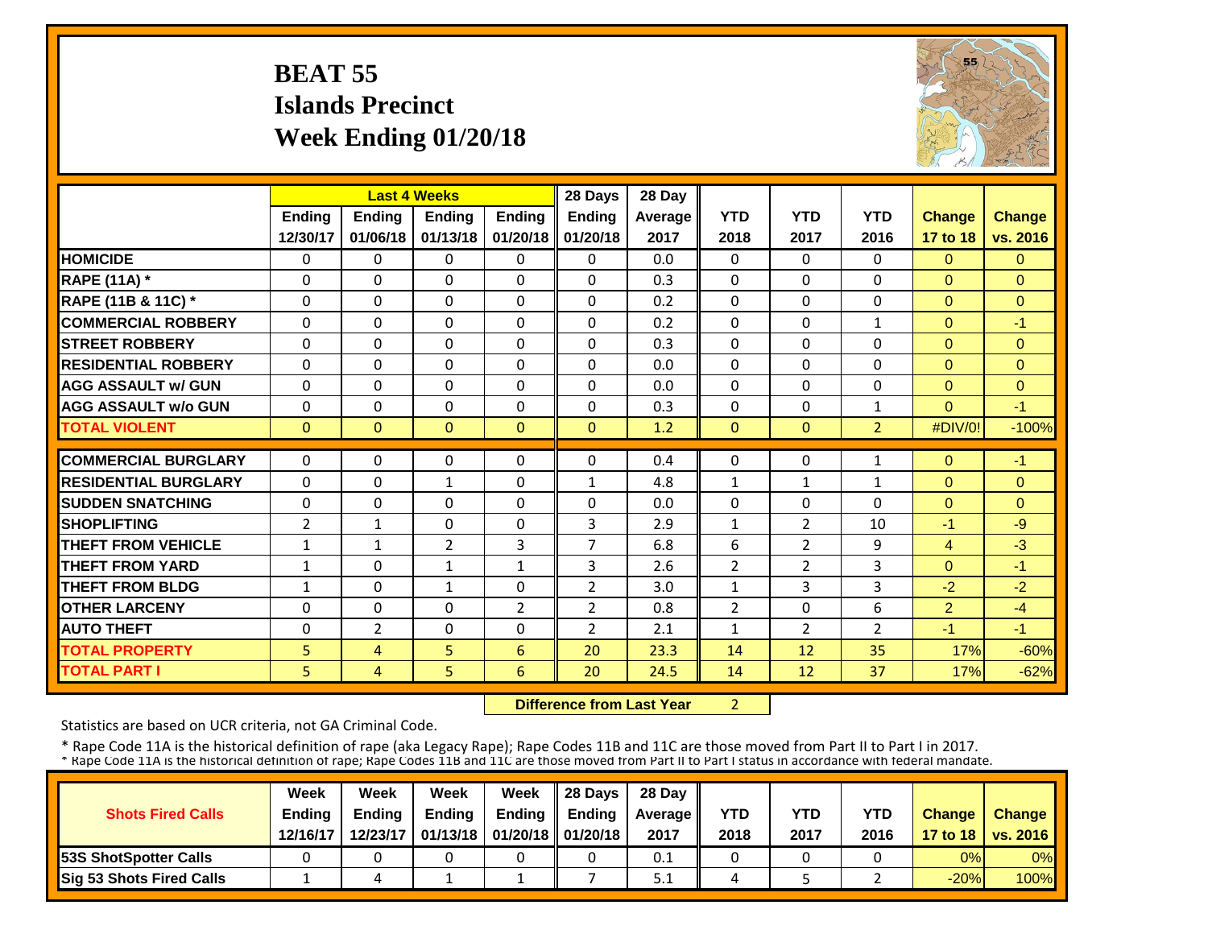# BEAT 55
# Islands Precinct
# Week Ending 01/20/18

| | Last 4 Weeks | | | | 28 Days | 28 Day | | | | | |
|---|---|---|---|---|---|---|---|---|---|---|---|
| | Ending 12/30/17 | Ending 01/06/18 | Ending 01/13/18 | Ending 01/20/18 | Ending 01/20/18 | Average 2017 | YTD 2018 | YTD 2017 | YTD 2016 | Change 17 to 18 | Change vs. 2016 |
| HOMICIDE | 0 | 0 | 0 | 0 | 0 | 0.0 | 0 | 0 | 0 | 0 | 0 |
| RAPE (11A) * | 0 | 0 | 0 | 0 | 0 | 0.3 | 0 | 0 | 0 | 0 | 0 |
| RAPE (11B & 11C) * | 0 | 0 | 0 | 0 | 0 | 0.2 | 0 | 0 | 0 | 0 | 0 |
| COMMERCIAL ROBBERY | 0 | 0 | 0 | 0 | 0 | 0.2 | 0 | 0 | 1 | 0 | -1 |
| STREET ROBBERY | 0 | 0 | 0 | 0 | 0 | 0.3 | 0 | 0 | 0 | 0 | 0 |
| RESIDENTIAL ROBBERY | 0 | 0 | 0 | 0 | 0 | 0.0 | 0 | 0 | 0 | 0 | 0 |
| AGG ASSAULT w/ GUN | 0 | 0 | 0 | 0 | 0 | 0.0 | 0 | 0 | 0 | 0 | 0 |
| AGG ASSAULT w/o GUN | 0 | 0 | 0 | 0 | 0 | 0.3 | 0 | 0 | 1 | 0 | -1 |
| TOTAL VIOLENT | 0 | 0 | 0 | 0 | 0 | 1.2 | 0 | 0 | 2 | #DIV/0! | -100% |
| COMMERCIAL BURGLARY | 0 | 0 | 0 | 0 | 0 | 0.4 | 0 | 0 | 1 | 0 | -1 |
| RESIDENTIAL BURGLARY | 0 | 0 | 1 | 0 | 1 | 4.8 | 1 | 1 | 1 | 0 | 0 |
| SUDDEN SNATCHING | 0 | 0 | 0 | 0 | 0 | 0.0 | 0 | 0 | 0 | 0 | 0 |
| SHOPLIFTING | 2 | 1 | 0 | 0 | 3 | 2.9 | 1 | 2 | 10 | -1 | -9 |
| THEFT FROM VEHICLE | 1 | 1 | 2 | 3 | 7 | 6.8 | 6 | 2 | 9 | 4 | -3 |
| THEFT FROM YARD | 1 | 0 | 1 | 1 | 3 | 2.6 | 2 | 2 | 3 | 0 | -1 |
| THEFT FROM BLDG | 1 | 0 | 1 | 0 | 2 | 3.0 | 1 | 3 | 3 | -2 | -2 |
| OTHER LARCENY | 0 | 0 | 0 | 2 | 2 | 0.8 | 2 | 0 | 6 | 2 | -4 |
| AUTO THEFT | 0 | 2 | 0 | 0 | 2 | 2.1 | 1 | 2 | 2 | -1 | -1 |
| TOTAL PROPERTY | 5 | 4 | 5 | 6 | 20 | 23.3 | 14 | 12 | 35 | 17% | -60% |
| TOTAL PART I | 5 | 4 | 5 | 6 | 20 | 24.5 | 14 | 12 | 37 | 17% | -62% |

**Difference from Last Year** 2

Statistics are based on UCR criteria, not GA Criminal Code.

\* Rape Code 11A is the historical definition of rape (aka Legacy Rape); Rape Codes 11B and 11C are those moved from Part II to Part I in 2017.
\* Rape Code 11A is the historical definition of rape; Rape Codes 11B and 11C are those moved from Part II to Part I status in accordance with federal mandate.

| Shots Fired Calls | Week Ending 12/16/17 | Week Ending 12/23/17 | Week Ending 01/13/18 | Week Ending 01/20/18 | 28 Days Ending 01/20/18 | 28 Day Average 2017 | YTD 2018 | YTD 2017 | YTD 2016 | Change 17 to 18 | Change vs. 2016 |
|---|---|---|---|---|---|---|---|---|---|---|---|
| 53S ShotSpotter Calls | 0 | 0 | 0 | 0 | 0 | 0.1 | 0 | 0 | 0 | 0% | 0% |
| Sig 53 Shots Fired Calls | 1 | 4 | 1 | 1 | 7 | 5.1 | 4 | 5 | 2 | -20% | 100% |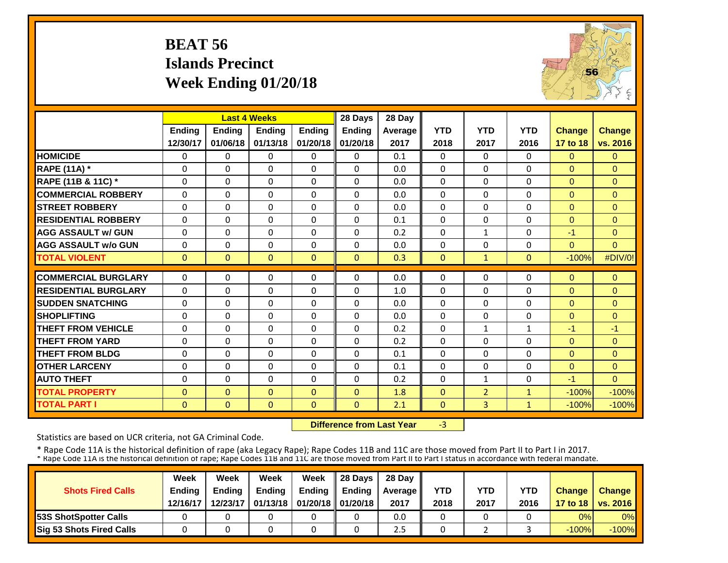# BEAT 56
## Islands Precinct
## Week Ending 01/20/18

| | Last 4 Weeks | | | | 28 Days | 28 Day | | | | | |
|---|---|---|---|---|---|---|---|---|---|---|---|
| | Ending 12/30/17 | Ending 01/06/18 | Ending 01/13/18 | Ending 01/20/18 | Ending 01/20/18 | Average 2017 | YTD 2018 | YTD 2017 | YTD 2016 | Change 17 to 18 | Change vs. 2016 |
| HOMICIDE | 0 | 0 | 0 | 0 | 0 | 0.1 | 0 | 0 | 0 | 0 | 0 |
| RAPE (11A) * | 0 | 0 | 0 | 0 | 0 | 0.0 | 0 | 0 | 0 | 0 | 0 |
| RAPE (11B & 11C) * | 0 | 0 | 0 | 0 | 0 | 0.0 | 0 | 0 | 0 | 0 | 0 |
| COMMERCIAL ROBBERY | 0 | 0 | 0 | 0 | 0 | 0.0 | 0 | 0 | 0 | 0 | 0 |
| STREET ROBBERY | 0 | 0 | 0 | 0 | 0 | 0.0 | 0 | 0 | 0 | 0 | 0 |
| RESIDENTIAL ROBBERY | 0 | 0 | 0 | 0 | 0 | 0.1 | 0 | 0 | 0 | 0 | 0 |
| AGG ASSAULT w/ GUN | 0 | 0 | 0 | 0 | 0 | 0.2 | 0 | 1 | 0 | -1 | 0 |
| AGG ASSAULT w/o GUN | 0 | 0 | 0 | 0 | 0 | 0.0 | 0 | 0 | 0 | 0 | 0 |
| TOTAL VIOLENT | 0 | 0 | 0 | 0 | 0 | 0.3 | 0 | 1 | 0 | -100% | #DIV/0! |
| COMMERCIAL BURGLARY | 0 | 0 | 0 | 0 | 0 | 0.0 | 0 | 0 | 0 | 0 | 0 |
| RESIDENTIAL BURGLARY | 0 | 0 | 0 | 0 | 0 | 1.0 | 0 | 0 | 0 | 0 | 0 |
| SUDDEN SNATCHING | 0 | 0 | 0 | 0 | 0 | 0.0 | 0 | 0 | 0 | 0 | 0 |
| SHOPLIFTING | 0 | 0 | 0 | 0 | 0 | 0.0 | 0 | 0 | 0 | 0 | 0 |
| THEFT FROM VEHICLE | 0 | 0 | 0 | 0 | 0 | 0.2 | 0 | 1 | 1 | -1 | -1 |
| THEFT FROM YARD | 0 | 0 | 0 | 0 | 0 | 0.2 | 0 | 0 | 0 | 0 | 0 |
| THEFT FROM BLDG | 0 | 0 | 0 | 0 | 0 | 0.1 | 0 | 0 | 0 | 0 | 0 |
| OTHER LARCENY | 0 | 0 | 0 | 0 | 0 | 0.1 | 0 | 0 | 0 | 0 | 0 |
| AUTO THEFT | 0 | 0 | 0 | 0 | 0 | 0.2 | 0 | 1 | 0 | -1 | 0 |
| TOTAL PROPERTY | 0 | 0 | 0 | 0 | 0 | 1.8 | 0 | 2 | 1 | -100% | -100% |
| TOTAL PART I | 0 | 0 | 0 | 0 | 0 | 2.1 | 0 | 3 | 1 | -100% | -100% |

**Difference from Last Year** -3

Statistics are based on UCR criteria, not GA Criminal Code.

* Rape Code 11A is the historical definition of rape (aka Legacy Rape); Rape Codes 11B and 11C are those moved from Part II to Part I in 2017.
* Rape Code 11A is the historical definition of rape; Rape Codes 11B and 11C are those moved from Part II to Part I status in accordance with federal mandate.

| Shots Fired Calls | Week Ending 12/16/17 | Week Ending 12/23/17 | Week Ending 01/13/18 | Week Ending 01/20/18 | 28 Days Ending 01/20/18 | 28 Day Average 2017 | YTD 2018 | YTD 2017 | YTD 2016 | Change 17 to 18 | Change vs. 2016 |
|---|---|---|---|---|---|---|---|---|---|---|---|
| 53S ShotSpotter Calls | 0 | 0 | 0 | 0 | 0 | 0.0 | 0 | 0 | 0 | 0% | 0% |
| Sig 53 Shots Fired Calls | 0 | 0 | 0 | 0 | 0 | 2.5 | 0 | 2 | 3 | -100% | -100% |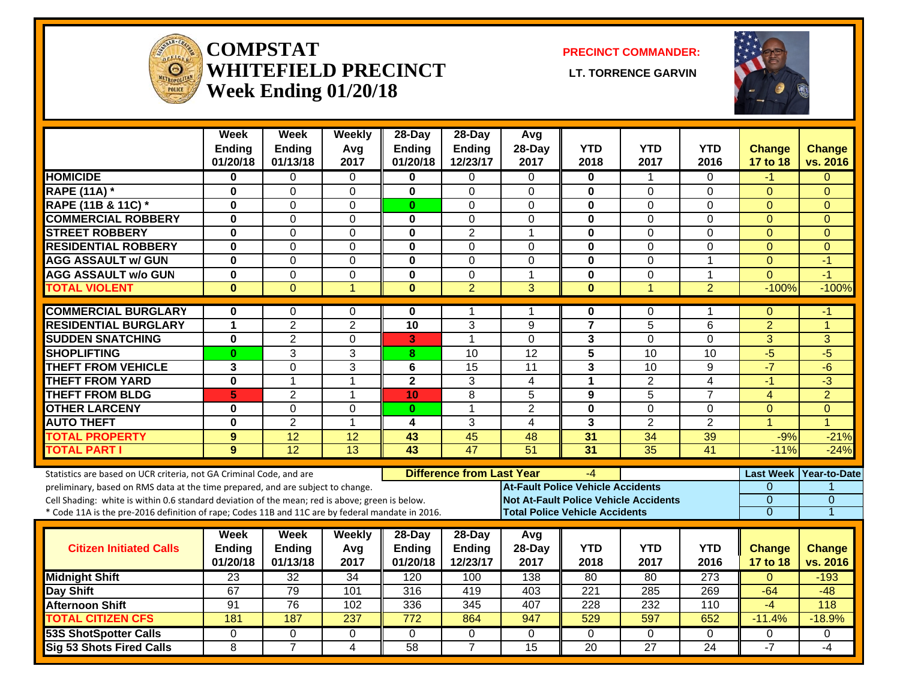# COMPSTAT WHITEFIELD PRECINCT
## Week Ending 01/20/18

**PRECINCT COMMANDER:**
**LT. TORRENCE GARVIN**

| | Week Ending 01/20/18 | Week Ending 01/13/18 | Weekly Avg 2017 | 28-Day Ending 01/20/18 | 28-Day Ending 12/23/17 | Avg 28-Day 2017 | YTD 2018 | YTD 2017 | YTD 2016 | Change 17 to 18 | Change vs. 2016 |
|---|---|---|---|---|---|---|---|---|---|---|---|
| HOMICIDE | 0 | 0 | 0 | 0 | 0 | 0 | 0 | 1 | 0 | -1 | 0 |
| RAPE (11A) * | 0 | 0 | 0 | 0 | 0 | 0 | 0 | 0 | 0 | 0 | 0 |
| RAPE (11B & 11C) * | 0 | 0 | 0 | 0 | 0 | 0 | 0 | 0 | 0 | 0 | 0 |
| COMMERCIAL ROBBERY | 0 | 0 | 0 | 0 | 0 | 0 | 0 | 0 | 0 | 0 | 0 |
| STREET ROBBERY | 0 | 0 | 0 | 0 | 2 | 1 | 0 | 0 | 0 | 0 | 0 |
| RESIDENTIAL ROBBERY | 0 | 0 | 0 | 0 | 0 | 0 | 0 | 0 | 0 | 0 | 0 |
| AGG ASSAULT w/ GUN | 0 | 0 | 0 | 0 | 0 | 0 | 0 | 0 | 1 | 0 | -1 |
| AGG ASSAULT w/o GUN | 0 | 0 | 0 | 0 | 0 | 1 | 0 | 0 | 1 | 0 | -1 |
| TOTAL VIOLENT | 0 | 0 | 1 | 0 | 2 | 3 | 0 | 1 | 2 | -100% | -100% |
| COMMERCIAL BURGLARY | 0 | 0 | 0 | 0 | 1 | 1 | 0 | 0 | 1 | 0 | -1 |
| RESIDENTIAL BURGLARY | 1 | 2 | 2 | 10 | 3 | 9 | 7 | 5 | 6 | 2 | 1 |
| SUDDEN SNATCHING | 0 | 2 | 0 | 3 | 1 | 0 | 3 | 0 | 0 | 3 | 3 |
| SHOPLIFTING | 0 | 3 | 3 | 8 | 10 | 12 | 5 | 10 | 10 | -5 | -5 |
| THEFT FROM VEHICLE | 3 | 0 | 3 | 6 | 15 | 11 | 3 | 10 | 9 | -7 | -6 |
| THEFT FROM YARD | 0 | 1 | 1 | 2 | 3 | 4 | 1 | 2 | 4 | -1 | -3 |
| THEFT FROM BLDG | 5 | 2 | 1 | 10 | 8 | 5 | 9 | 5 | 7 | 4 | 2 |
| OTHER LARCENY | 0 | 0 | 0 | 0 | 1 | 2 | 0 | 0 | 0 | 0 | 0 |
| AUTO THEFT | 0 | 2 | 1 | 4 | 3 | 4 | 3 | 2 | 2 | 1 | 1 |
| TOTAL PROPERTY | 9 | 12 | 12 | 43 | 45 | 48 | 31 | 34 | 39 | -9% | -21% |
| TOTAL PART I | 9 | 12 | 13 | 43 | 47 | 51 | 31 | 35 | 41 | -11% | -24% |

Statistics are based on UCR criteria, not GA Criminal Code, and are preliminary, based on RMS data at the time prepared, and are subject to change.
Cell Shading: white is within 0.6 standard deviation of the mean; red is above; green is below.
* Code 11A is the pre-2016 definition of rape; Codes 11B and 11C are by federal mandate in 2016.

**Difference from Last Year:** -4

| | Last Week | Year-to-Date |
|---|---|---|
| At-Fault Police Vehicle Accidents | 0 | 1 |
| Not At-Fault Police Vehicle Accidents | 0 | 0 |
| Total Police Vehicle Accidents | 0 | 1 |

| Citizen Initiated Calls | Week Ending 01/20/18 | Week Ending 01/13/18 | Weekly Avg 2017 | 28-Day Ending 01/20/18 | 28-Day Ending 12/23/17 | Avg 28-Day 2017 | YTD 2018 | YTD 2017 | YTD 2016 | Change 17 to 18 | Change vs. 2016 |
|---|---|---|---|---|---|---|---|---|---|---|---|
| Midnight Shift | 23 | 32 | 34 | 120 | 100 | 138 | 80 | 80 | 273 | 0 | -193 |
| Day Shift | 67 | 79 | 101 | 316 | 419 | 403 | 221 | 285 | 269 | -64 | -48 |
| Afternoon Shift | 91 | 76 | 102 | 336 | 345 | 407 | 228 | 232 | 110 | -4 | 118 |
| TOTAL CITIZEN CFS | 181 | 187 | 237 | 772 | 864 | 947 | 529 | 597 | 652 | -11.4% | -18.9% |
| 53S ShotSpotter Calls | 0 | 0 | 0 | 0 | 0 | 0 | 0 | 0 | 0 | 0 | 0 |
| Sig 53 Shots Fired Calls | 8 | 7 | 4 | 58 | 7 | 15 | 20 | 27 | 24 | -7 | -4 |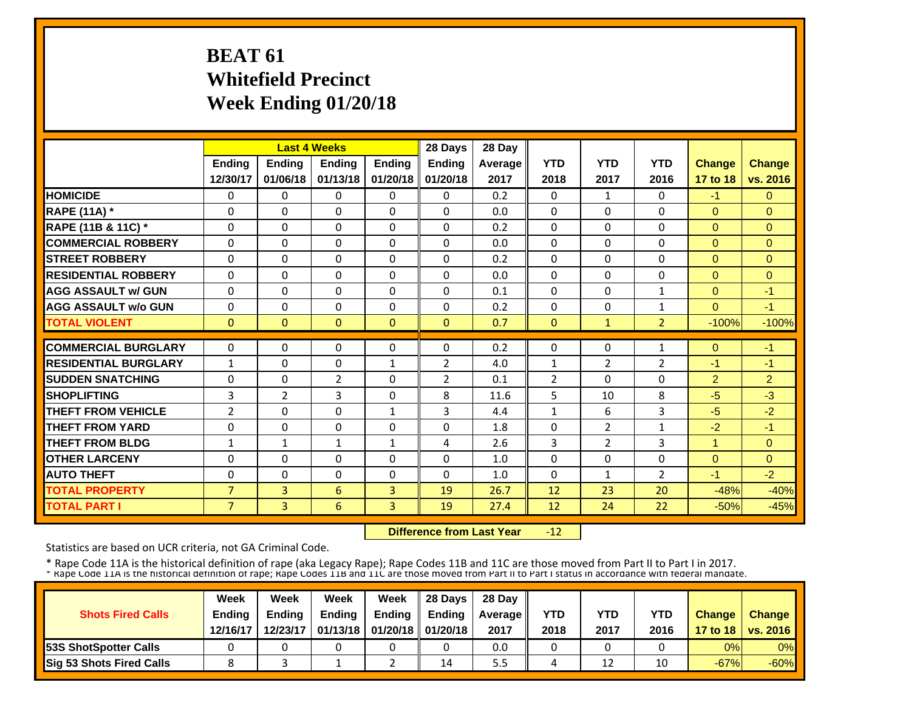# BEAT 61
# Whitefield Precinct
# Week Ending 01/20/18

| | Last 4 Weeks | | | | 28 Days | 28 Day | YTD | YTD | YTD | Change | Change |
|---|---|---|---|---|---|---|---|---|---|---|---|
| | Ending 12/30/17 | Ending 01/06/18 | Ending 01/13/18 | Ending 01/20/18 | Ending 01/20/18 | Average 2017 | 2018 | 2017 | 2016 | 17 to 18 | vs. 2016 |
| **HOMICIDE** | 0 | 0 | 0 | 0 | 0 | 0.2 | 0 | 1 | 0 | -1 | 0 |
| **RAPE (11A) *** | 0 | 0 | 0 | 0 | 0 | 0.0 | 0 | 0 | 0 | 0 | 0 |
| **RAPE (11B & 11C) *** | 0 | 0 | 0 | 0 | 0 | 0.2 | 0 | 0 | 0 | 0 | 0 |
| **COMMERCIAL ROBBERY** | 0 | 0 | 0 | 0 | 0 | 0.0 | 0 | 0 | 0 | 0 | 0 |
| **STREET ROBBERY** | 0 | 0 | 0 | 0 | 0 | 0.2 | 0 | 0 | 0 | 0 | 0 |
| **RESIDENTIAL ROBBERY** | 0 | 0 | 0 | 0 | 0 | 0.0 | 0 | 0 | 0 | 0 | 0 |
| **AGG ASSAULT w/ GUN** | 0 | 0 | 0 | 0 | 0 | 0.1 | 0 | 0 | 1 | 0 | -1 |
| **AGG ASSAULT w/o GUN** | 0 | 0 | 0 | 0 | 0 | 0.2 | 0 | 0 | 1 | 0 | -1 |
| **TOTAL VIOLENT** | 0 | 0 | 0 | 0 | 0 | 0.7 | 0 | 1 | 2 | -100% | -100% |
| **COMMERCIAL BURGLARY** | 0 | 0 | 0 | 0 | 0 | 0.2 | 0 | 0 | 1 | 0 | -1 |
| **RESIDENTIAL BURGLARY** | 1 | 0 | 0 | 1 | 2 | 4.0 | 1 | 2 | 2 | -1 | -1 |
| **SUDDEN SNATCHING** | 0 | 0 | 2 | 0 | 2 | 0.1 | 2 | 0 | 0 | 2 | 2 |
| **SHOPLIFTING** | 3 | 2 | 3 | 0 | 8 | 11.6 | 5 | 10 | 8 | -5 | -3 |
| **THEFT FROM VEHICLE** | 2 | 0 | 0 | 1 | 3 | 4.4 | 1 | 6 | 3 | -5 | -2 |
| **THEFT FROM YARD** | 0 | 0 | 0 | 0 | 0 | 1.8 | 0 | 2 | 1 | -2 | -1 |
| **THEFT FROM BLDG** | 1 | 1 | 1 | 1 | 4 | 2.6 | 3 | 2 | 3 | 1 | 0 |
| **OTHER LARCENY** | 0 | 0 | 0 | 0 | 0 | 1.0 | 0 | 0 | 0 | 0 | 0 |
| **AUTO THEFT** | 0 | 0 | 0 | 0 | 0 | 1.0 | 0 | 1 | 2 | -1 | -2 |
| **TOTAL PROPERTY** | 7 | 3 | 6 | 3 | 19 | 26.7 | 12 | 23 | 20 | -48% | -40% |
| **TOTAL PART I** | 7 | 3 | 6 | 3 | 19 | 27.4 | 12 | 24 | 22 | -50% | -45% |

**Difference from Last Year** -12

Statistics are based on UCR criteria, not GA Criminal Code.

* Rape Code 11A is the historical definition of rape (aka Legacy Rape); Rape Codes 11B and 11C are those moved from Part II to Part I in 2017.

| Shots Fired Calls | Week Ending 12/16/17 | Week Ending 12/23/17 | Week Ending 01/13/18 | Week Ending 01/20/18 | 28 Days Ending 01/20/18 | 28 Day Average 2017 | YTD 2018 | YTD 2017 | YTD 2016 | Change 17 to 18 | Change vs. 2016 |
|---|---|---|---|---|---|---|---|---|---|---|---|
| **53S ShotSpotter Calls** | 0 | 0 | 0 | 0 | 0 | 0.0 | 0 | 0 | 0 | 0% | 0% |
| **Sig 53 Shots Fired Calls** | 8 | 3 | 1 | 2 | 14 | 5.5 | 4 | 12 | 10 | -67% | -60% |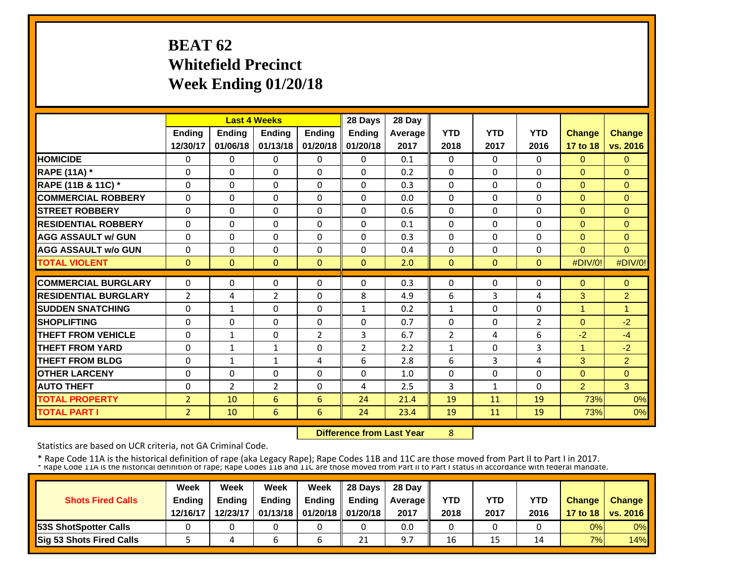# BEAT 62
## Whitefield Precinct
## Week Ending 01/20/18

| | Last 4 Weeks | | | | 28 Days | 28 Day | YTD | YTD | YTD | Change | Change |
|---|---|---|---|---|---|---|---|---|---|---|---|
| | Ending 12/30/17 | Ending 01/06/18 | Ending 01/13/18 | Ending 01/20/18 | Ending 01/20/18 | Average 2017 | 2018 | 2017 | 2016 | 17 to 18 | vs. 2016 |
| HOMICIDE | 0 | 0 | 0 | 0 | 0 | 0.1 | 0 | 0 | 0 | 0 | 0 |
| RAPE (11A) * | 0 | 0 | 0 | 0 | 0 | 0.2 | 0 | 0 | 0 | 0 | 0 |
| RAPE (11B & 11C) * | 0 | 0 | 0 | 0 | 0 | 0.3 | 0 | 0 | 0 | 0 | 0 |
| COMMERCIAL ROBBERY | 0 | 0 | 0 | 0 | 0 | 0.0 | 0 | 0 | 0 | 0 | 0 |
| STREET ROBBERY | 0 | 0 | 0 | 0 | 0 | 0.6 | 0 | 0 | 0 | 0 | 0 |
| RESIDENTIAL ROBBERY | 0 | 0 | 0 | 0 | 0 | 0.1 | 0 | 0 | 0 | 0 | 0 |
| AGG ASSAULT w/ GUN | 0 | 0 | 0 | 0 | 0 | 0.3 | 0 | 0 | 0 | 0 | 0 |
| AGG ASSAULT w/o GUN | 0 | 0 | 0 | 0 | 0 | 0.4 | 0 | 0 | 0 | 0 | 0 |
| TOTAL VIOLENT | 0 | 0 | 0 | 0 | 0 | 2.0 | 0 | 0 | 0 | #DIV/0! | #DIV/0! |
| COMMERCIAL BURGLARY | 0 | 0 | 0 | 0 | 0 | 0.3 | 0 | 0 | 0 | 0 | 0 |
| RESIDENTIAL BURGLARY | 2 | 4 | 2 | 0 | 8 | 4.9 | 6 | 3 | 4 | 3 | 2 |
| SUDDEN SNATCHING | 0 | 1 | 0 | 0 | 1 | 0.2 | 1 | 0 | 0 | 1 | 1 |
| SHOPLIFTING | 0 | 0 | 0 | 0 | 0 | 0.7 | 0 | 0 | 2 | 0 | -2 |
| THEFT FROM VEHICLE | 0 | 1 | 0 | 2 | 3 | 6.7 | 2 | 4 | 6 | -2 | -4 |
| THEFT FROM YARD | 0 | 1 | 1 | 0 | 2 | 2.2 | 1 | 0 | 3 | 1 | -2 |
| THEFT FROM BLDG | 0 | 1 | 1 | 4 | 6 | 2.8 | 6 | 3 | 4 | 3 | 2 |
| OTHER LARCENY | 0 | 0 | 0 | 0 | 0 | 1.0 | 0 | 0 | 0 | 0 | 0 |
| AUTO THEFT | 0 | 2 | 2 | 0 | 4 | 2.5 | 3 | 1 | 0 | 2 | 3 |
| TOTAL PROPERTY | 2 | 10 | 6 | 6 | 24 | 21.4 | 19 | 11 | 19 | 73% | 0% |
| TOTAL PART I | 2 | 10 | 6 | 6 | 24 | 23.4 | 19 | 11 | 19 | 73% | 0% |

**Difference from Last Year** 8

Statistics are based on UCR criteria, not GA Criminal Code.

* Rape Code 11A is the historical definition of rape (aka Legacy Rape); Rape Codes 11B and 11C are those moved from Part II to Part I in 2017.

| Shots Fired Calls | Week Ending 12/16/17 | Week Ending 12/23/17 | Week Ending 01/13/18 | Week Ending 01/20/18 | 28 Days Ending 01/20/18 | 28 Day Average 2017 | YTD 2018 | YTD 2017 | YTD 2016 | Change 17 to 18 | Change vs. 2016 |
|---|---|---|---|---|---|---|---|---|---|---|---|
| 53S ShotSpotter Calls | 0 | 0 | 0 | 0 | 0 | 0.0 | 0 | 0 | 0 | 0% | 0% |
| Sig 53 Shots Fired Calls | 5 | 4 | 6 | 6 | 21 | 9.7 | 16 | 15 | 14 | 7% | 14% |